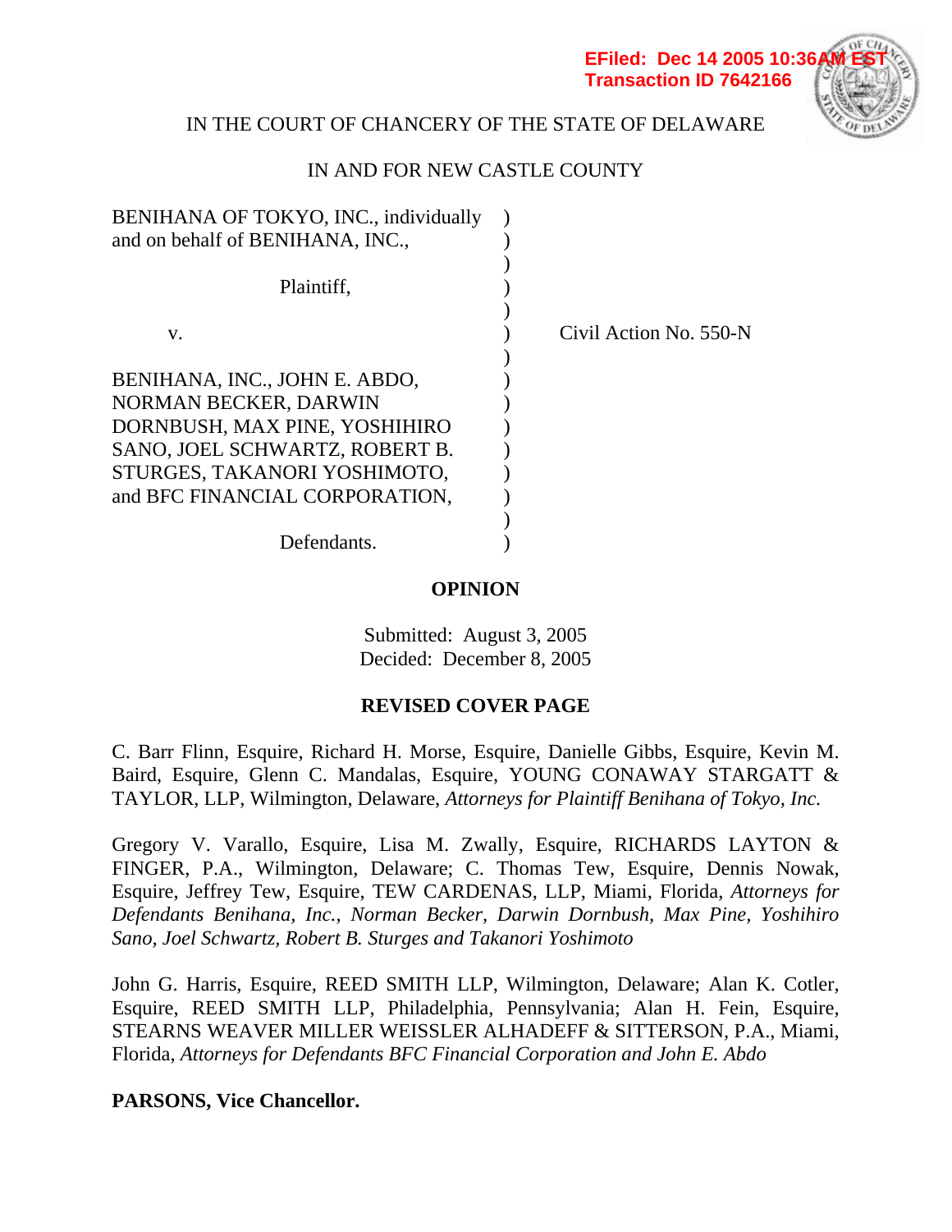EFiled: Dec 14 2005 10:36AM EST
Transaction ID 7642166

IN THE COURT OF CHANCERY OF THE STATE OF DELAWARE

IN AND FOR NEW CASTLE COUNTY

BENIHANA OF TOKYO, INC., individually and on behalf of BENIHANA, INC.,

Plaintiff,

v.

BENIHANA, INC., JOHN E. ABDO, NORMAN BECKER, DARWIN DORNBUSH, MAX PINE, YOSHIHIRO SANO, JOEL SCHWARTZ, ROBERT B. STURGES, TAKANORI YOSHIMOTO, and BFC FINANCIAL CORPORATION,

Defendants.

Civil Action No. 550-N

**OPINION**

Submitted: August 3, 2005
Decided: December 8, 2005

**REVISED COVER PAGE**

C. Barr Flinn, Esquire, Richard H. Morse, Esquire, Danielle Gibbs, Esquire, Kevin M. Baird, Esquire, Glenn C. Mandalas, Esquire, YOUNG CONAWAY STARGATT & TAYLOR, LLP, Wilmington, Delaware, *Attorneys for Plaintiff Benihana of Tokyo, Inc.*

Gregory V. Varallo, Esquire, Lisa M. Zwally, Esquire, RICHARDS LAYTON & FINGER, P.A., Wilmington, Delaware; C. Thomas Tew, Esquire, Dennis Nowak, Esquire, Jeffrey Tew, Esquire, TEW CARDENAS, LLP, Miami, Florida, *Attorneys for Defendants Benihana, Inc., Norman Becker, Darwin Dornbush, Max Pine, Yoshihiro Sano, Joel Schwartz, Robert B. Sturges and Takanori Yoshimoto*

John G. Harris, Esquire, REED SMITH LLP, Wilmington, Delaware; Alan K. Cotler, Esquire, REED SMITH LLP, Philadelphia, Pennsylvania; Alan H. Fein, Esquire, STEARNS WEAVER MILLER WEISSLER ALHADEFF & SITTERSON, P.A., Miami, Florida, *Attorneys for Defendants BFC Financial Corporation and John E. Abdo*

**PARSONS, Vice Chancellor.**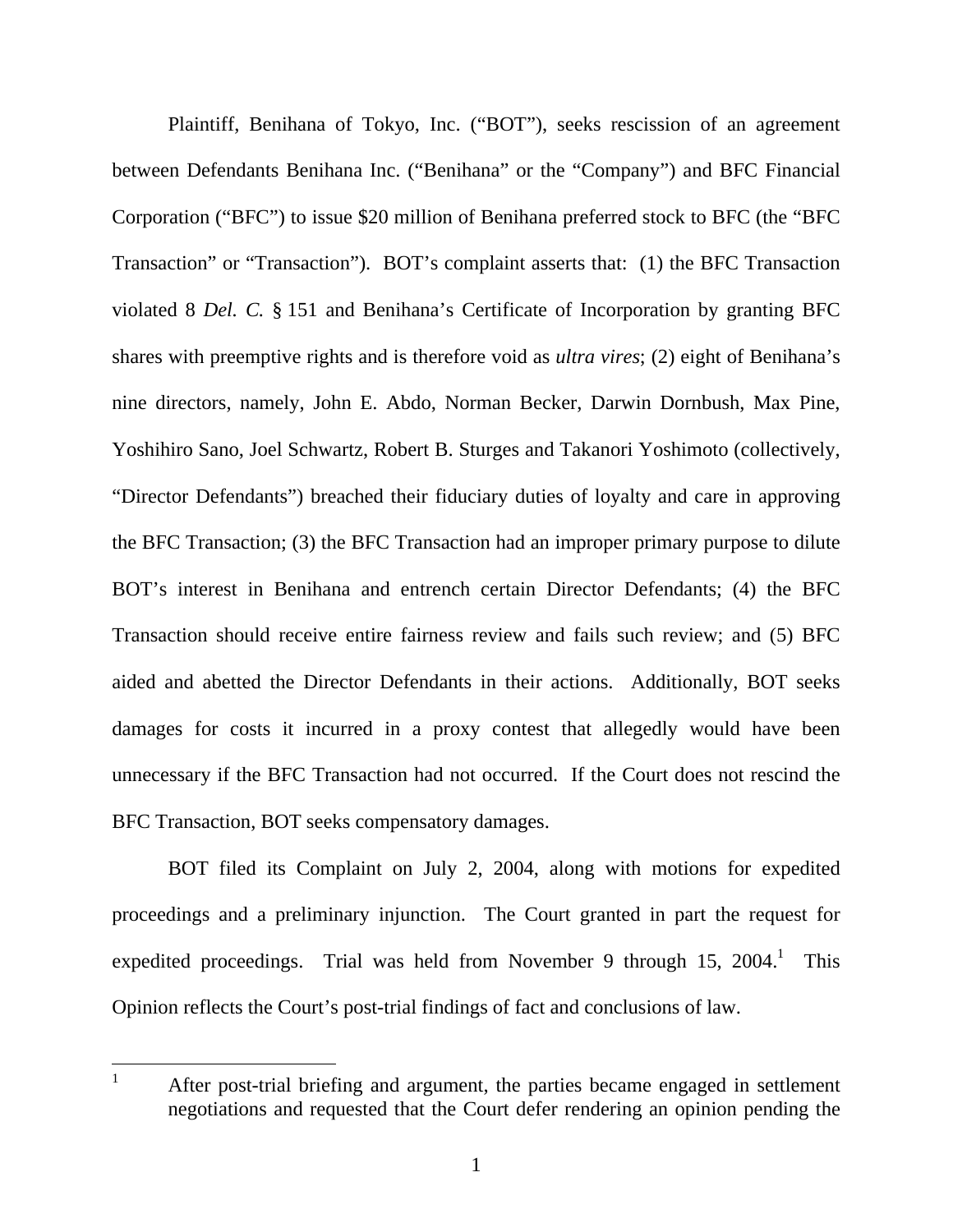Plaintiff, Benihana of Tokyo, Inc. ("BOT"), seeks rescission of an agreement between Defendants Benihana Inc. ("Benihana" or the "Company") and BFC Financial Corporation ("BFC") to issue $20 million of Benihana preferred stock to BFC (the "BFC Transaction" or "Transaction"). BOT's complaint asserts that: (1) the BFC Transaction violated 8 *Del. C.* § 151 and Benihana's Certificate of Incorporation by granting BFC shares with preemptive rights and is therefore void as *ultra vires*; (2) eight of Benihana's nine directors, namely, John E. Abdo, Norman Becker, Darwin Dornbush, Max Pine, Yoshihiro Sano, Joel Schwartz, Robert B. Sturges and Takanori Yoshimoto (collectively, "Director Defendants") breached their fiduciary duties of loyalty and care in approving the BFC Transaction; (3) the BFC Transaction had an improper primary purpose to dilute BOT's interest in Benihana and entrench certain Director Defendants; (4) the BFC Transaction should receive entire fairness review and fails such review; and (5) BFC aided and abetted the Director Defendants in their actions. Additionally, BOT seeks damages for costs it incurred in a proxy contest that allegedly would have been unnecessary if the BFC Transaction had not occurred. If the Court does not rescind the BFC Transaction, BOT seeks compensatory damages.

BOT filed its Complaint on July 2, 2004, along with motions for expedited proceedings and a preliminary injunction. The Court granted in part the request for expedited proceedings. Trial was held from November 9 through 15, 2004.[1] This Opinion reflects the Court's post-trial findings of fact and conclusions of law.

---

[1] After post-trial briefing and argument, the parties became engaged in settlement negotiations and requested that the Court defer rendering an opinion pending the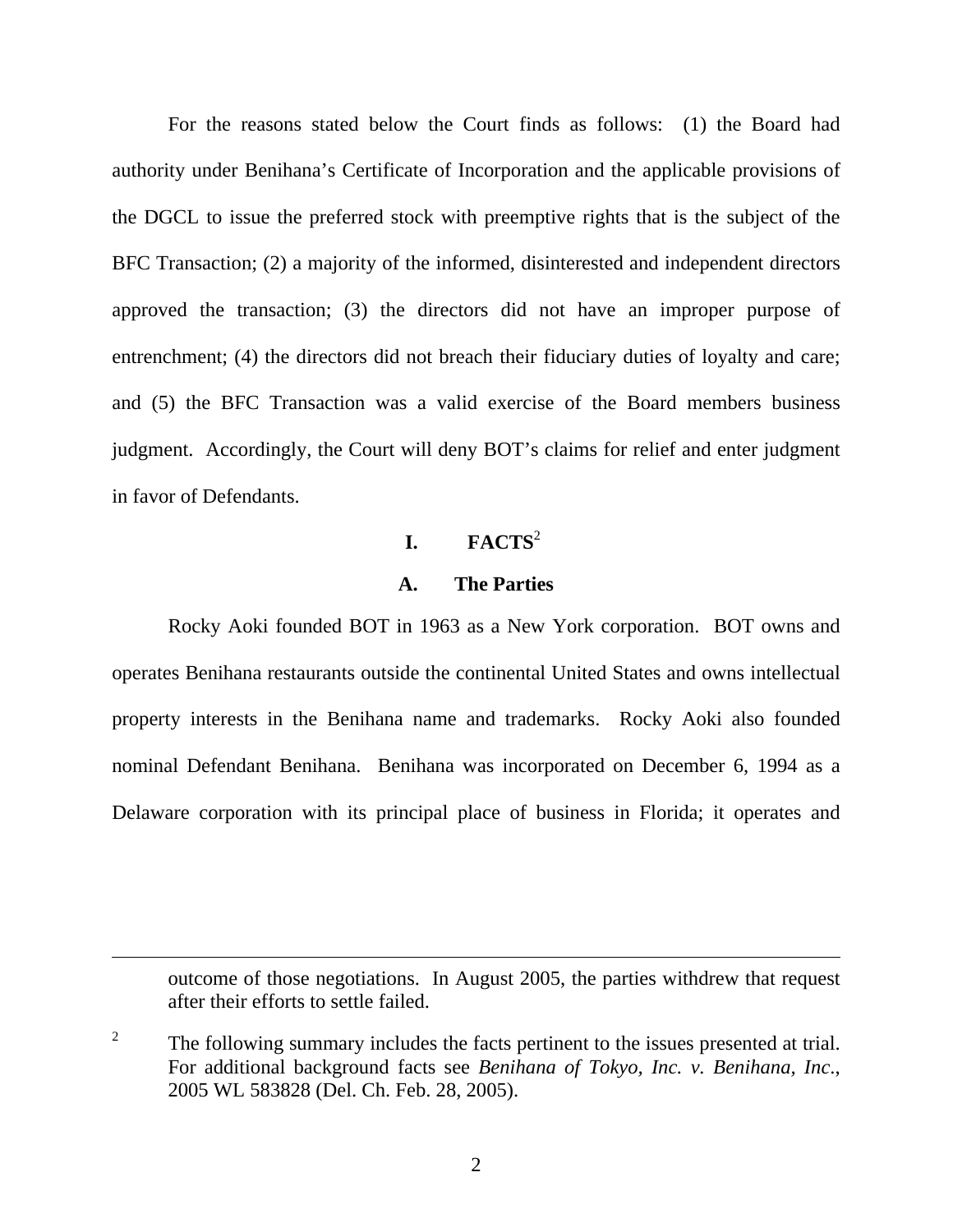For the reasons stated below the Court finds as follows: (1) the Board had authority under Benihana's Certificate of Incorporation and the applicable provisions of the DGCL to issue the preferred stock with preemptive rights that is the subject of the BFC Transaction; (2) a majority of the informed, disinterested and independent directors approved the transaction; (3) the directors did not have an improper purpose of entrenchment; (4) the directors did not breach their fiduciary duties of loyalty and care; and (5) the BFC Transaction was a valid exercise of the Board members business judgment. Accordingly, the Court will deny BOT's claims for relief and enter judgment in favor of Defendants.

## I. FACTS[2]

### A. The Parties

Rocky Aoki founded BOT in 1963 as a New York corporation. BOT owns and operates Benihana restaurants outside the continental United States and owns intellectual property interests in the Benihana name and trademarks. Rocky Aoki also founded nominal Defendant Benihana. Benihana was incorporated on December 6, 1994 as a Delaware corporation with its principal place of business in Florida; it operates and

---

outcome of those negotiations. In August 2005, the parties withdrew that request after their efforts to settle failed.

[2] The following summary includes the facts pertinent to the issues presented at trial. For additional background facts see *Benihana of Tokyo, Inc. v. Benihana, Inc.*, 2005 WL 583828 (Del. Ch. Feb. 28, 2005).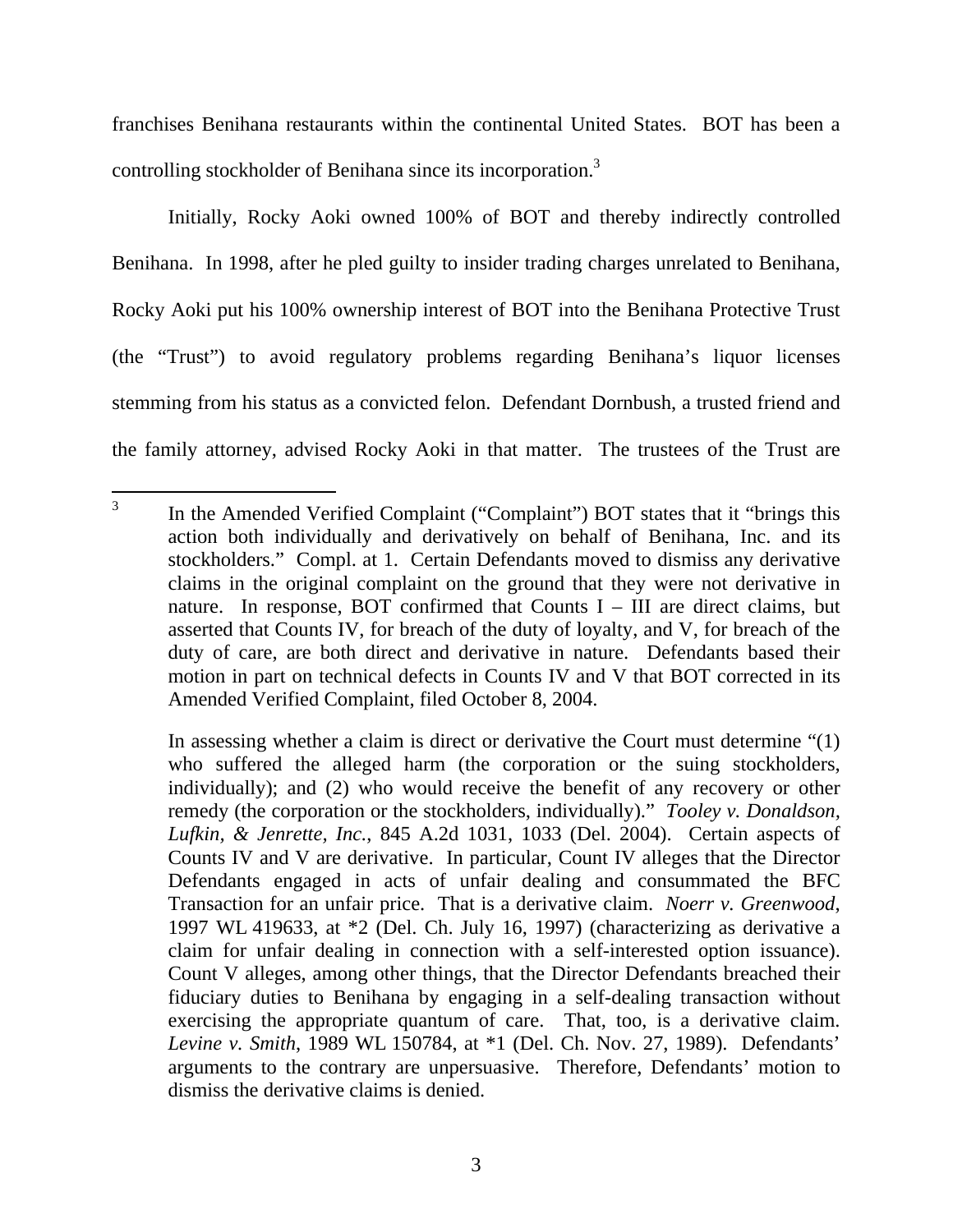franchises Benihana restaurants within the continental United States. BOT has been a controlling stockholder of Benihana since its incorporation.[3]

Initially, Rocky Aoki owned 100% of BOT and thereby indirectly controlled Benihana. In 1998, after he pled guilty to insider trading charges unrelated to Benihana, Rocky Aoki put his 100% ownership interest of BOT into the Benihana Protective Trust (the "Trust") to avoid regulatory problems regarding Benihana's liquor licenses stemming from his status as a convicted felon. Defendant Dornbush, a trusted friend and the family attorney, advised Rocky Aoki in that matter. The trustees of the Trust are

---

[3] In the Amended Verified Complaint ("Complaint") BOT states that it "brings this action both individually and derivatively on behalf of Benihana, Inc. and its stockholders." Compl. at 1. Certain Defendants moved to dismiss any derivative claims in the original complaint on the ground that they were not derivative in nature. In response, BOT confirmed that Counts I – III are direct claims, but asserted that Counts IV, for breach of the duty of loyalty, and V, for breach of the duty of care, are both direct and derivative in nature. Defendants based their motion in part on technical defects in Counts IV and V that BOT corrected in its Amended Verified Complaint, filed October 8, 2004.

In assessing whether a claim is direct or derivative the Court must determine "(1) who suffered the alleged harm (the corporation or the suing stockholders, individually); and (2) who would receive the benefit of any recovery or other remedy (the corporation or the stockholders, individually)." *Tooley v. Donaldson, Lufkin, & Jenrette, Inc.*, 845 A.2d 1031, 1033 (Del. 2004). Certain aspects of Counts IV and V are derivative. In particular, Count IV alleges that the Director Defendants engaged in acts of unfair dealing and consummated the BFC Transaction for an unfair price. That is a derivative claim. *Noerr v. Greenwood*, 1997 WL 419633, at *2 (Del. Ch. July 16, 1997) (characterizing as derivative a claim for unfair dealing in connection with a self-interested option issuance). Count V alleges, among other things, that the Director Defendants breached their fiduciary duties to Benihana by engaging in a self-dealing transaction without exercising the appropriate quantum of care. That, too, is a derivative claim. *Levine v. Smith*, 1989 WL 150784, at *1 (Del. Ch. Nov. 27, 1989). Defendants' arguments to the contrary are unpersuasive. Therefore, Defendants' motion to dismiss the derivative claims is denied.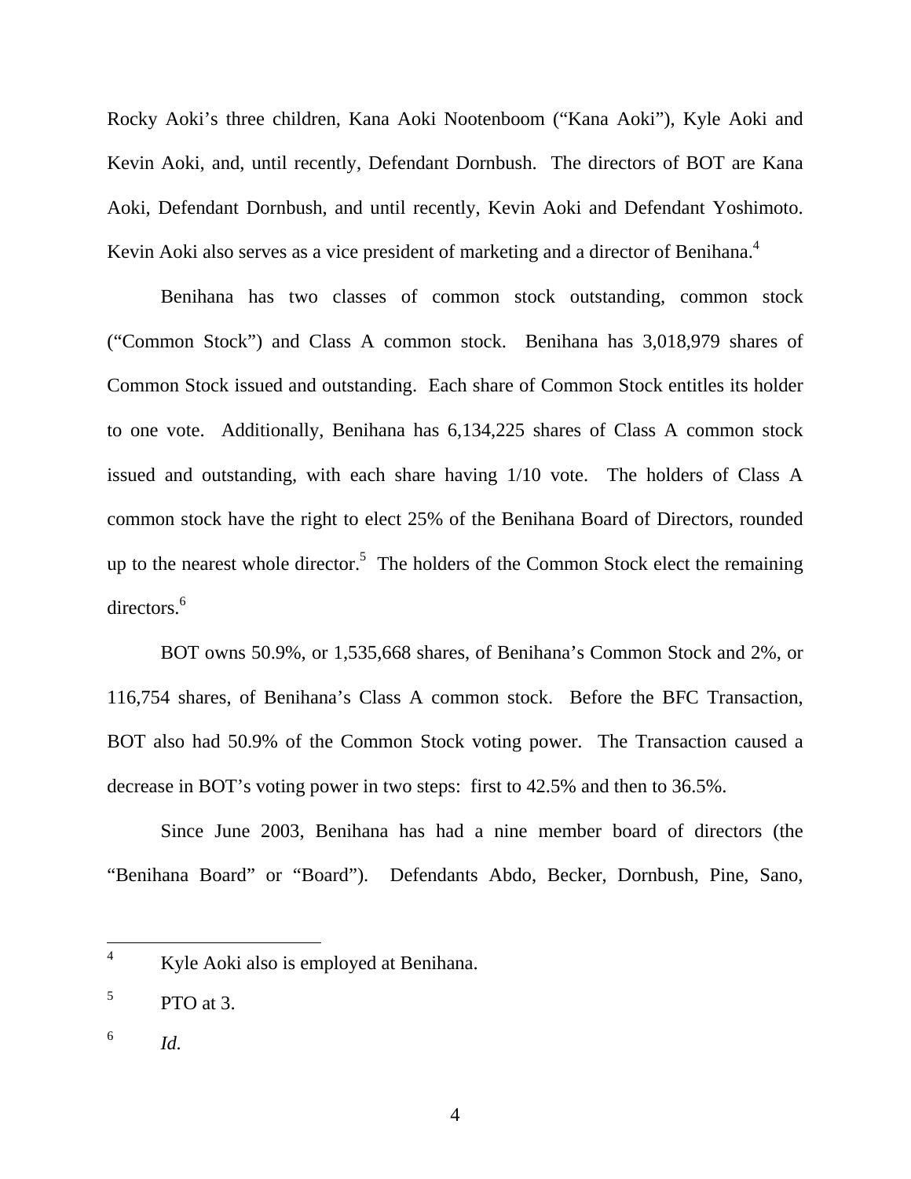Rocky Aoki's three children, Kana Aoki Nootenboom ("Kana Aoki"), Kyle Aoki and Kevin Aoki, and, until recently, Defendant Dornbush. The directors of BOT are Kana Aoki, Defendant Dornbush, and until recently, Kevin Aoki and Defendant Yoshimoto. Kevin Aoki also serves as a vice president of marketing and a director of Benihana.[4]

Benihana has two classes of common stock outstanding, common stock ("Common Stock") and Class A common stock. Benihana has 3,018,979 shares of Common Stock issued and outstanding. Each share of Common Stock entitles its holder to one vote. Additionally, Benihana has 6,134,225 shares of Class A common stock issued and outstanding, with each share having 1/10 vote. The holders of Class A common stock have the right to elect 25% of the Benihana Board of Directors, rounded up to the nearest whole director.[5] The holders of the Common Stock elect the remaining directors.[6]

BOT owns 50.9%, or 1,535,668 shares, of Benihana's Common Stock and 2%, or 116,754 shares, of Benihana's Class A common stock. Before the BFC Transaction, BOT also had 50.9% of the Common Stock voting power. The Transaction caused a decrease in BOT's voting power in two steps: first to 42.5% and then to 36.5%.

Since June 2003, Benihana has had a nine member board of directors (the "Benihana Board" or "Board"). Defendants Abdo, Becker, Dornbush, Pine, Sano,

---

[4] Kyle Aoki also is employed at Benihana.

[5] PTO at 3.

[6] *Id.*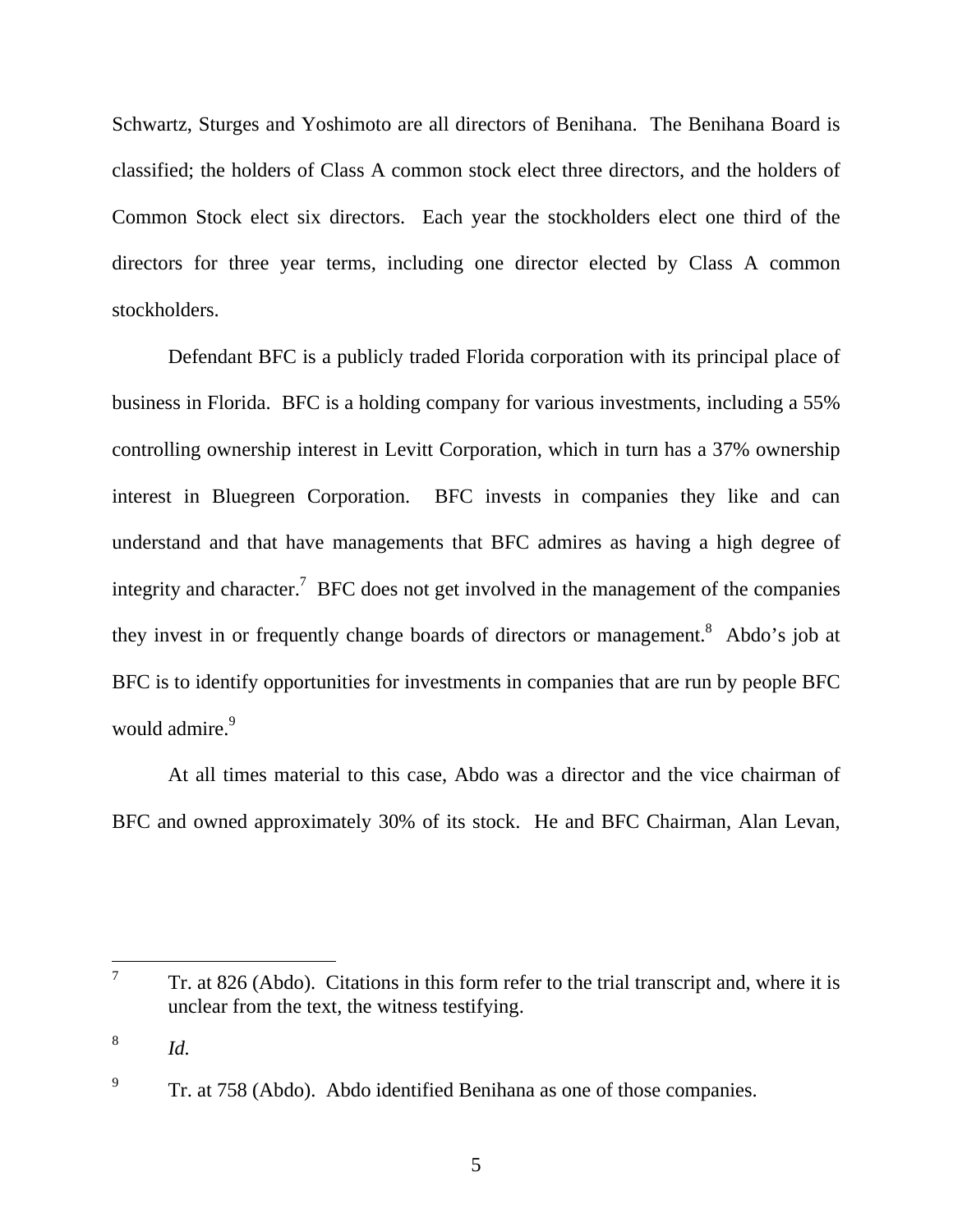Schwartz, Sturges and Yoshimoto are all directors of Benihana. The Benihana Board is classified; the holders of Class A common stock elect three directors, and the holders of Common Stock elect six directors. Each year the stockholders elect one third of the directors for three year terms, including one director elected by Class A common stockholders.

Defendant BFC is a publicly traded Florida corporation with its principal place of business in Florida. BFC is a holding company for various investments, including a 55% controlling ownership interest in Levitt Corporation, which in turn has a 37% ownership interest in Bluegreen Corporation. BFC invests in companies they like and can understand and that have managements that BFC admires as having a high degree of integrity and character.[7] BFC does not get involved in the management of the companies they invest in or frequently change boards of directors or management.[8] Abdo's job at BFC is to identify opportunities for investments in companies that are run by people BFC would admire.[9]

At all times material to this case, Abdo was a director and the vice chairman of BFC and owned approximately 30% of its stock. He and BFC Chairman, Alan Levan,

---

[7] Tr. at 826 (Abdo). Citations in this form refer to the trial transcript and, where it is unclear from the text, the witness testifying.

[8] *Id.*

[9] Tr. at 758 (Abdo). Abdo identified Benihana as one of those companies.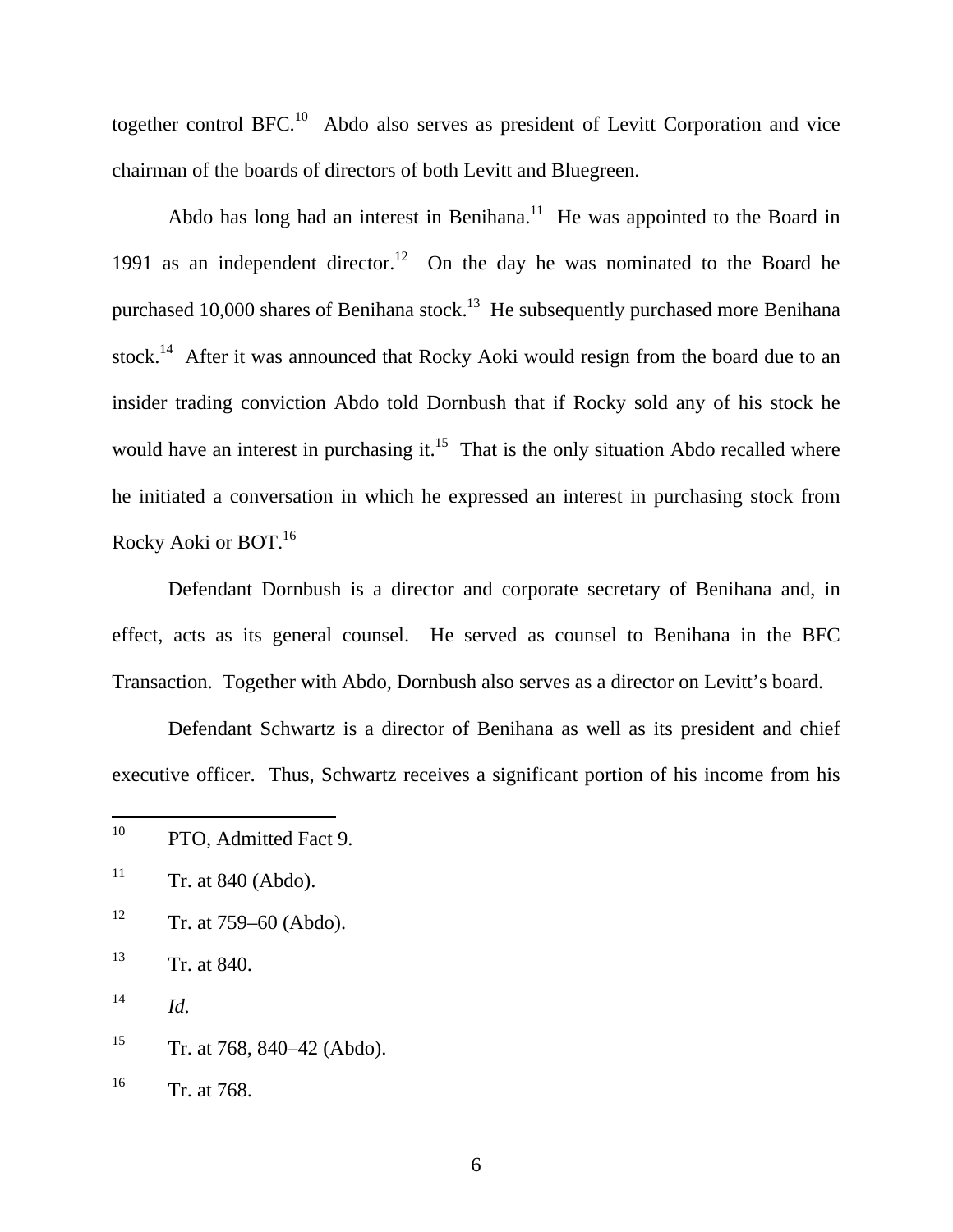together control BFC.[10] Abdo also serves as president of Levitt Corporation and vice chairman of the boards of directors of both Levitt and Bluegreen.

Abdo has long had an interest in Benihana.[11] He was appointed to the Board in 1991 as an independent director.[12] On the day he was nominated to the Board he purchased 10,000 shares of Benihana stock.[13] He subsequently purchased more Benihana stock.[14] After it was announced that Rocky Aoki would resign from the board due to an insider trading conviction Abdo told Dornbush that if Rocky sold any of his stock he would have an interest in purchasing it.[15] That is the only situation Abdo recalled where he initiated a conversation in which he expressed an interest in purchasing stock from Rocky Aoki or BOT.[16]

Defendant Dornbush is a director and corporate secretary of Benihana and, in effect, acts as its general counsel. He served as counsel to Benihana in the BFC Transaction. Together with Abdo, Dornbush also serves as a director on Levitt's board.

Defendant Schwartz is a director of Benihana as well as its president and chief executive officer. Thus, Schwartz receives a significant portion of his income from his

---

[10] PTO, Admitted Fact 9.

[11] Tr. at 840 (Abdo).

[12] Tr. at 759–60 (Abdo).

[13] Tr. at 840.

[14] *Id.*

[15] Tr. at 768, 840–42 (Abdo).

[16] Tr. at 768.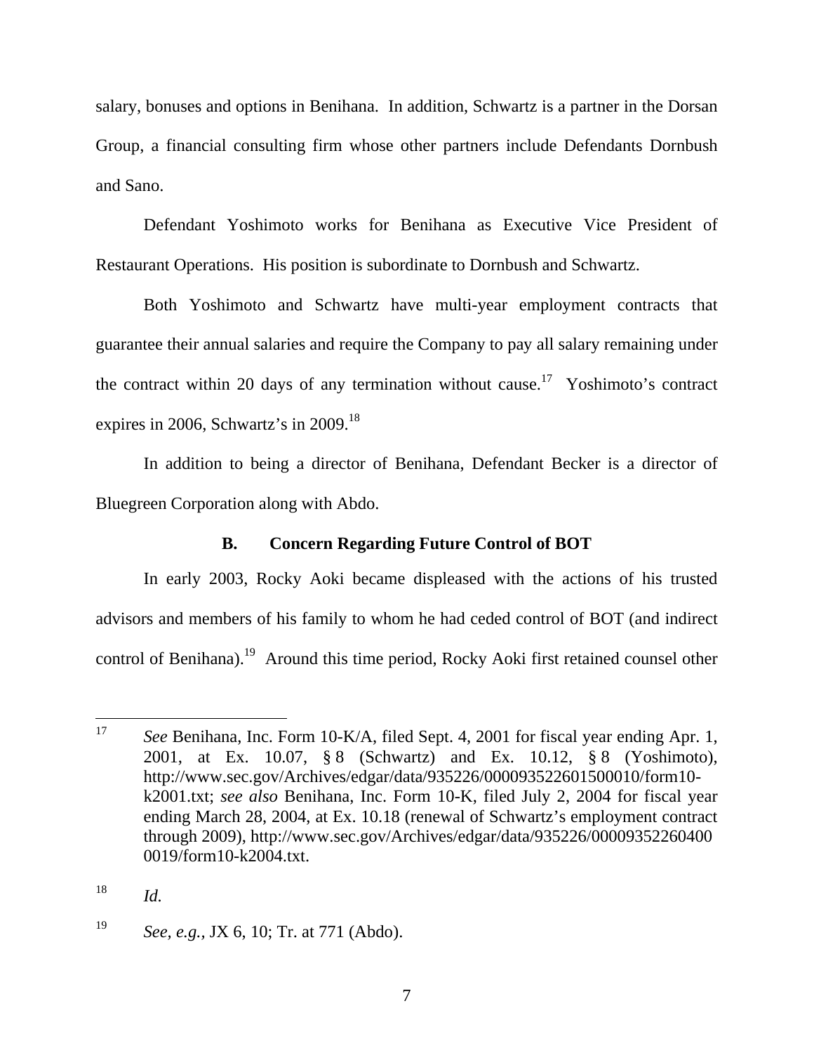salary, bonuses and options in Benihana. In addition, Schwartz is a partner in the Dorsan Group, a financial consulting firm whose other partners include Defendants Dornbush and Sano.

Defendant Yoshimoto works for Benihana as Executive Vice President of Restaurant Operations. His position is subordinate to Dornbush and Schwartz.

Both Yoshimoto and Schwartz have multi-year employment contracts that guarantee their annual salaries and require the Company to pay all salary remaining under the contract within 20 days of any termination without cause.[17] Yoshimoto's contract expires in 2006, Schwartz's in 2009.[18]

In addition to being a director of Benihana, Defendant Becker is a director of Bluegreen Corporation along with Abdo.

### B. Concern Regarding Future Control of BOT

In early 2003, Rocky Aoki became displeased with the actions of his trusted advisors and members of his family to whom he had ceded control of BOT (and indirect control of Benihana).[19] Around this time period, Rocky Aoki first retained counsel other

---

[17] *See* Benihana, Inc. Form 10-K/A, filed Sept. 4, 2001 for fiscal year ending Apr. 1, 2001, at Ex. 10.07, § 8 (Schwartz) and Ex. 10.12, § 8 (Yoshimoto), http://www.sec.gov/Archives/edgar/data/935226/000093522601500010/form10-k2001.txt; *see also* Benihana, Inc. Form 10-K, filed July 2, 2004 for fiscal year ending March 28, 2004, at Ex. 10.18 (renewal of Schwartz's employment contract through 2009), http://www.sec.gov/Archives/edgar/data/935226/000093522604000019/form10-k2004.txt.

[18] *Id.*

[19] *See, e.g.,* JX 6, 10; Tr. at 771 (Abdo).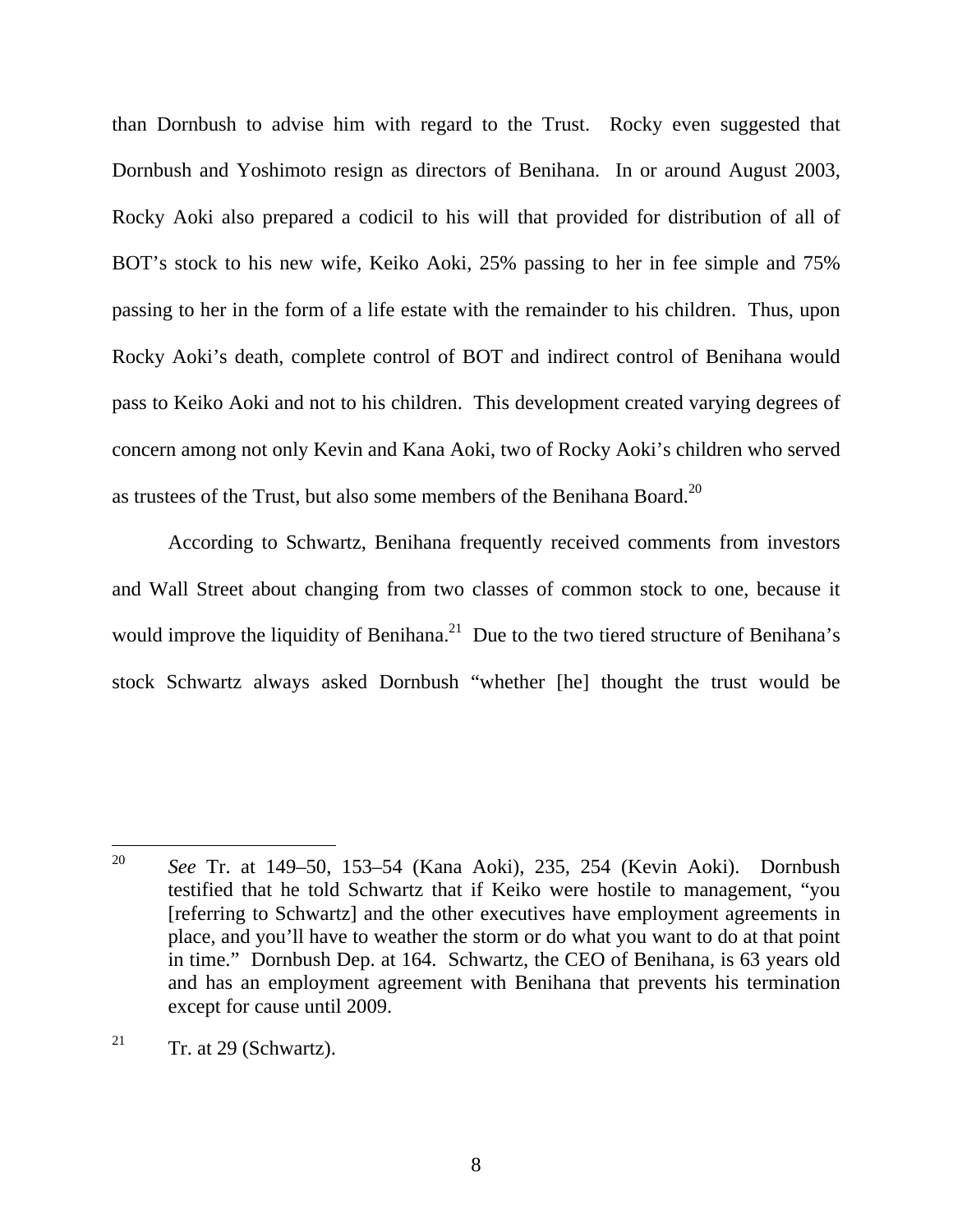than Dornbush to advise him with regard to the Trust. Rocky even suggested that Dornbush and Yoshimoto resign as directors of Benihana. In or around August 2003, Rocky Aoki also prepared a codicil to his will that provided for distribution of all of BOT's stock to his new wife, Keiko Aoki, 25% passing to her in fee simple and 75% passing to her in the form of a life estate with the remainder to his children. Thus, upon Rocky Aoki's death, complete control of BOT and indirect control of Benihana would pass to Keiko Aoki and not to his children. This development created varying degrees of concern among not only Kevin and Kana Aoki, two of Rocky Aoki's children who served as trustees of the Trust, but also some members of the Benihana Board.[20]

According to Schwartz, Benihana frequently received comments from investors and Wall Street about changing from two classes of common stock to one, because it would improve the liquidity of Benihana.[21] Due to the two tiered structure of Benihana's stock Schwartz always asked Dornbush "whether [he] thought the trust would be

---

[20] *See* Tr. at 149–50, 153–54 (Kana Aoki), 235, 254 (Kevin Aoki). Dornbush testified that he told Schwartz that if Keiko were hostile to management, "you [referring to Schwartz] and the other executives have employment agreements in place, and you'll have to weather the storm or do what you want to do at that point in time." Dornbush Dep. at 164. Schwartz, the CEO of Benihana, is 63 years old and has an employment agreement with Benihana that prevents his termination except for cause until 2009.

[21] Tr. at 29 (Schwartz).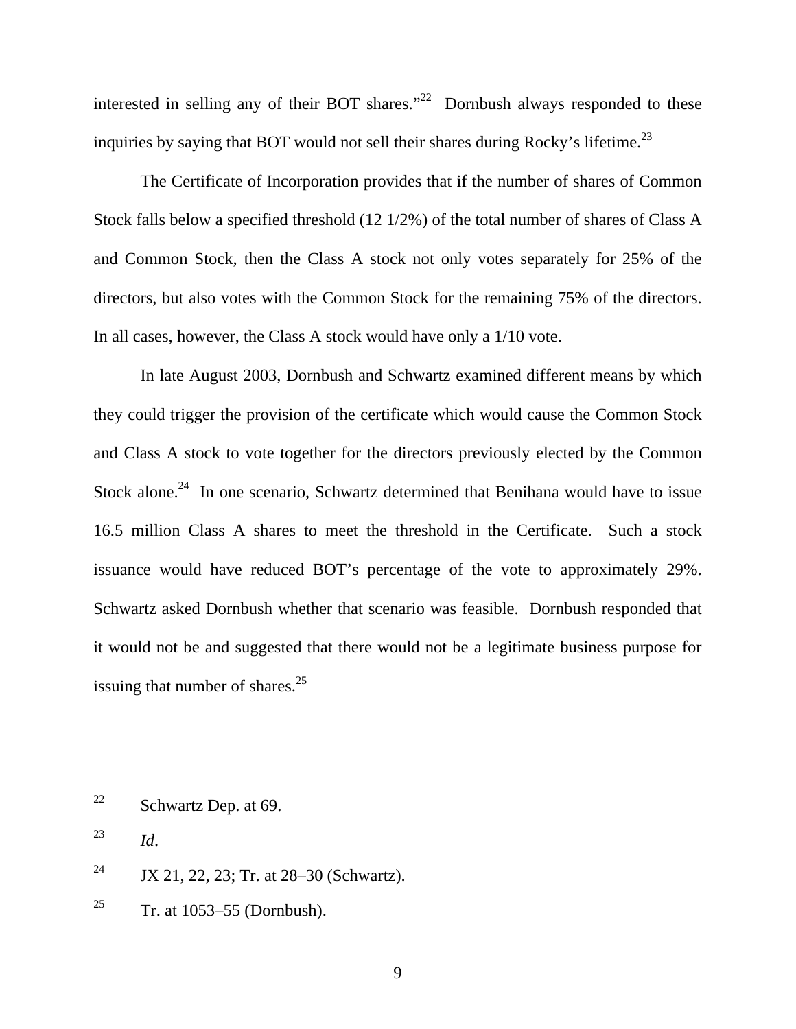interested in selling any of their BOT shares."[22] Dornbush always responded to these inquiries by saying that BOT would not sell their shares during Rocky's lifetime.[23]

The Certificate of Incorporation provides that if the number of shares of Common Stock falls below a specified threshold (12 1/2%) of the total number of shares of Class A and Common Stock, then the Class A stock not only votes separately for 25% of the directors, but also votes with the Common Stock for the remaining 75% of the directors. In all cases, however, the Class A stock would have only a 1/10 vote.

In late August 2003, Dornbush and Schwartz examined different means by which they could trigger the provision of the certificate which would cause the Common Stock and Class A stock to vote together for the directors previously elected by the Common Stock alone.[24] In one scenario, Schwartz determined that Benihana would have to issue 16.5 million Class A shares to meet the threshold in the Certificate. Such a stock issuance would have reduced BOT's percentage of the vote to approximately 29%. Schwartz asked Dornbush whether that scenario was feasible. Dornbush responded that it would not be and suggested that there would not be a legitimate business purpose for issuing that number of shares.[25]

---

[22] Schwartz Dep. at 69.

[23] *Id*.

[24] JX 21, 22, 23; Tr. at 28–30 (Schwartz).

[25] Tr. at 1053–55 (Dornbush).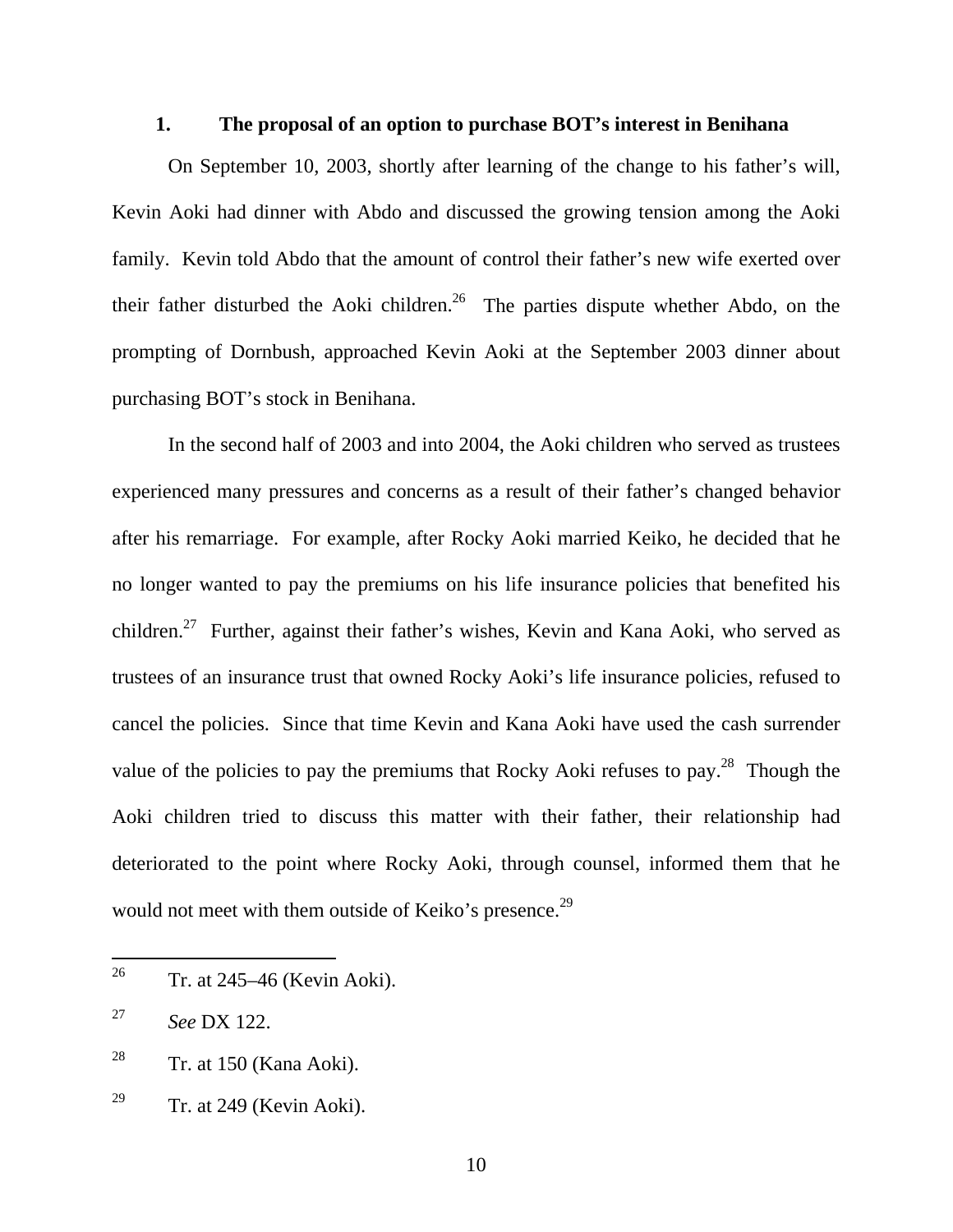### 1. The proposal of an option to purchase BOT's interest in Benihana

On September 10, 2003, shortly after learning of the change to his father's will, Kevin Aoki had dinner with Abdo and discussed the growing tension among the Aoki family. Kevin told Abdo that the amount of control their father's new wife exerted over their father disturbed the Aoki children.[26] The parties dispute whether Abdo, on the prompting of Dornbush, approached Kevin Aoki at the September 2003 dinner about purchasing BOT's stock in Benihana.

In the second half of 2003 and into 2004, the Aoki children who served as trustees experienced many pressures and concerns as a result of their father's changed behavior after his remarriage. For example, after Rocky Aoki married Keiko, he decided that he no longer wanted to pay the premiums on his life insurance policies that benefited his children.[27] Further, against their father's wishes, Kevin and Kana Aoki, who served as trustees of an insurance trust that owned Rocky Aoki's life insurance policies, refused to cancel the policies. Since that time Kevin and Kana Aoki have used the cash surrender value of the policies to pay the premiums that Rocky Aoki refuses to pay.[28] Though the Aoki children tried to discuss this matter with their father, their relationship had deteriorated to the point where Rocky Aoki, through counsel, informed them that he would not meet with them outside of Keiko's presence.[29]

---

[26] Tr. at 245–46 (Kevin Aoki).

[27] *See* DX 122.

[28] Tr. at 150 (Kana Aoki).

[29] Tr. at 249 (Kevin Aoki).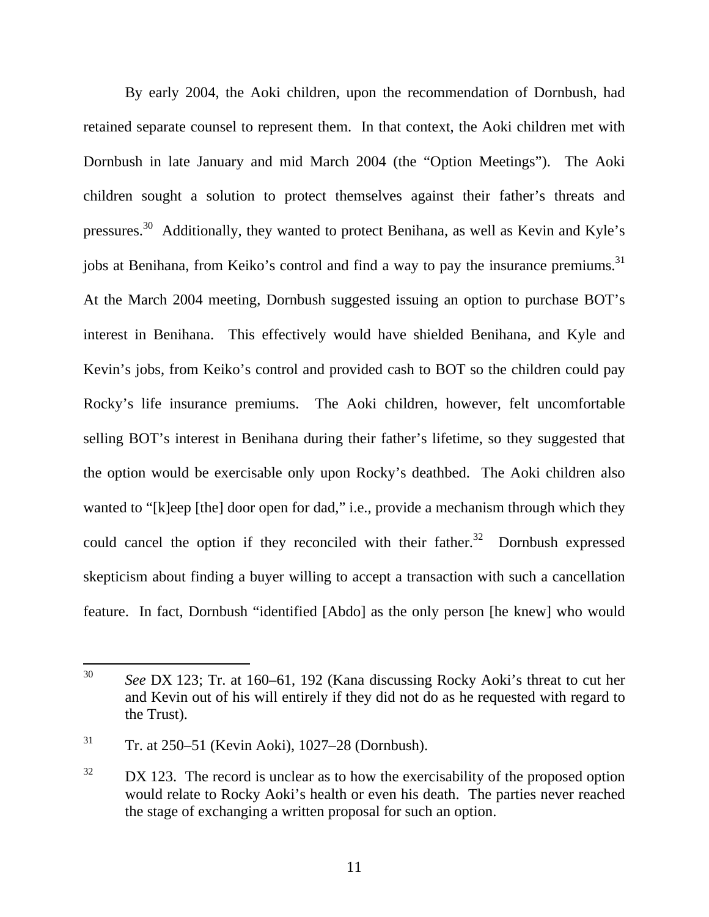By early 2004, the Aoki children, upon the recommendation of Dornbush, had retained separate counsel to represent them. In that context, the Aoki children met with Dornbush in late January and mid March 2004 (the "Option Meetings"). The Aoki children sought a solution to protect themselves against their father's threats and pressures.[30] Additionally, they wanted to protect Benihana, as well as Kevin and Kyle's jobs at Benihana, from Keiko's control and find a way to pay the insurance premiums.[31] At the March 2004 meeting, Dornbush suggested issuing an option to purchase BOT's interest in Benihana. This effectively would have shielded Benihana, and Kyle and Kevin's jobs, from Keiko's control and provided cash to BOT so the children could pay Rocky's life insurance premiums. The Aoki children, however, felt uncomfortable selling BOT's interest in Benihana during their father's lifetime, so they suggested that the option would be exercisable only upon Rocky's deathbed. The Aoki children also wanted to "[k]eep [the] door open for dad," i.e., provide a mechanism through which they could cancel the option if they reconciled with their father.[32] Dornbush expressed skepticism about finding a buyer willing to accept a transaction with such a cancellation feature. In fact, Dornbush "identified [Abdo] as the only person [he knew] who would

---

[30] *See* DX 123; Tr. at 160–61, 192 (Kana discussing Rocky Aoki's threat to cut her and Kevin out of his will entirely if they did not do as he requested with regard to the Trust).

[31] Tr. at 250–51 (Kevin Aoki), 1027–28 (Dornbush).

[32] DX 123. The record is unclear as to how the exercisability of the proposed option would relate to Rocky Aoki's health or even his death. The parties never reached the stage of exchanging a written proposal for such an option.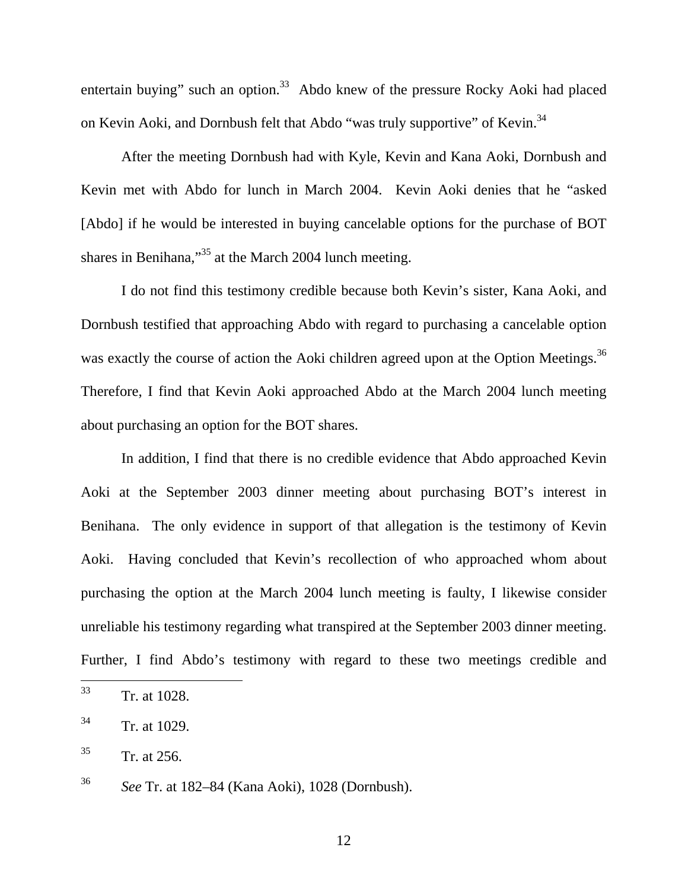entertain buying" such an option.[33] Abdo knew of the pressure Rocky Aoki had placed on Kevin Aoki, and Dornbush felt that Abdo "was truly supportive" of Kevin.[34]

After the meeting Dornbush had with Kyle, Kevin and Kana Aoki, Dornbush and Kevin met with Abdo for lunch in March 2004. Kevin Aoki denies that he "asked [Abdo] if he would be interested in buying cancelable options for the purchase of BOT shares in Benihana,"[35] at the March 2004 lunch meeting.

I do not find this testimony credible because both Kevin's sister, Kana Aoki, and Dornbush testified that approaching Abdo with regard to purchasing a cancelable option was exactly the course of action the Aoki children agreed upon at the Option Meetings.[36] Therefore, I find that Kevin Aoki approached Abdo at the March 2004 lunch meeting about purchasing an option for the BOT shares.

In addition, I find that there is no credible evidence that Abdo approached Kevin Aoki at the September 2003 dinner meeting about purchasing BOT's interest in Benihana. The only evidence in support of that allegation is the testimony of Kevin Aoki. Having concluded that Kevin's recollection of who approached whom about purchasing the option at the March 2004 lunch meeting is faulty, I likewise consider unreliable his testimony regarding what transpired at the September 2003 dinner meeting. Further, I find Abdo's testimony with regard to these two meetings credible and

---

[33] Tr. at 1028.

[34] Tr. at 1029.

[35] Tr. at 256.

[36] *See* Tr. at 182–84 (Kana Aoki), 1028 (Dornbush).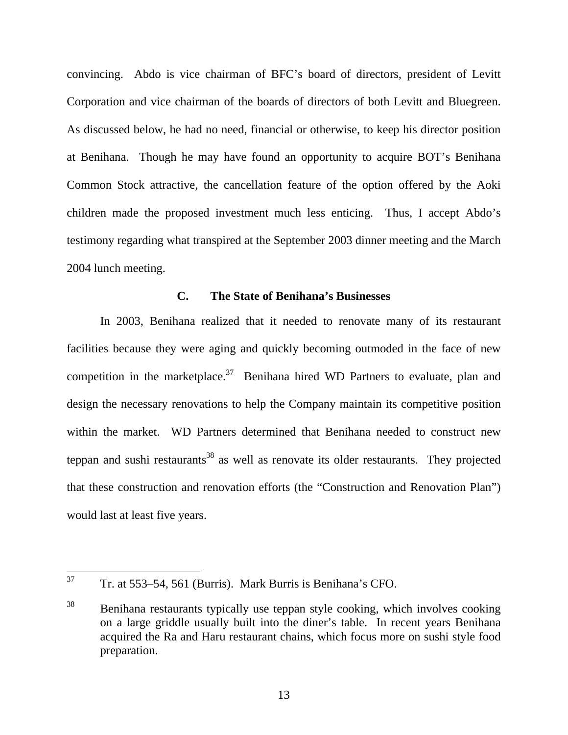convincing. Abdo is vice chairman of BFC's board of directors, president of Levitt Corporation and vice chairman of the boards of directors of both Levitt and Bluegreen. As discussed below, he had no need, financial or otherwise, to keep his director position at Benihana. Though he may have found an opportunity to acquire BOT's Benihana Common Stock attractive, the cancellation feature of the option offered by the Aoki children made the proposed investment much less enticing. Thus, I accept Abdo's testimony regarding what transpired at the September 2003 dinner meeting and the March 2004 lunch meeting.

### C. The State of Benihana's Businesses

In 2003, Benihana realized that it needed to renovate many of its restaurant facilities because they were aging and quickly becoming outmoded in the face of new competition in the marketplace.[37] Benihana hired WD Partners to evaluate, plan and design the necessary renovations to help the Company maintain its competitive position within the market. WD Partners determined that Benihana needed to construct new teppan and sushi restaurants[38] as well as renovate its older restaurants. They projected that these construction and renovation efforts (the "Construction and Renovation Plan") would last at least five years.

---

[37] Tr. at 553–54, 561 (Burris). Mark Burris is Benihana's CFO.

[38] Benihana restaurants typically use teppan style cooking, which involves cooking on a large griddle usually built into the diner's table. In recent years Benihana acquired the Ra and Haru restaurant chains, which focus more on sushi style food preparation.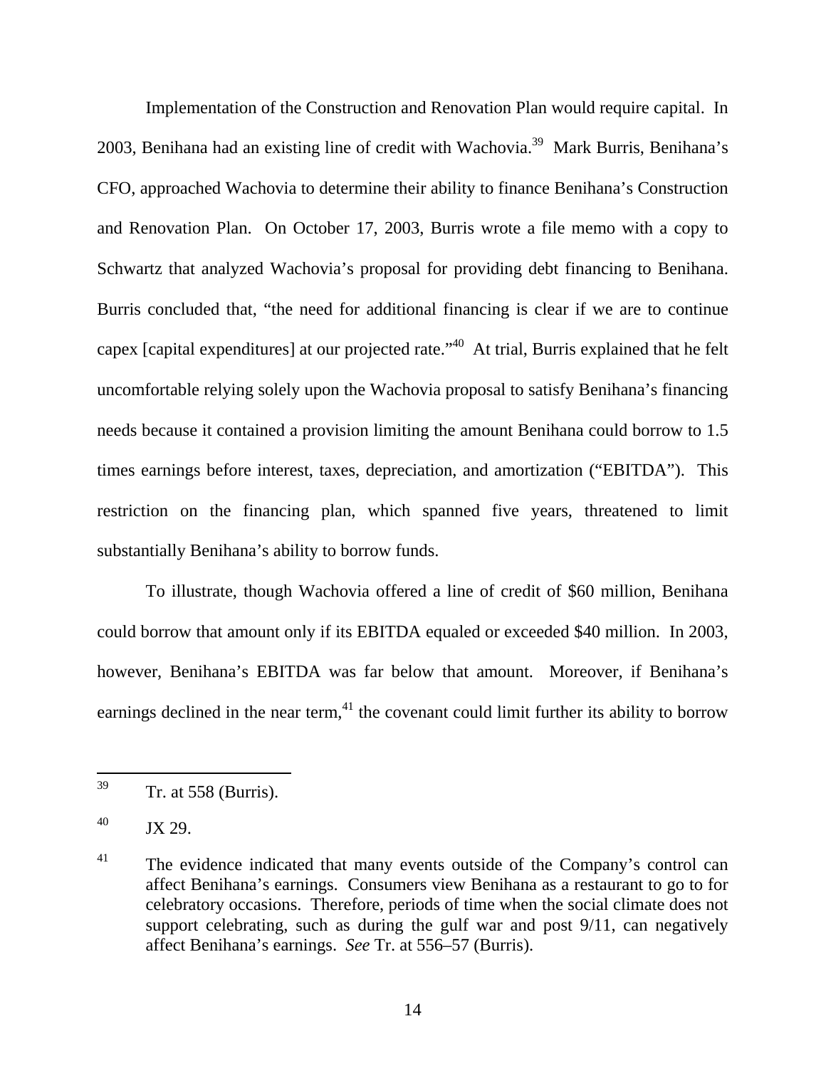Implementation of the Construction and Renovation Plan would require capital. In 2003, Benihana had an existing line of credit with Wachovia.[39] Mark Burris, Benihana's CFO, approached Wachovia to determine their ability to finance Benihana's Construction and Renovation Plan. On October 17, 2003, Burris wrote a file memo with a copy to Schwartz that analyzed Wachovia's proposal for providing debt financing to Benihana. Burris concluded that, "the need for additional financing is clear if we are to continue capex [capital expenditures] at our projected rate."[40] At trial, Burris explained that he felt uncomfortable relying solely upon the Wachovia proposal to satisfy Benihana's financing needs because it contained a provision limiting the amount Benihana could borrow to 1.5 times earnings before interest, taxes, depreciation, and amortization ("EBITDA"). This restriction on the financing plan, which spanned five years, threatened to limit substantially Benihana's ability to borrow funds.

To illustrate, though Wachovia offered a line of credit of $60 million, Benihana could borrow that amount only if its EBITDA equaled or exceeded $40 million. In 2003, however, Benihana's EBITDA was far below that amount. Moreover, if Benihana's earnings declined in the near term,[41] the covenant could limit further its ability to borrow

---

[39] Tr. at 558 (Burris).

[40] JX 29.

[41] The evidence indicated that many events outside of the Company's control can affect Benihana's earnings. Consumers view Benihana as a restaurant to go to for celebratory occasions. Therefore, periods of time when the social climate does not support celebrating, such as during the gulf war and post 9/11, can negatively affect Benihana's earnings. *See* Tr. at 556–57 (Burris).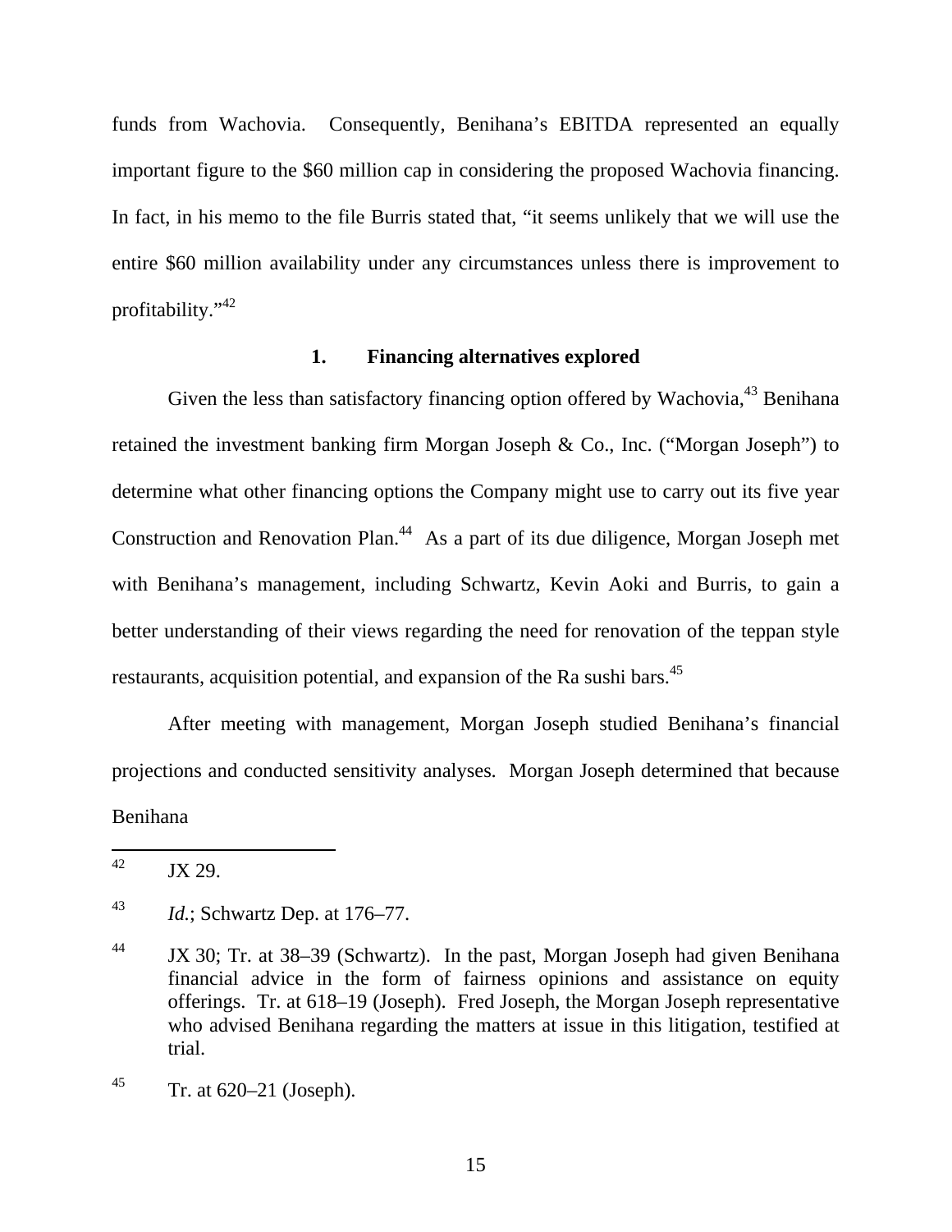funds from Wachovia. Consequently, Benihana's EBITDA represented an equally important figure to the $60 million cap in considering the proposed Wachovia financing. In fact, in his memo to the file Burris stated that, "it seems unlikely that we will use the entire $60 million availability under any circumstances unless there is improvement to profitability."[42]

### 1. Financing alternatives explored

Given the less than satisfactory financing option offered by Wachovia,[43] Benihana retained the investment banking firm Morgan Joseph & Co., Inc. ("Morgan Joseph") to determine what other financing options the Company might use to carry out its five year Construction and Renovation Plan.[44] As a part of its due diligence, Morgan Joseph met with Benihana's management, including Schwartz, Kevin Aoki and Burris, to gain a better understanding of their views regarding the need for renovation of the teppan style restaurants, acquisition potential, and expansion of the Ra sushi bars.[45]

After meeting with management, Morgan Joseph studied Benihana's financial projections and conducted sensitivity analyses. Morgan Joseph determined that because Benihana

---

[42] JX 29.

[43] *Id.*; Schwartz Dep. at 176–77.

[44] JX 30; Tr. at 38–39 (Schwartz). In the past, Morgan Joseph had given Benihana financial advice in the form of fairness opinions and assistance on equity offerings. Tr. at 618–19 (Joseph). Fred Joseph, the Morgan Joseph representative who advised Benihana regarding the matters at issue in this litigation, testified at trial.

[45] Tr. at 620–21 (Joseph).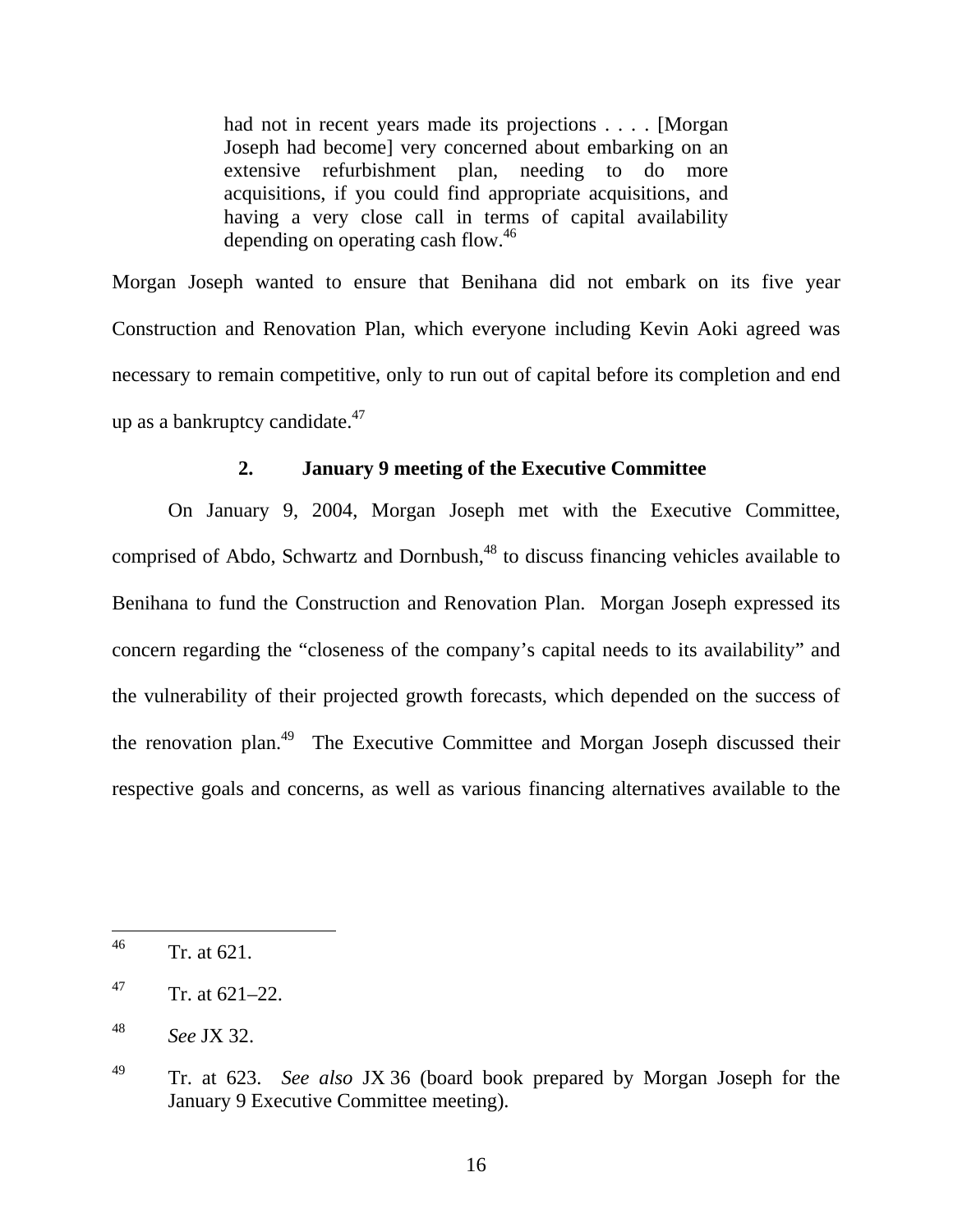> had not in recent years made its projections . . . . [Morgan Joseph had become] very concerned about embarking on an extensive refurbishment plan, needing to do more acquisitions, if you could find appropriate acquisitions, and having a very close call in terms of capital availability depending on operating cash flow.[46]

Morgan Joseph wanted to ensure that Benihana did not embark on its five year Construction and Renovation Plan, which everyone including Kevin Aoki agreed was necessary to remain competitive, only to run out of capital before its completion and end up as a bankruptcy candidate.[47]

### 2. January 9 meeting of the Executive Committee

On January 9, 2004, Morgan Joseph met with the Executive Committee, comprised of Abdo, Schwartz and Dornbush,[48] to discuss financing vehicles available to Benihana to fund the Construction and Renovation Plan. Morgan Joseph expressed its concern regarding the "closeness of the company's capital needs to its availability" and the vulnerability of their projected growth forecasts, which depended on the success of the renovation plan.[49] The Executive Committee and Morgan Joseph discussed their respective goals and concerns, as well as various financing alternatives available to the

---

[46] Tr. at 621.

[47] Tr. at 621–22.

[48] *See* JX 32.

[49] Tr. at 623. *See also* JX 36 (board book prepared by Morgan Joseph for the January 9 Executive Committee meeting).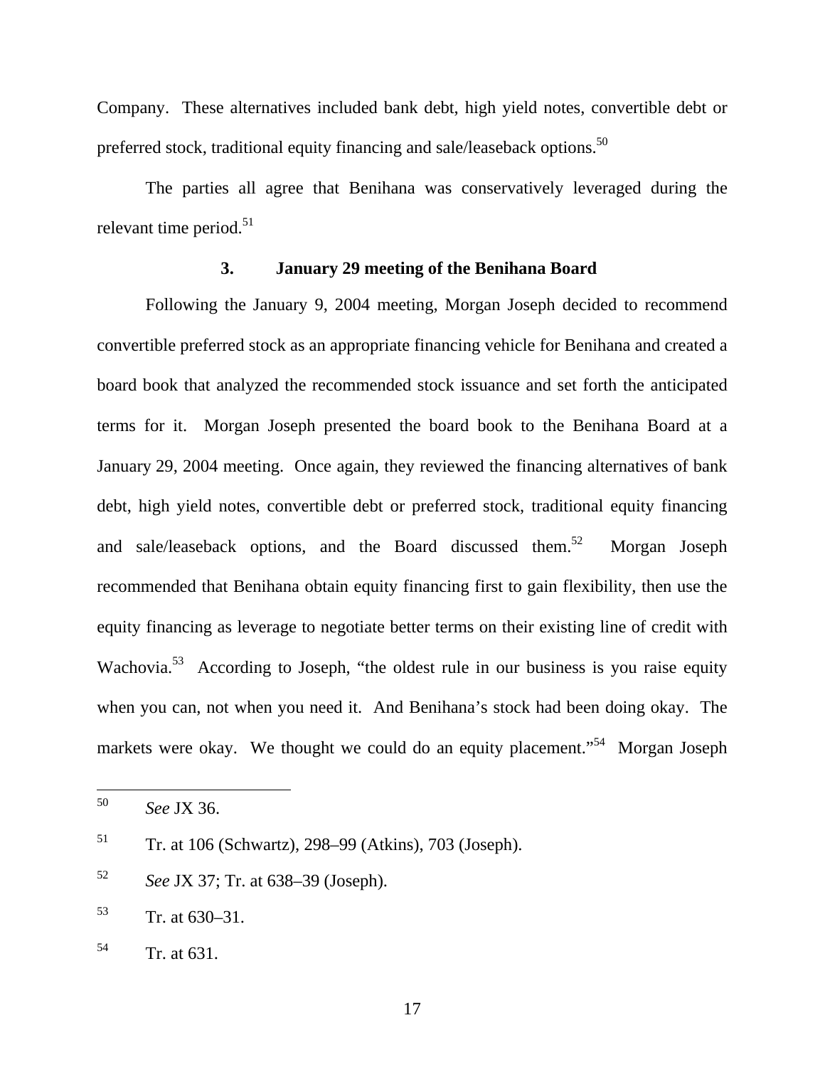Company. These alternatives included bank debt, high yield notes, convertible debt or preferred stock, traditional equity financing and sale/leaseback options.[50]

The parties all agree that Benihana was conservatively leveraged during the relevant time period.[51]

### 3. January 29 meeting of the Benihana Board

Following the January 9, 2004 meeting, Morgan Joseph decided to recommend convertible preferred stock as an appropriate financing vehicle for Benihana and created a board book that analyzed the recommended stock issuance and set forth the anticipated terms for it. Morgan Joseph presented the board book to the Benihana Board at a January 29, 2004 meeting. Once again, they reviewed the financing alternatives of bank debt, high yield notes, convertible debt or preferred stock, traditional equity financing and sale/leaseback options, and the Board discussed them.[52] Morgan Joseph recommended that Benihana obtain equity financing first to gain flexibility, then use the equity financing as leverage to negotiate better terms on their existing line of credit with Wachovia.[53] According to Joseph, "the oldest rule in our business is you raise equity when you can, not when you need it. And Benihana's stock had been doing okay. The markets were okay. We thought we could do an equity placement."[54] Morgan Joseph

---

[50] *See* JX 36.

[51] Tr. at 106 (Schwartz), 298–99 (Atkins), 703 (Joseph).

[52] *See* JX 37; Tr. at 638–39 (Joseph).

[53] Tr. at 630–31.

[54] Tr. at 631.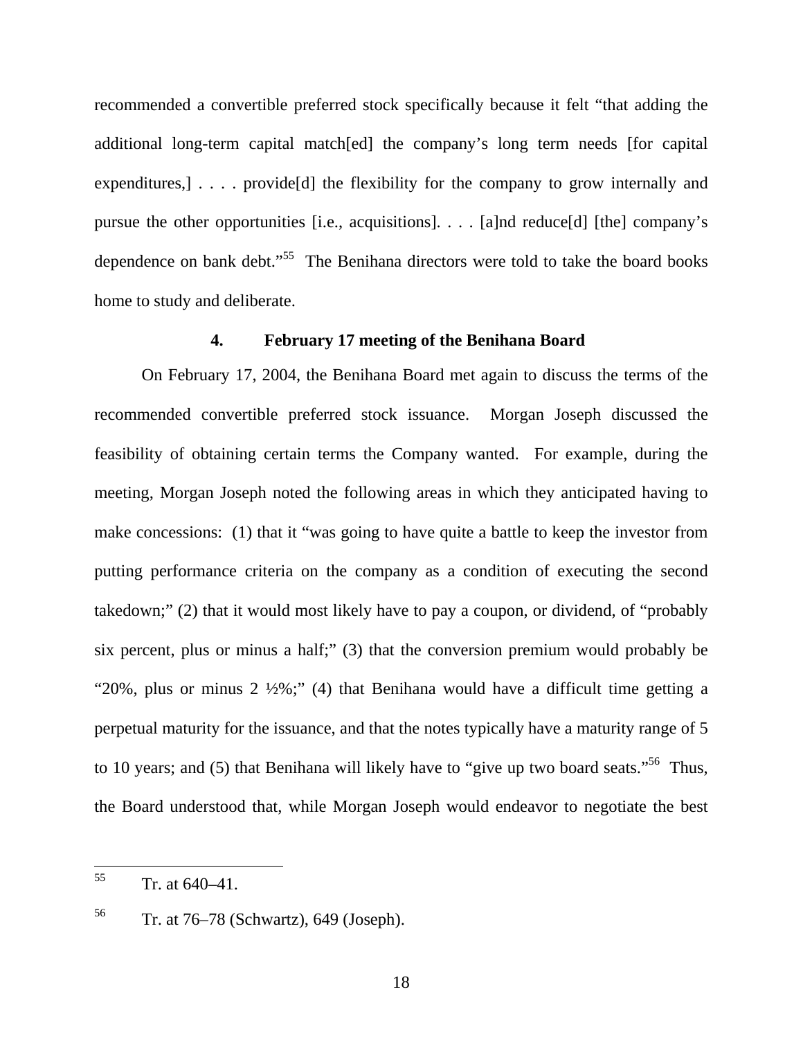recommended a convertible preferred stock specifically because it felt "that adding the additional long-term capital match[ed] the company's long term needs [for capital expenditures,] . . . . provide[d] the flexibility for the company to grow internally and pursue the other opportunities [i.e., acquisitions]. . . . [a]nd reduce[d] [the] company's dependence on bank debt."[55] The Benihana directors were told to take the board books home to study and deliberate.

### 4. February 17 meeting of the Benihana Board

On February 17, 2004, the Benihana Board met again to discuss the terms of the recommended convertible preferred stock issuance. Morgan Joseph discussed the feasibility of obtaining certain terms the Company wanted. For example, during the meeting, Morgan Joseph noted the following areas in which they anticipated having to make concessions: (1) that it "was going to have quite a battle to keep the investor from putting performance criteria on the company as a condition of executing the second takedown;" (2) that it would most likely have to pay a coupon, or dividend, of "probably six percent, plus or minus a half;" (3) that the conversion premium would probably be "20%, plus or minus 2 ½%;" (4) that Benihana would have a difficult time getting a perpetual maturity for the issuance, and that the notes typically have a maturity range of 5 to 10 years; and (5) that Benihana will likely have to "give up two board seats."[56] Thus, the Board understood that, while Morgan Joseph would endeavor to negotiate the best

---

[55] Tr. at 640–41.

[56] Tr. at 76–78 (Schwartz), 649 (Joseph).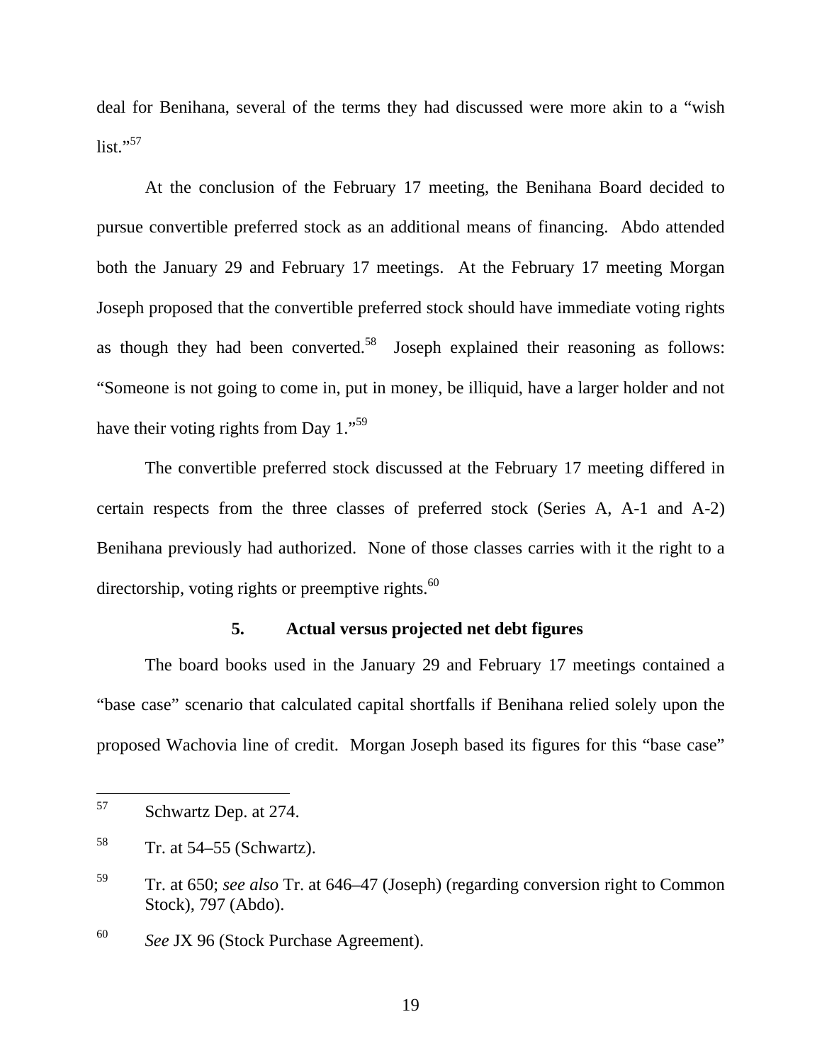deal for Benihana, several of the terms they had discussed were more akin to a "wish list."[57]

At the conclusion of the February 17 meeting, the Benihana Board decided to pursue convertible preferred stock as an additional means of financing. Abdo attended both the January 29 and February 17 meetings. At the February 17 meeting Morgan Joseph proposed that the convertible preferred stock should have immediate voting rights as though they had been converted.[58] Joseph explained their reasoning as follows: "Someone is not going to come in, put in money, be illiquid, have a larger holder and not have their voting rights from Day 1."[59]

The convertible preferred stock discussed at the February 17 meeting differed in certain respects from the three classes of preferred stock (Series A, A-1 and A-2) Benihana previously had authorized. None of those classes carries with it the right to a directorship, voting rights or preemptive rights.[60]

### 5. Actual versus projected net debt figures

The board books used in the January 29 and February 17 meetings contained a "base case" scenario that calculated capital shortfalls if Benihana relied solely upon the proposed Wachovia line of credit. Morgan Joseph based its figures for this "base case"

---

[57] Schwartz Dep. at 274.

[58] Tr. at 54–55 (Schwartz).

[59] Tr. at 650; *see also* Tr. at 646–47 (Joseph) (regarding conversion right to Common Stock), 797 (Abdo).

[60] *See* JX 96 (Stock Purchase Agreement).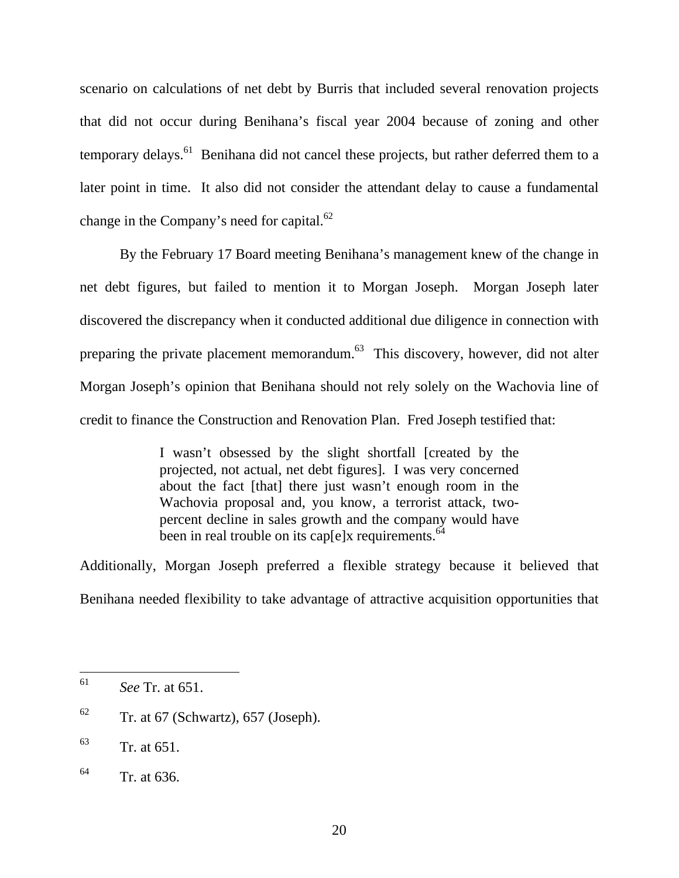scenario on calculations of net debt by Burris that included several renovation projects that did not occur during Benihana's fiscal year 2004 because of zoning and other temporary delays.[61] Benihana did not cancel these projects, but rather deferred them to a later point in time. It also did not consider the attendant delay to cause a fundamental change in the Company's need for capital.[62]

By the February 17 Board meeting Benihana's management knew of the change in net debt figures, but failed to mention it to Morgan Joseph. Morgan Joseph later discovered the discrepancy when it conducted additional due diligence in connection with preparing the private placement memorandum.[63] This discovery, however, did not alter Morgan Joseph's opinion that Benihana should not rely solely on the Wachovia line of credit to finance the Construction and Renovation Plan. Fred Joseph testified that:

> I wasn't obsessed by the slight shortfall [created by the projected, not actual, net debt figures]. I was very concerned about the fact [that] there just wasn't enough room in the Wachovia proposal and, you know, a terrorist attack, two-percent decline in sales growth and the company would have been in real trouble on its cap[e]x requirements.[64]

Additionally, Morgan Joseph preferred a flexible strategy because it believed that Benihana needed flexibility to take advantage of attractive acquisition opportunities that

---

[61] *See* Tr. at 651.

[62] Tr. at 67 (Schwartz), 657 (Joseph).

[63] Tr. at 651.

[64] Tr. at 636.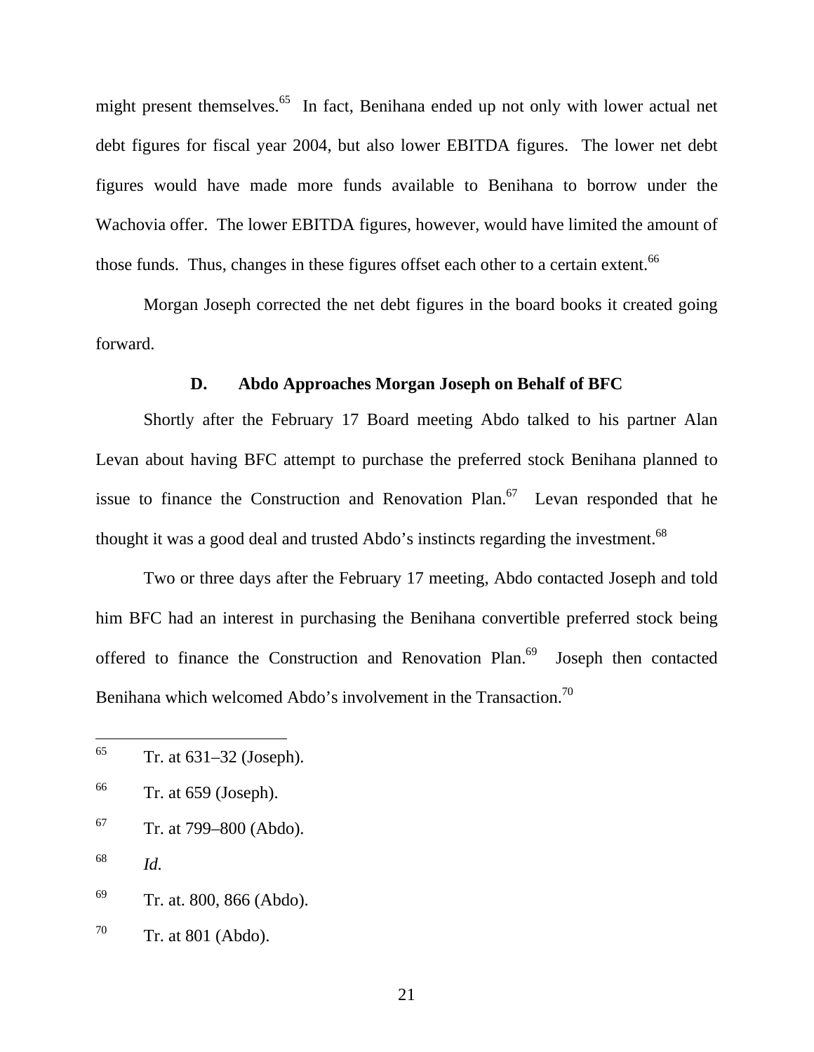might present themselves.[65] In fact, Benihana ended up not only with lower actual net debt figures for fiscal year 2004, but also lower EBITDA figures. The lower net debt figures would have made more funds available to Benihana to borrow under the Wachovia offer. The lower EBITDA figures, however, would have limited the amount of those funds. Thus, changes in these figures offset each other to a certain extent.[66]

Morgan Joseph corrected the net debt figures in the board books it created going forward.

### D. Abdo Approaches Morgan Joseph on Behalf of BFC

Shortly after the February 17 Board meeting Abdo talked to his partner Alan Levan about having BFC attempt to purchase the preferred stock Benihana planned to issue to finance the Construction and Renovation Plan.[67] Levan responded that he thought it was a good deal and trusted Abdo's instincts regarding the investment.[68]

Two or three days after the February 17 meeting, Abdo contacted Joseph and told him BFC had an interest in purchasing the Benihana convertible preferred stock being offered to finance the Construction and Renovation Plan.[69] Joseph then contacted Benihana which welcomed Abdo's involvement in the Transaction.[70]

---

[65] Tr. at 631–32 (Joseph).

[66] Tr. at 659 (Joseph).

[67] Tr. at 799–800 (Abdo).

[68] *Id.*

[69] Tr. at. 800, 866 (Abdo).

[70] Tr. at 801 (Abdo).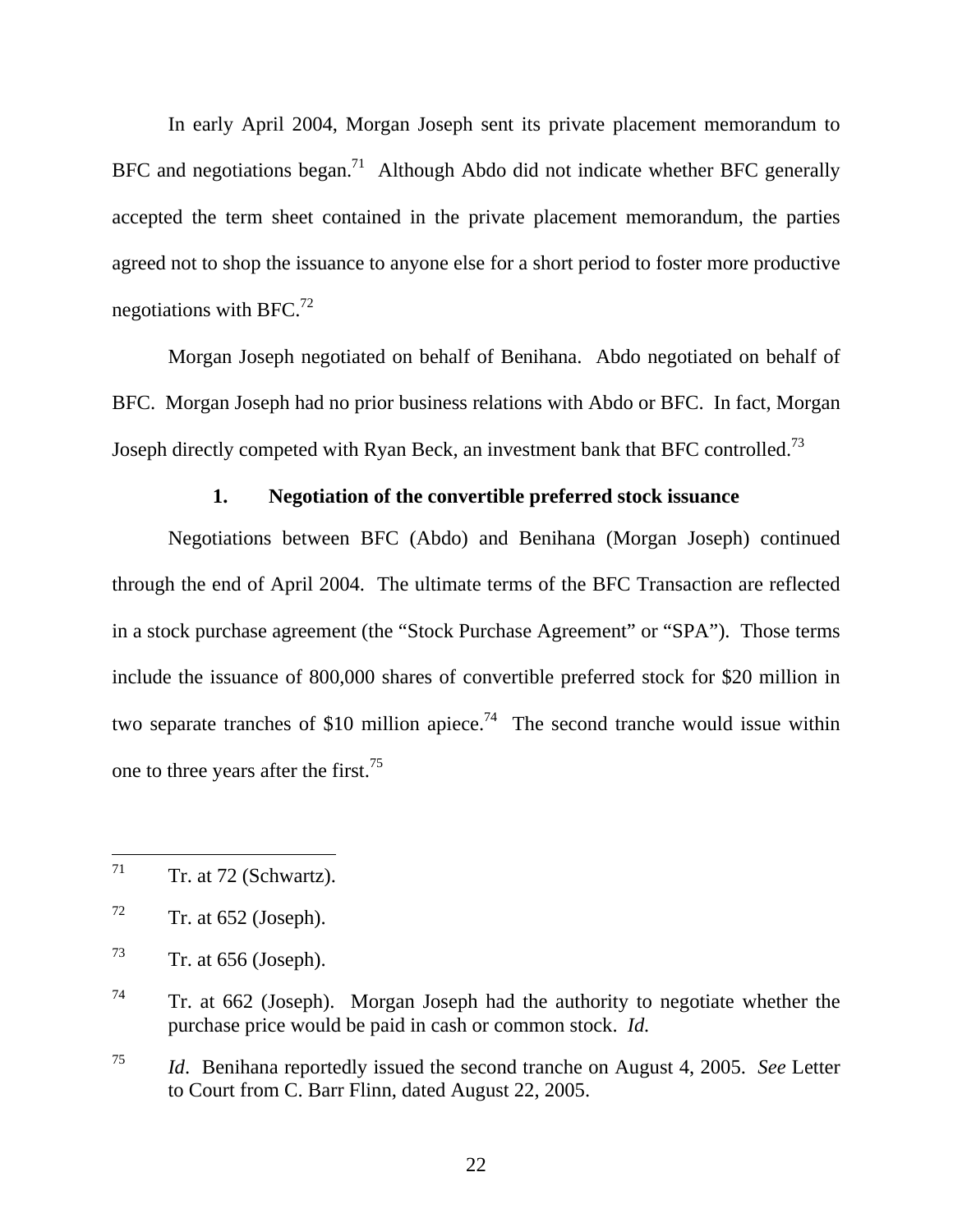In early April 2004, Morgan Joseph sent its private placement memorandum to BFC and negotiations began.[71] Although Abdo did not indicate whether BFC generally accepted the term sheet contained in the private placement memorandum, the parties agreed not to shop the issuance to anyone else for a short period to foster more productive negotiations with BFC.[72]

Morgan Joseph negotiated on behalf of Benihana. Abdo negotiated on behalf of BFC. Morgan Joseph had no prior business relations with Abdo or BFC. In fact, Morgan Joseph directly competed with Ryan Beck, an investment bank that BFC controlled.[73]

### 1. Negotiation of the convertible preferred stock issuance

Negotiations between BFC (Abdo) and Benihana (Morgan Joseph) continued through the end of April 2004. The ultimate terms of the BFC Transaction are reflected in a stock purchase agreement (the "Stock Purchase Agreement" or "SPA"). Those terms include the issuance of 800,000 shares of convertible preferred stock for \$20 million in two separate tranches of \$10 million apiece.[74] The second tranche would issue within one to three years after the first.[75]

---

[71] Tr. at 72 (Schwartz).

[72] Tr. at 652 (Joseph).

[73] Tr. at 656 (Joseph).

[74] Tr. at 662 (Joseph). Morgan Joseph had the authority to negotiate whether the purchase price would be paid in cash or common stock. *Id.*

[75] *Id*. Benihana reportedly issued the second tranche on August 4, 2005. *See* Letter to Court from C. Barr Flinn, dated August 22, 2005.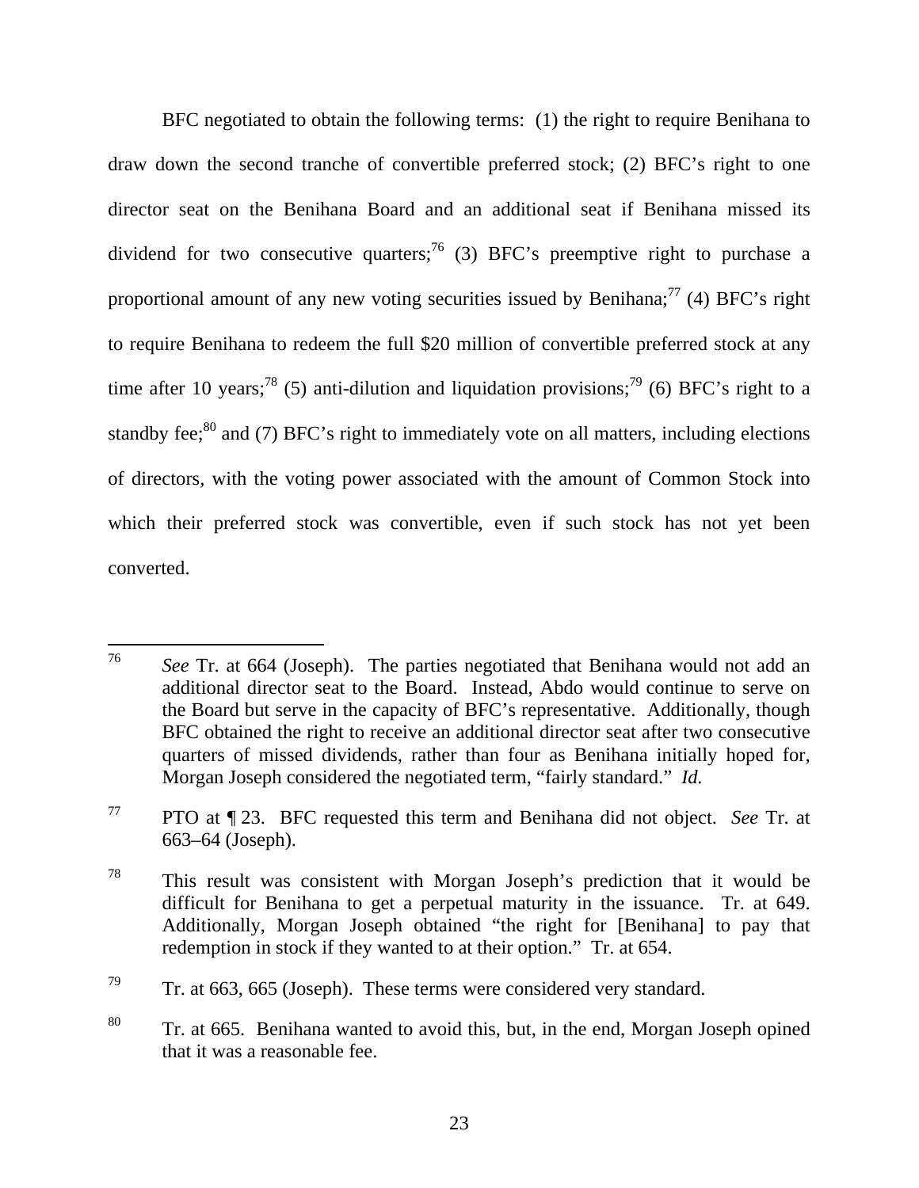BFC negotiated to obtain the following terms: (1) the right to require Benihana to draw down the second tranche of convertible preferred stock; (2) BFC's right to one director seat on the Benihana Board and an additional seat if Benihana missed its dividend for two consecutive quarters;[76] (3) BFC's preemptive right to purchase a proportional amount of any new voting securities issued by Benihana;[77] (4) BFC's right to require Benihana to redeem the full $20 million of convertible preferred stock at any time after 10 years;[78] (5) anti-dilution and liquidation provisions;[79] (6) BFC's right to a standby fee;[80] and (7) BFC's right to immediately vote on all matters, including elections of directors, with the voting power associated with the amount of Common Stock into which their preferred stock was convertible, even if such stock has not yet been converted.

---

[76] *See* Tr. at 664 (Joseph). The parties negotiated that Benihana would not add an additional director seat to the Board. Instead, Abdo would continue to serve on the Board but serve in the capacity of BFC's representative. Additionally, though BFC obtained the right to receive an additional director seat after two consecutive quarters of missed dividends, rather than four as Benihana initially hoped for, Morgan Joseph considered the negotiated term, "fairly standard." *Id.*

[77] PTO at ¶ 23. BFC requested this term and Benihana did not object. *See* Tr. at 663–64 (Joseph).

[78] This result was consistent with Morgan Joseph's prediction that it would be difficult for Benihana to get a perpetual maturity in the issuance. Tr. at 649. Additionally, Morgan Joseph obtained "the right for [Benihana] to pay that redemption in stock if they wanted to at their option." Tr. at 654.

[79] Tr. at 663, 665 (Joseph). These terms were considered very standard.

[80] Tr. at 665. Benihana wanted to avoid this, but, in the end, Morgan Joseph opined that it was a reasonable fee.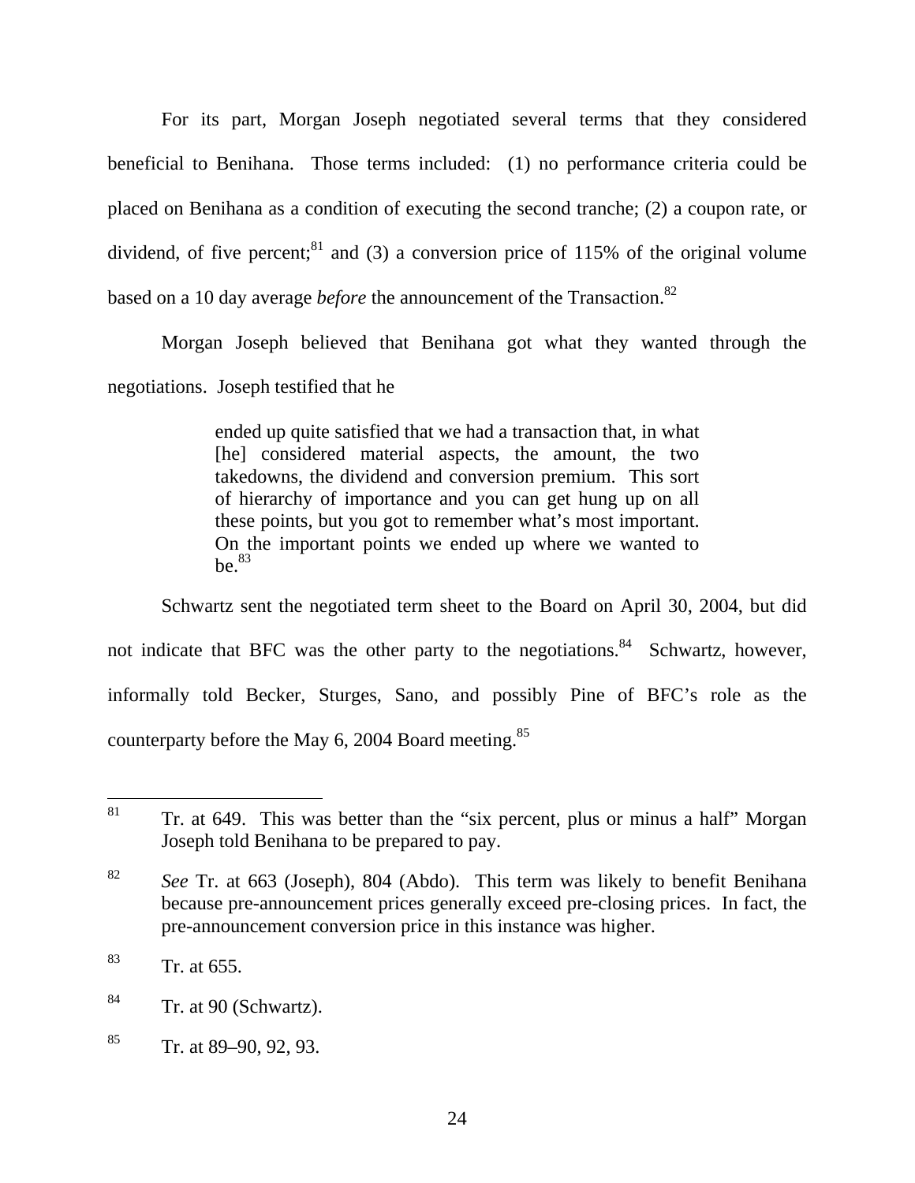For its part, Morgan Joseph negotiated several terms that they considered beneficial to Benihana. Those terms included: (1) no performance criteria could be placed on Benihana as a condition of executing the second tranche; (2) a coupon rate, or dividend, of five percent;[81] and (3) a conversion price of 115% of the original volume based on a 10 day average *before* the announcement of the Transaction.[82]

Morgan Joseph believed that Benihana got what they wanted through the negotiations. Joseph testified that he

> ended up quite satisfied that we had a transaction that, in what [he] considered material aspects, the amount, the two takedowns, the dividend and conversion premium. This sort of hierarchy of importance and you can get hung up on all these points, but you got to remember what's most important. On the important points we ended up where we wanted to be.[83]

Schwartz sent the negotiated term sheet to the Board on April 30, 2004, but did not indicate that BFC was the other party to the negotiations.[84] Schwartz, however, informally told Becker, Sturges, Sano, and possibly Pine of BFC's role as the counterparty before the May 6, 2004 Board meeting.[85]

---

[81] Tr. at 649. This was better than the "six percent, plus or minus a half" Morgan Joseph told Benihana to be prepared to pay.

[82] *See* Tr. at 663 (Joseph), 804 (Abdo). This term was likely to benefit Benihana because pre-announcement prices generally exceed pre-closing prices. In fact, the pre-announcement conversion price in this instance was higher.

[83] Tr. at 655.

[84] Tr. at 90 (Schwartz).

[85] Tr. at 89–90, 92, 93.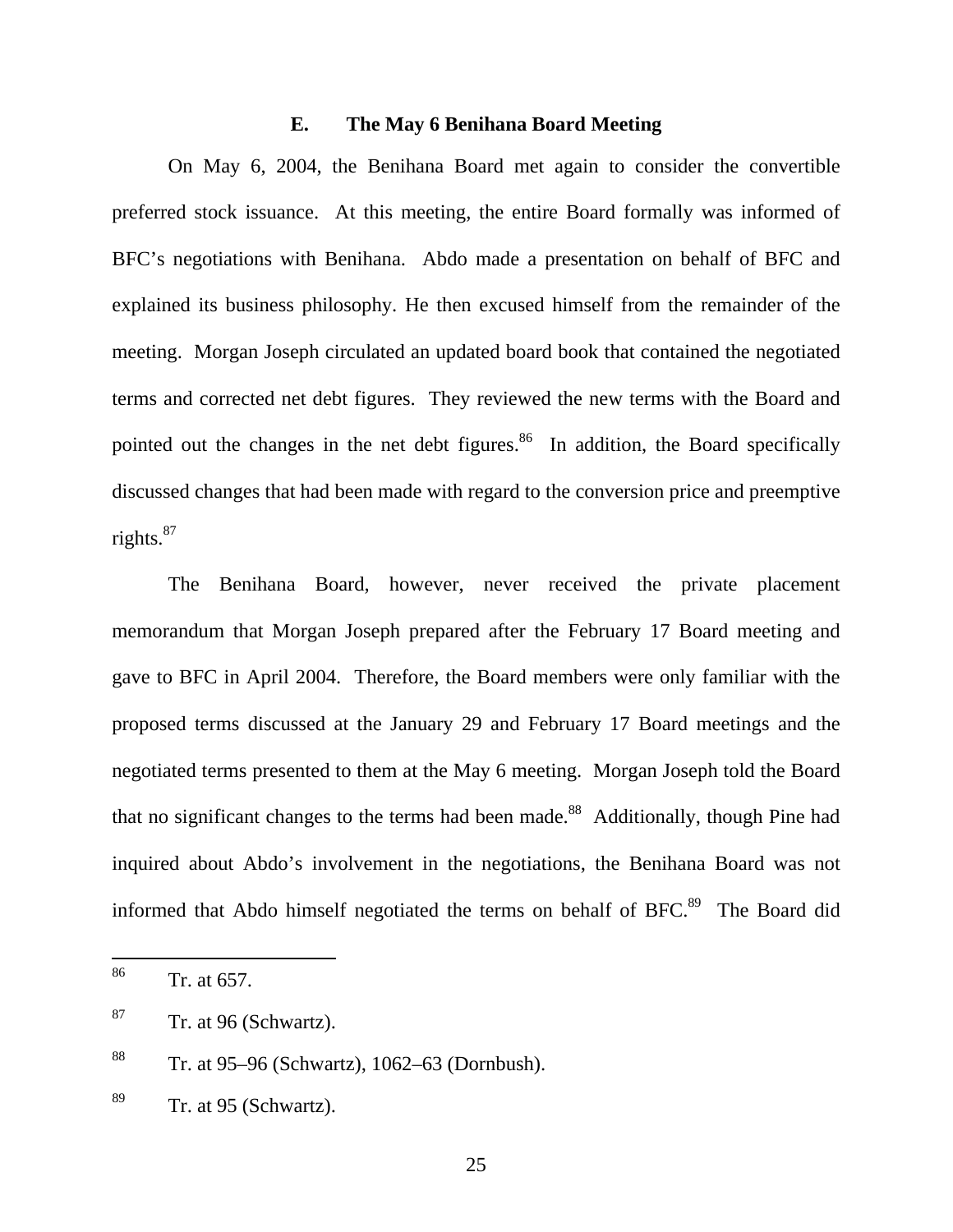### E. The May 6 Benihana Board Meeting

On May 6, 2004, the Benihana Board met again to consider the convertible preferred stock issuance. At this meeting, the entire Board formally was informed of BFC's negotiations with Benihana. Abdo made a presentation on behalf of BFC and explained its business philosophy. He then excused himself from the remainder of the meeting. Morgan Joseph circulated an updated board book that contained the negotiated terms and corrected net debt figures. They reviewed the new terms with the Board and pointed out the changes in the net debt figures.[86] In addition, the Board specifically discussed changes that had been made with regard to the conversion price and preemptive rights.[87]

The Benihana Board, however, never received the private placement memorandum that Morgan Joseph prepared after the February 17 Board meeting and gave to BFC in April 2004. Therefore, the Board members were only familiar with the proposed terms discussed at the January 29 and February 17 Board meetings and the negotiated terms presented to them at the May 6 meeting. Morgan Joseph told the Board that no significant changes to the terms had been made.[88] Additionally, though Pine had inquired about Abdo's involvement in the negotiations, the Benihana Board was not informed that Abdo himself negotiated the terms on behalf of BFC.[89] The Board did

---

[86] Tr. at 657.

[87] Tr. at 96 (Schwartz).

[88] Tr. at 95–96 (Schwartz), 1062–63 (Dornbush).

[89] Tr. at 95 (Schwartz).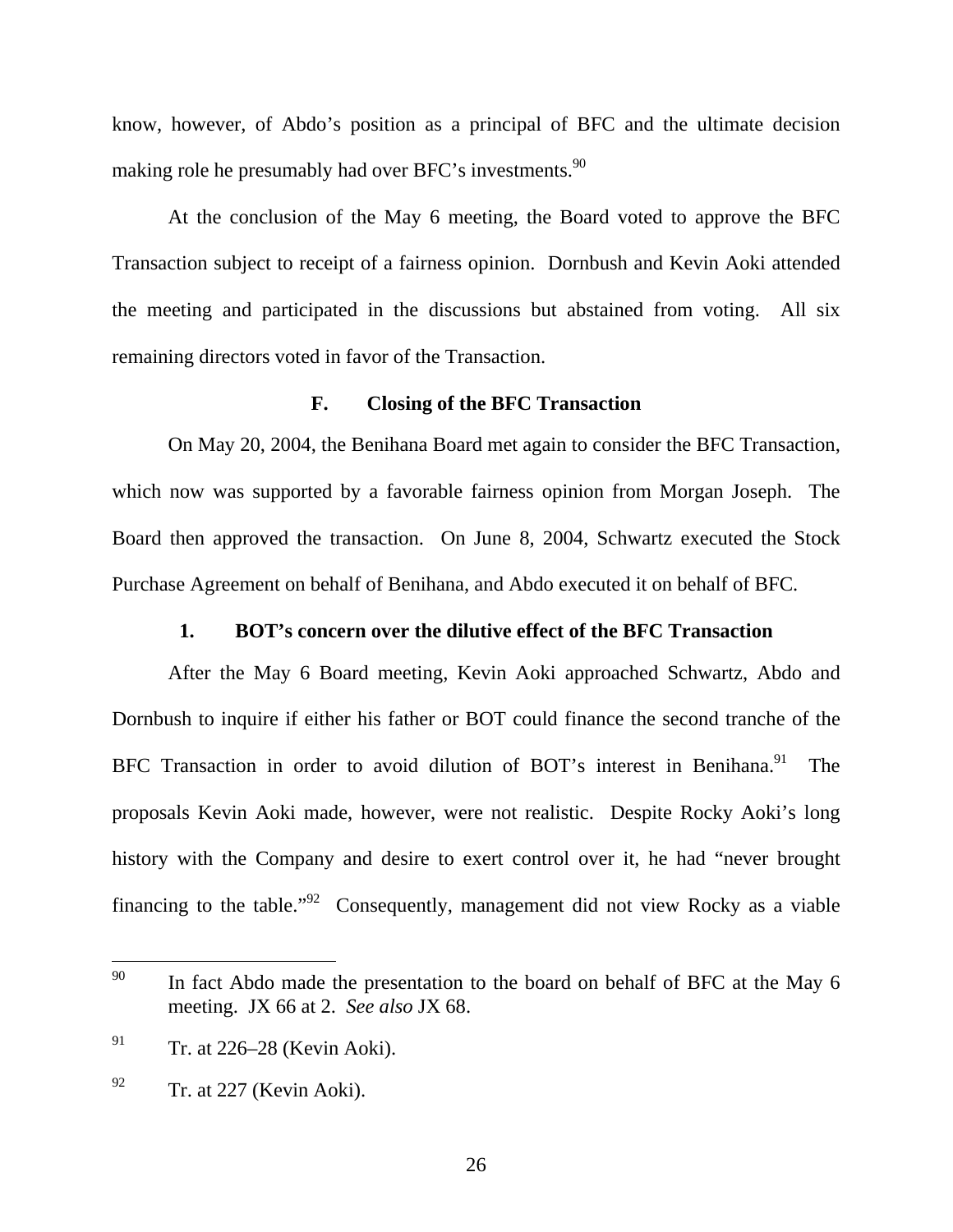know, however, of Abdo's position as a principal of BFC and the ultimate decision making role he presumably had over BFC's investments.[90]

At the conclusion of the May 6 meeting, the Board voted to approve the BFC Transaction subject to receipt of a fairness opinion. Dornbush and Kevin Aoki attended the meeting and participated in the discussions but abstained from voting. All six remaining directors voted in favor of the Transaction.

### F. Closing of the BFC Transaction

On May 20, 2004, the Benihana Board met again to consider the BFC Transaction, which now was supported by a favorable fairness opinion from Morgan Joseph. The Board then approved the transaction. On June 8, 2004, Schwartz executed the Stock Purchase Agreement on behalf of Benihana, and Abdo executed it on behalf of BFC.

#### 1. BOT's concern over the dilutive effect of the BFC Transaction

After the May 6 Board meeting, Kevin Aoki approached Schwartz, Abdo and Dornbush to inquire if either his father or BOT could finance the second tranche of the BFC Transaction in order to avoid dilution of BOT's interest in Benihana.[91] The proposals Kevin Aoki made, however, were not realistic. Despite Rocky Aoki's long history with the Company and desire to exert control over it, he had "never brought financing to the table."[92] Consequently, management did not view Rocky as a viable

---

[90] In fact Abdo made the presentation to the board on behalf of BFC at the May 6 meeting. JX 66 at 2. *See also* JX 68.

[91] Tr. at 226–28 (Kevin Aoki).

[92] Tr. at 227 (Kevin Aoki).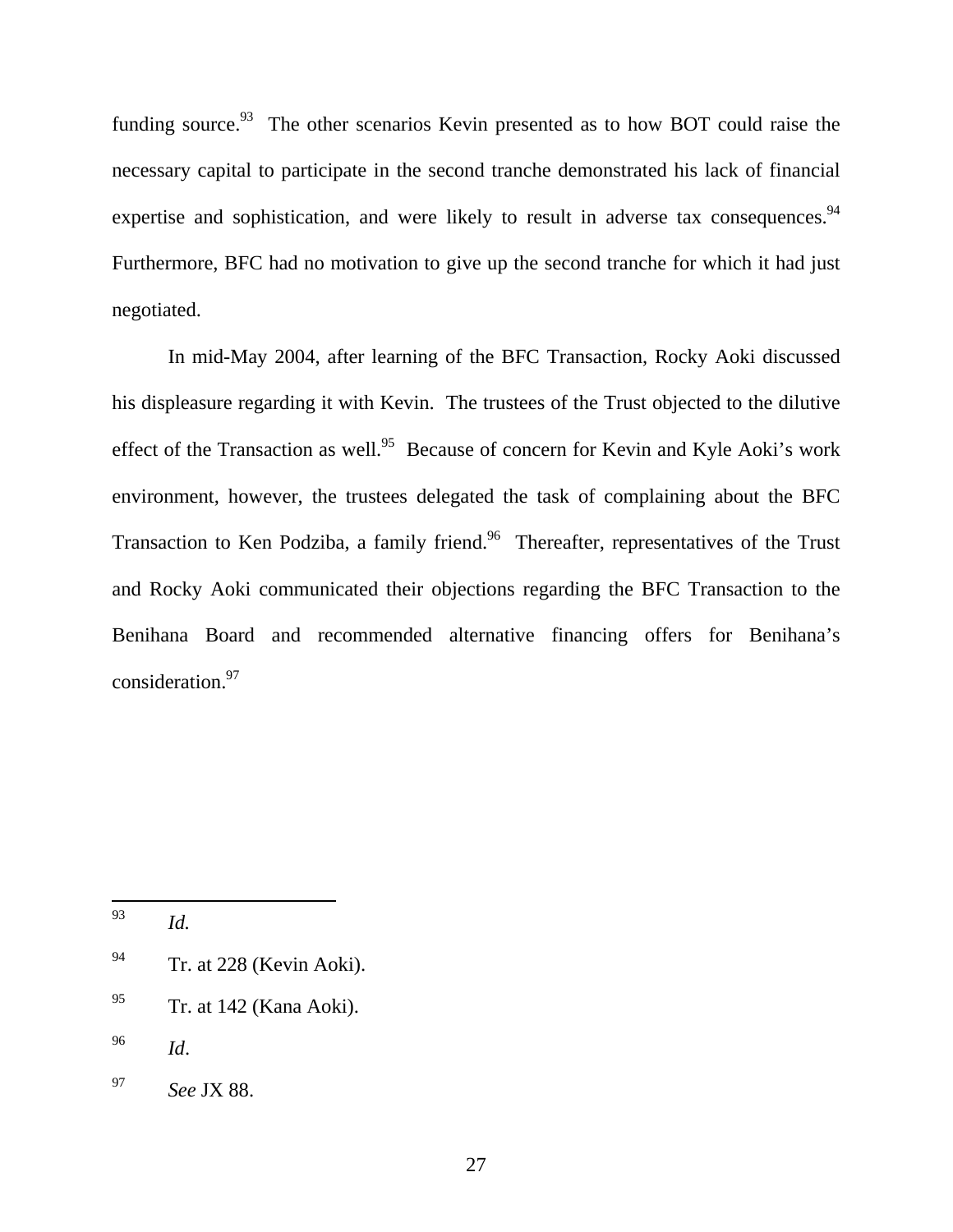funding source.[93] The other scenarios Kevin presented as to how BOT could raise the necessary capital to participate in the second tranche demonstrated his lack of financial expertise and sophistication, and were likely to result in adverse tax consequences.[94] Furthermore, BFC had no motivation to give up the second tranche for which it had just negotiated.

In mid-May 2004, after learning of the BFC Transaction, Rocky Aoki discussed his displeasure regarding it with Kevin. The trustees of the Trust objected to the dilutive effect of the Transaction as well.[95] Because of concern for Kevin and Kyle Aoki's work environment, however, the trustees delegated the task of complaining about the BFC Transaction to Ken Podziba, a family friend.[96] Thereafter, representatives of the Trust and Rocky Aoki communicated their objections regarding the BFC Transaction to the Benihana Board and recommended alternative financing offers for Benihana's consideration.[97]

---

[93] *Id.*

[94] Tr. at 228 (Kevin Aoki).

[95] Tr. at 142 (Kana Aoki).

[96] *Id*.

[97] *See* JX 88.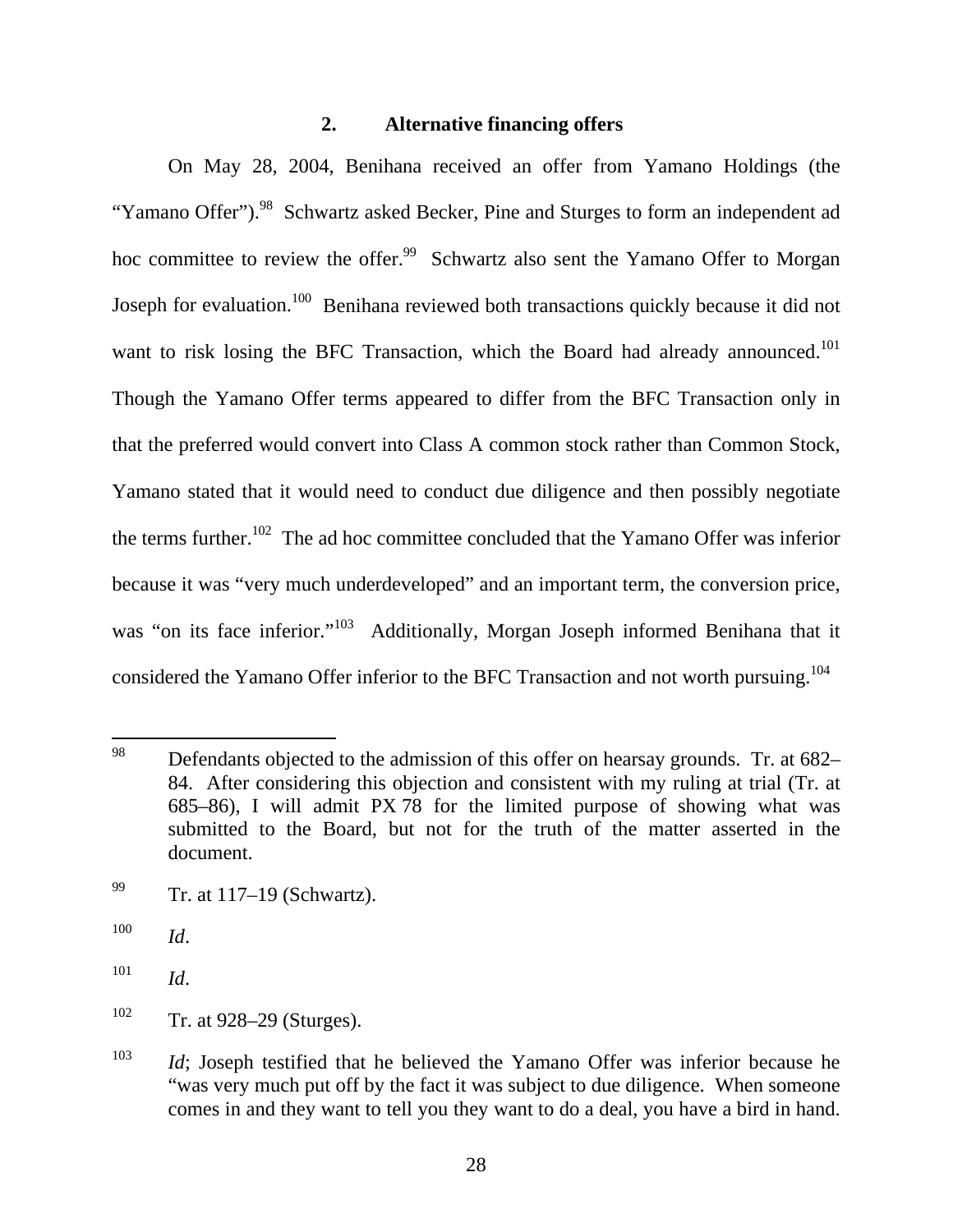### 2. Alternative financing offers

On May 28, 2004, Benihana received an offer from Yamano Holdings (the "Yamano Offer").[98] Schwartz asked Becker, Pine and Sturges to form an independent ad hoc committee to review the offer.[99] Schwartz also sent the Yamano Offer to Morgan Joseph for evaluation.[100] Benihana reviewed both transactions quickly because it did not want to risk losing the BFC Transaction, which the Board had already announced.[101] Though the Yamano Offer terms appeared to differ from the BFC Transaction only in that the preferred would convert into Class A common stock rather than Common Stock, Yamano stated that it would need to conduct due diligence and then possibly negotiate the terms further.[102] The ad hoc committee concluded that the Yamano Offer was inferior because it was "very much underdeveloped" and an important term, the conversion price, was "on its face inferior."[103] Additionally, Morgan Joseph informed Benihana that it considered the Yamano Offer inferior to the BFC Transaction and not worth pursuing.[104]

---

[98] Defendants objected to the admission of this offer on hearsay grounds. Tr. at 682–84. After considering this objection and consistent with my ruling at trial (Tr. at 685–86), I will admit PX 78 for the limited purpose of showing what was submitted to the Board, but not for the truth of the matter asserted in the document.

[99] Tr. at 117–19 (Schwartz).

[100] *Id*.

[101] *Id*.

[102] Tr. at 928–29 (Sturges).

[103] *Id*; Joseph testified that he believed the Yamano Offer was inferior because he "was very much put off by the fact it was subject to due diligence. When someone comes in and they want to tell you they want to do a deal, you have a bird in hand.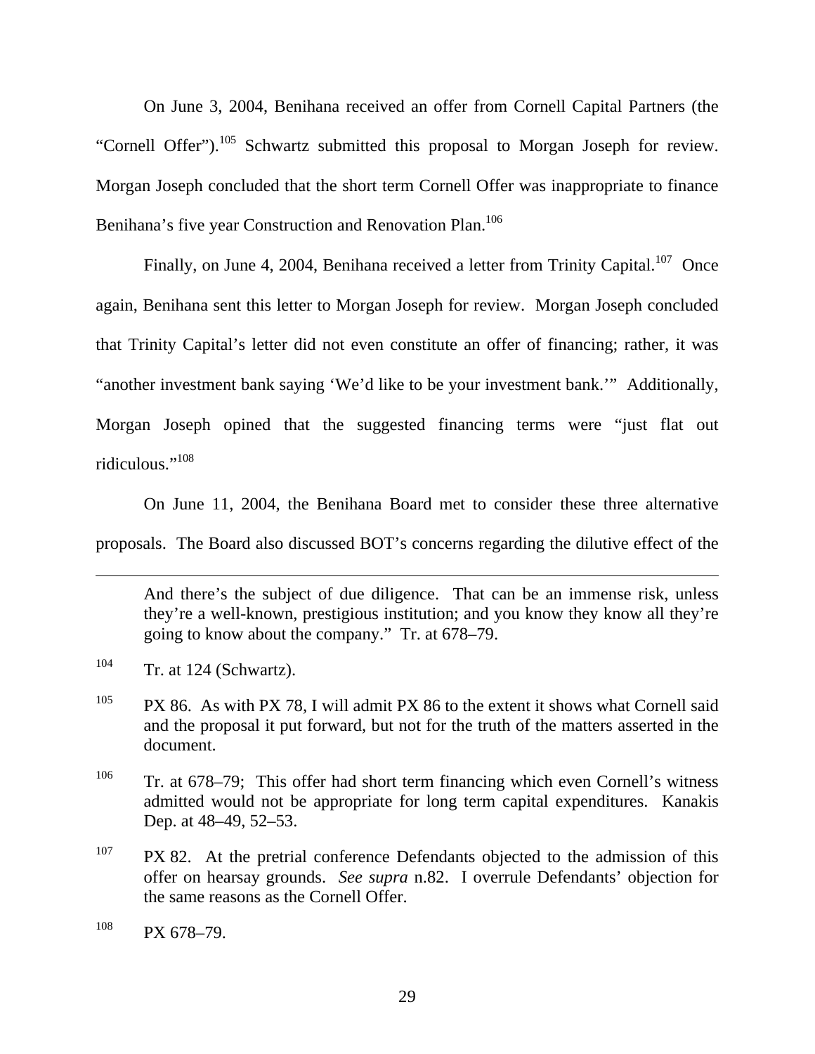On June 3, 2004, Benihana received an offer from Cornell Capital Partners (the "Cornell Offer").[105] Schwartz submitted this proposal to Morgan Joseph for review. Morgan Joseph concluded that the short term Cornell Offer was inappropriate to finance Benihana's five year Construction and Renovation Plan.[106]

Finally, on June 4, 2004, Benihana received a letter from Trinity Capital.[107] Once again, Benihana sent this letter to Morgan Joseph for review. Morgan Joseph concluded that Trinity Capital's letter did not even constitute an offer of financing; rather, it was "another investment bank saying 'We'd like to be your investment bank.'" Additionally, Morgan Joseph opined that the suggested financing terms were "just flat out ridiculous."[108]

On June 11, 2004, the Benihana Board met to consider these three alternative proposals. The Board also discussed BOT's concerns regarding the dilutive effect of the

---

And there's the subject of due diligence. That can be an immense risk, unless they're a well-known, prestigious institution; and you know they know all they're going to know about the company." Tr. at 678–79.

[104] Tr. at 124 (Schwartz).

[105] PX 86. As with PX 78, I will admit PX 86 to the extent it shows what Cornell said and the proposal it put forward, but not for the truth of the matters asserted in the document.

[106] Tr. at 678–79; This offer had short term financing which even Cornell's witness admitted would not be appropriate for long term capital expenditures. Kanakis Dep. at 48–49, 52–53.

[107] PX 82. At the pretrial conference Defendants objected to the admission of this offer on hearsay grounds. *See supra* n.82. I overrule Defendants' objection for the same reasons as the Cornell Offer.

[108] PX 678–79.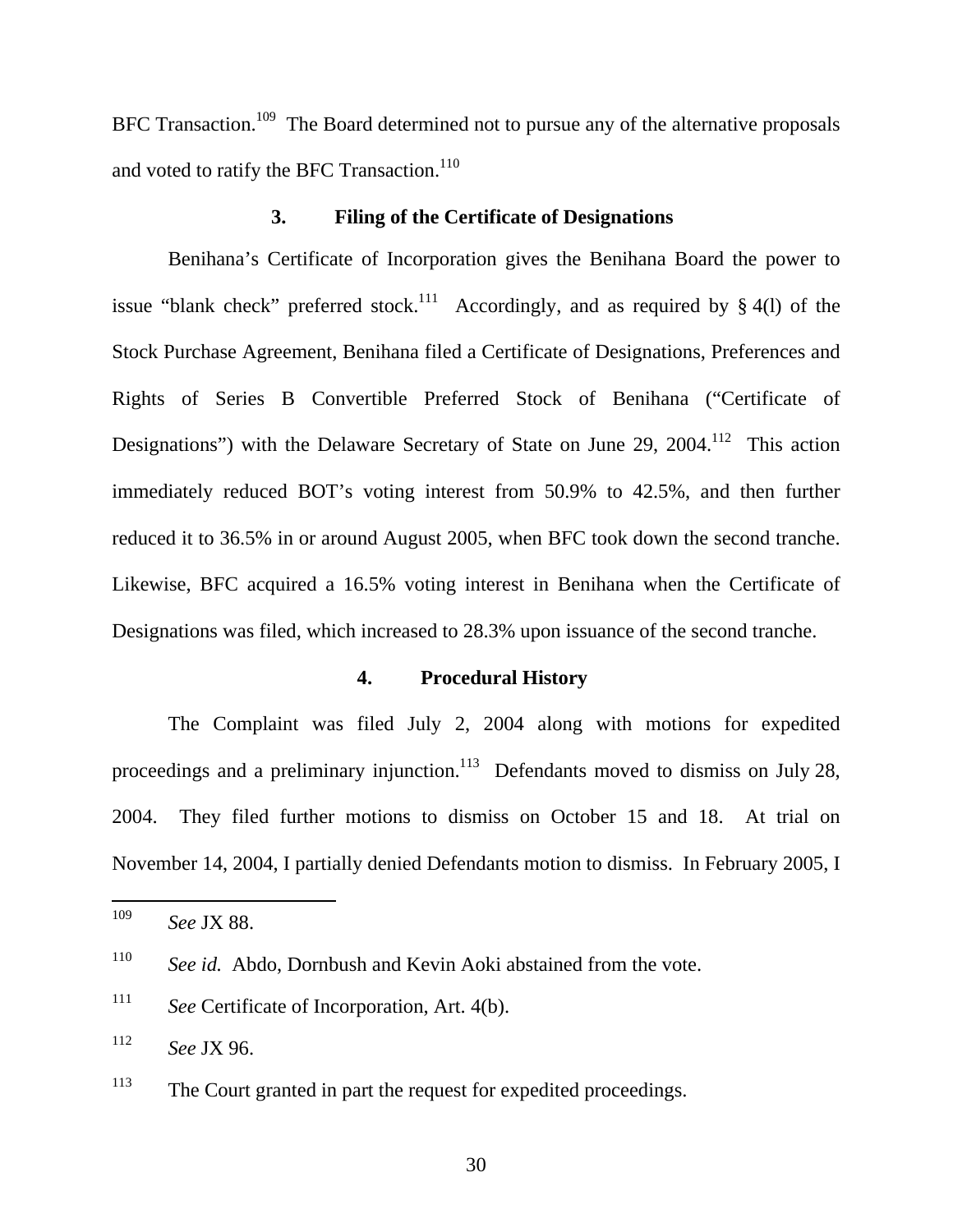BFC Transaction.[109] The Board determined not to pursue any of the alternative proposals and voted to ratify the BFC Transaction.[110]

### 3. Filing of the Certificate of Designations

Benihana's Certificate of Incorporation gives the Benihana Board the power to issue "blank check" preferred stock.[111] Accordingly, and as required by § 4(l) of the Stock Purchase Agreement, Benihana filed a Certificate of Designations, Preferences and Rights of Series B Convertible Preferred Stock of Benihana ("Certificate of Designations") with the Delaware Secretary of State on June 29, 2004.[112] This action immediately reduced BOT's voting interest from 50.9% to 42.5%, and then further reduced it to 36.5% in or around August 2005, when BFC took down the second tranche. Likewise, BFC acquired a 16.5% voting interest in Benihana when the Certificate of Designations was filed, which increased to 28.3% upon issuance of the second tranche.

### 4. Procedural History

The Complaint was filed July 2, 2004 along with motions for expedited proceedings and a preliminary injunction.[113] Defendants moved to dismiss on July 28, 2004. They filed further motions to dismiss on October 15 and 18. At trial on November 14, 2004, I partially denied Defendants motion to dismiss. In February 2005, I

---

[109] *See* JX 88.

[110] *See id.* Abdo, Dornbush and Kevin Aoki abstained from the vote.

[111] *See* Certificate of Incorporation, Art. 4(b).

[112] *See* JX 96.

[113] The Court granted in part the request for expedited proceedings.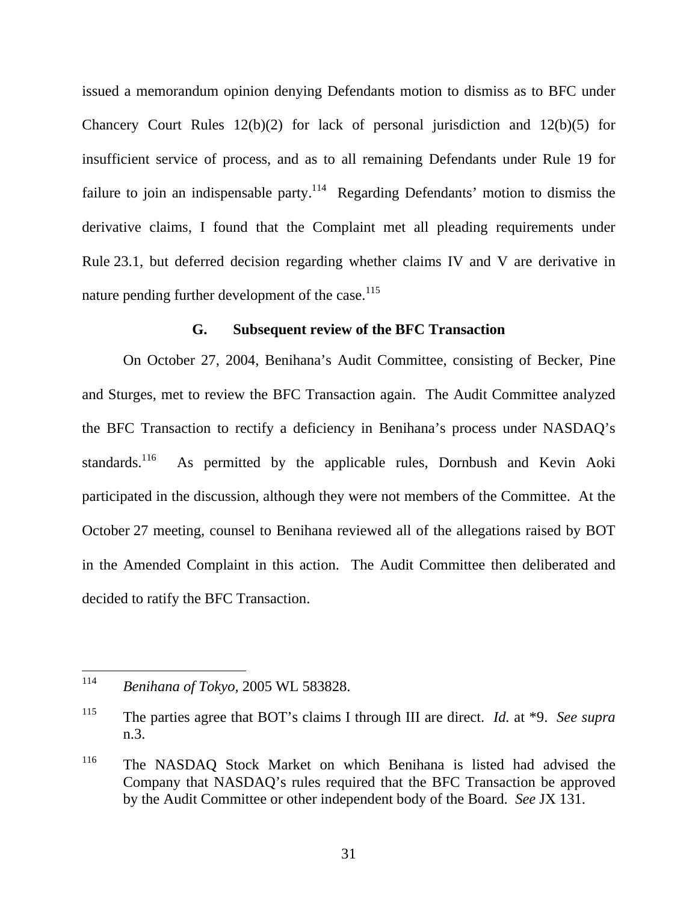issued a memorandum opinion denying Defendants motion to dismiss as to BFC under Chancery Court Rules 12(b)(2) for lack of personal jurisdiction and 12(b)(5) for insufficient service of process, and as to all remaining Defendants under Rule 19 for failure to join an indispensable party.[114] Regarding Defendants' motion to dismiss the derivative claims, I found that the Complaint met all pleading requirements under Rule 23.1, but deferred decision regarding whether claims IV and V are derivative in nature pending further development of the case.[115]

### G. Subsequent review of the BFC Transaction

On October 27, 2004, Benihana's Audit Committee, consisting of Becker, Pine and Sturges, met to review the BFC Transaction again. The Audit Committee analyzed the BFC Transaction to rectify a deficiency in Benihana's process under NASDAQ's standards.[116] As permitted by the applicable rules, Dornbush and Kevin Aoki participated in the discussion, although they were not members of the Committee. At the October 27 meeting, counsel to Benihana reviewed all of the allegations raised by BOT in the Amended Complaint in this action. The Audit Committee then deliberated and decided to ratify the BFC Transaction.

---

[114] *Benihana of Tokyo*, 2005 WL 583828.

[115] The parties agree that BOT's claims I through III are direct. *Id.* at \*9. *See supra* n.3.

[116] The NASDAQ Stock Market on which Benihana is listed had advised the Company that NASDAQ's rules required that the BFC Transaction be approved by the Audit Committee or other independent body of the Board. *See* JX 131.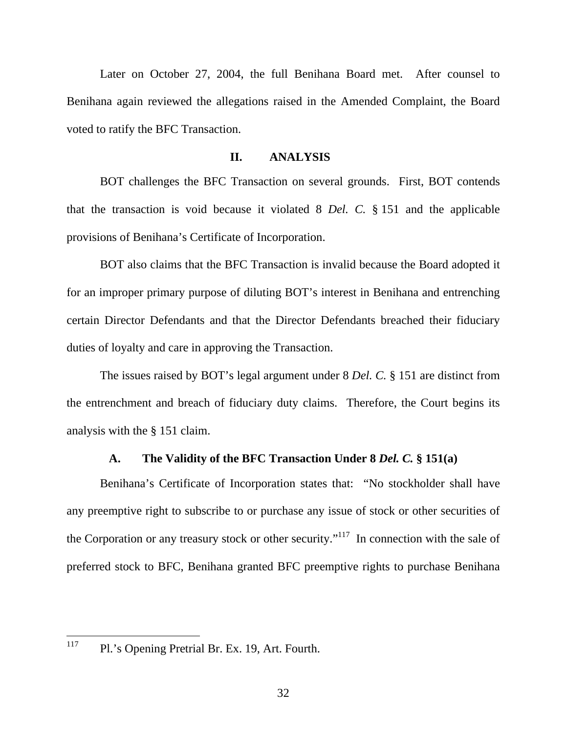Later on October 27, 2004, the full Benihana Board met. After counsel to Benihana again reviewed the allegations raised in the Amended Complaint, the Board voted to ratify the BFC Transaction.

## II. ANALYSIS

BOT challenges the BFC Transaction on several grounds. First, BOT contends that the transaction is void because it violated 8 *Del. C.* § 151 and the applicable provisions of Benihana's Certificate of Incorporation.

BOT also claims that the BFC Transaction is invalid because the Board adopted it for an improper primary purpose of diluting BOT's interest in Benihana and entrenching certain Director Defendants and that the Director Defendants breached their fiduciary duties of loyalty and care in approving the Transaction.

The issues raised by BOT's legal argument under 8 *Del. C.* § 151 are distinct from the entrenchment and breach of fiduciary duty claims. Therefore, the Court begins its analysis with the § 151 claim.

### A. The Validity of the BFC Transaction Under 8 *Del. C.* § 151(a)

Benihana's Certificate of Incorporation states that: "No stockholder shall have any preemptive right to subscribe to or purchase any issue of stock or other securities of the Corporation or any treasury stock or other security."[117] In connection with the sale of preferred stock to BFC, Benihana granted BFC preemptive rights to purchase Benihana

---

[117] Pl.'s Opening Pretrial Br. Ex. 19, Art. Fourth.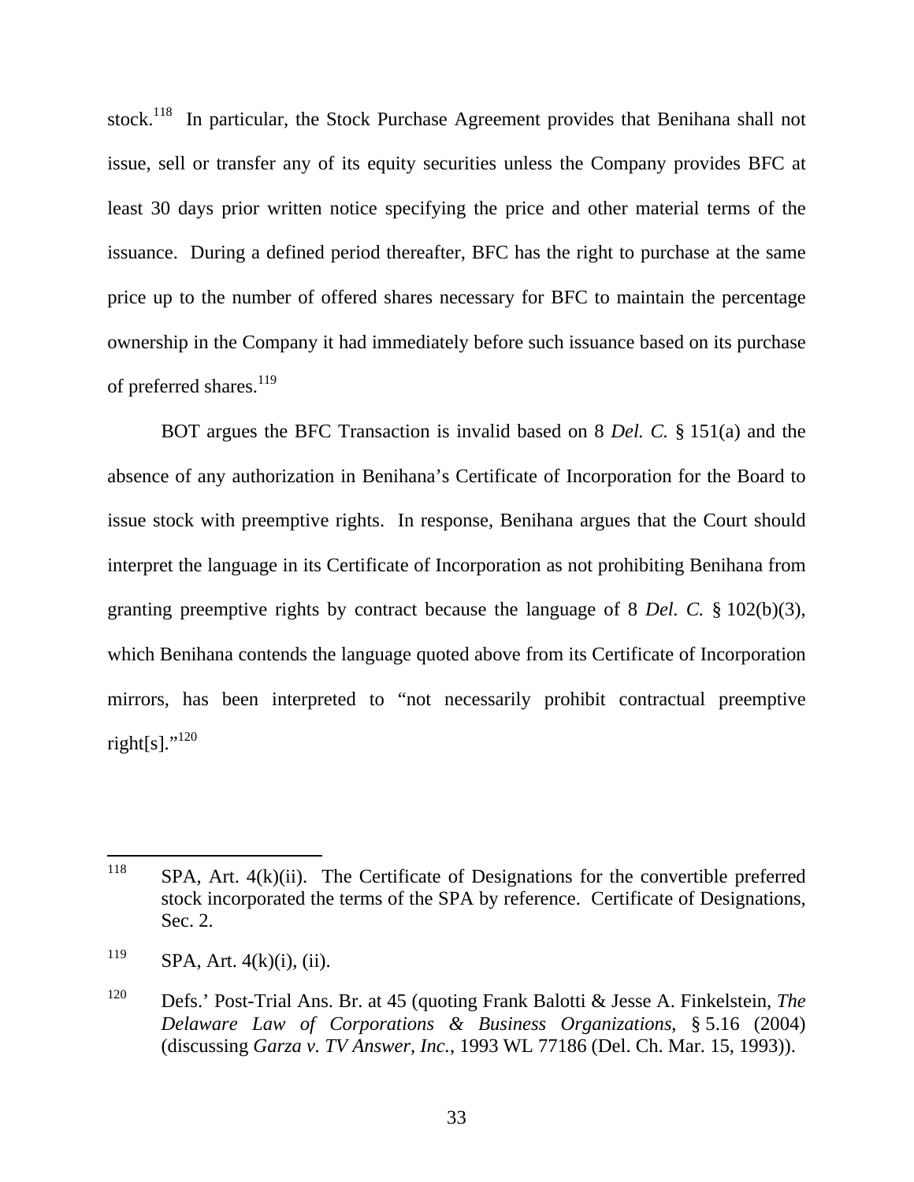stock.[118] In particular, the Stock Purchase Agreement provides that Benihana shall not issue, sell or transfer any of its equity securities unless the Company provides BFC at least 30 days prior written notice specifying the price and other material terms of the issuance. During a defined period thereafter, BFC has the right to purchase at the same price up to the number of offered shares necessary for BFC to maintain the percentage ownership in the Company it had immediately before such issuance based on its purchase of preferred shares.[119]

BOT argues the BFC Transaction is invalid based on 8 *Del. C.* § 151(a) and the absence of any authorization in Benihana's Certificate of Incorporation for the Board to issue stock with preemptive rights. In response, Benihana argues that the Court should interpret the language in its Certificate of Incorporation as not prohibiting Benihana from granting preemptive rights by contract because the language of 8 *Del. C.* § 102(b)(3), which Benihana contends the language quoted above from its Certificate of Incorporation mirrors, has been interpreted to "not necessarily prohibit contractual preemptive right[s]."[120]

---

[118] SPA, Art. 4(k)(ii). The Certificate of Designations for the convertible preferred stock incorporated the terms of the SPA by reference. Certificate of Designations, Sec. 2.

[119] SPA, Art. 4(k)(i), (ii).

[120] Defs.' Post-Trial Ans. Br. at 45 (quoting Frank Balotti & Jesse A. Finkelstein, *The Delaware Law of Corporations & Business Organizations*, § 5.16 (2004) (discussing *Garza v. TV Answer, Inc.*, 1993 WL 77186 (Del. Ch. Mar. 15, 1993)).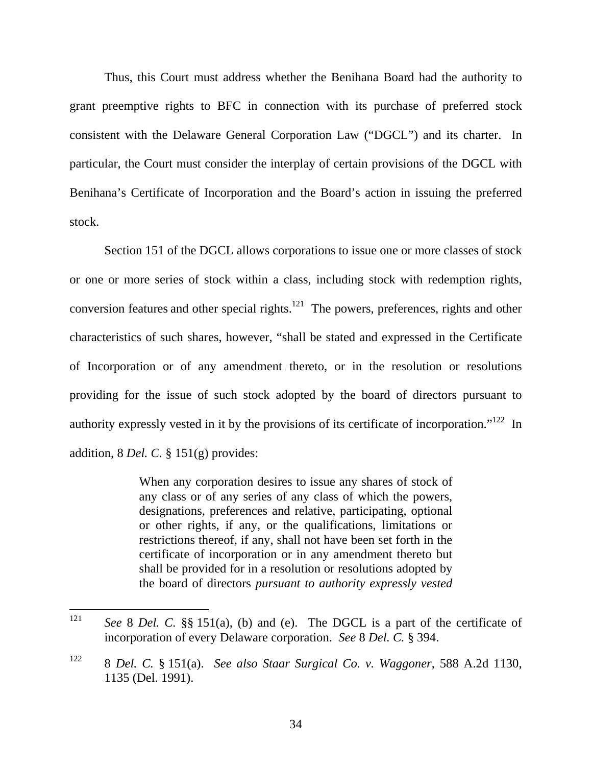Thus, this Court must address whether the Benihana Board had the authority to grant preemptive rights to BFC in connection with its purchase of preferred stock consistent with the Delaware General Corporation Law ("DGCL") and its charter. In particular, the Court must consider the interplay of certain provisions of the DGCL with Benihana's Certificate of Incorporation and the Board's action in issuing the preferred stock.

Section 151 of the DGCL allows corporations to issue one or more classes of stock or one or more series of stock within a class, including stock with redemption rights, conversion features and other special rights.[121] The powers, preferences, rights and other characteristics of such shares, however, "shall be stated and expressed in the Certificate of Incorporation or of any amendment thereto, or in the resolution or resolutions providing for the issue of such stock adopted by the board of directors pursuant to authority expressly vested in it by the provisions of its certificate of incorporation."[122] In addition, 8 *Del. C.* § 151(g) provides:

> When any corporation desires to issue any shares of stock of any class or of any series of any class of which the powers, designations, preferences and relative, participating, optional or other rights, if any, or the qualifications, limitations or restrictions thereof, if any, shall not have been set forth in the certificate of incorporation or in any amendment thereto but shall be provided for in a resolution or resolutions adopted by the board of directors *pursuant to authority expressly vested*

---

[121] *See* 8 *Del. C.* §§ 151(a), (b) and (e). The DGCL is a part of the certificate of incorporation of every Delaware corporation. *See* 8 *Del. C.* § 394.

[122] 8 *Del. C.* § 151(a). *See also Staar Surgical Co. v. Waggoner*, 588 A.2d 1130, 1135 (Del. 1991).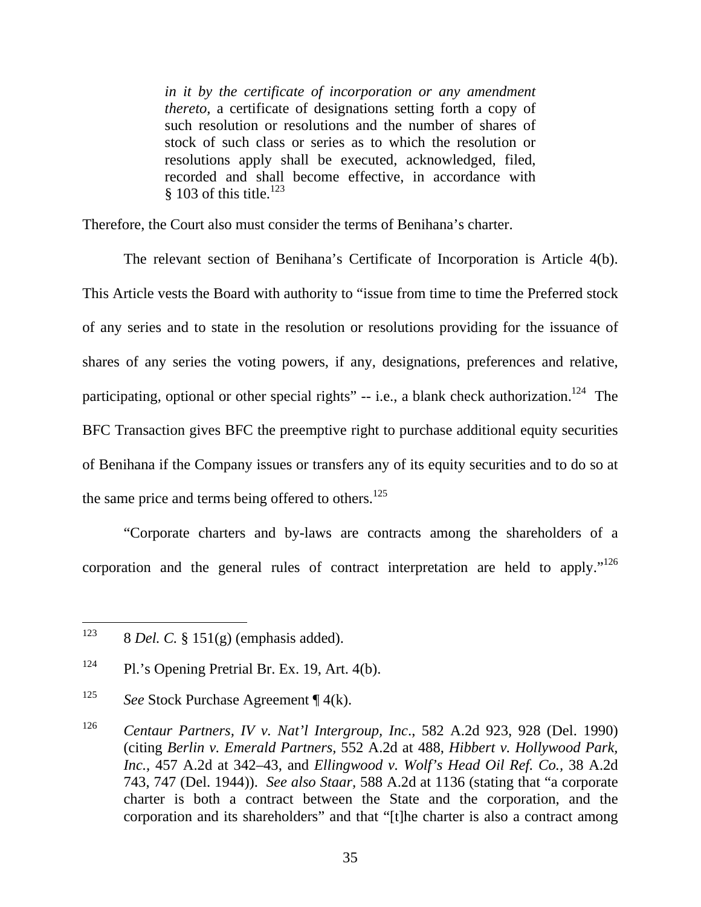> *in it by the certificate of incorporation or any amendment thereto,* a certificate of designations setting forth a copy of such resolution or resolutions and the number of shares of stock of such class or series as to which the resolution or resolutions apply shall be executed, acknowledged, filed, recorded and shall become effective, in accordance with § 103 of this title.[123]

Therefore, the Court also must consider the terms of Benihana's charter.

The relevant section of Benihana's Certificate of Incorporation is Article 4(b). This Article vests the Board with authority to "issue from time to time the Preferred stock of any series and to state in the resolution or resolutions providing for the issuance of shares of any series the voting powers, if any, designations, preferences and relative, participating, optional or other special rights" -- i.e., a blank check authorization.[124] The BFC Transaction gives BFC the preemptive right to purchase additional equity securities of Benihana if the Company issues or transfers any of its equity securities and to do so at the same price and terms being offered to others.[125]

"Corporate charters and by-laws are contracts among the shareholders of a corporation and the general rules of contract interpretation are held to apply."[126]

---

[123] 8 *Del. C.* § 151(g) (emphasis added).

[124] Pl.'s Opening Pretrial Br. Ex. 19, Art. 4(b).

[125] *See* Stock Purchase Agreement ¶ 4(k).

[126] *Centaur Partners, IV v. Nat'l Intergroup, Inc.*, 582 A.2d 923, 928 (Del. 1990) (citing *Berlin v. Emerald Partners*, 552 A.2d at 488, *Hibbert v. Hollywood Park, Inc.*, 457 A.2d at 342–43, and *Ellingwood v. Wolf's Head Oil Ref. Co.*, 38 A.2d 743, 747 (Del. 1944)). *See also Staar*, 588 A.2d at 1136 (stating that "a corporate charter is both a contract between the State and the corporation, and the corporation and its shareholders" and that "[t]he charter is also a contract among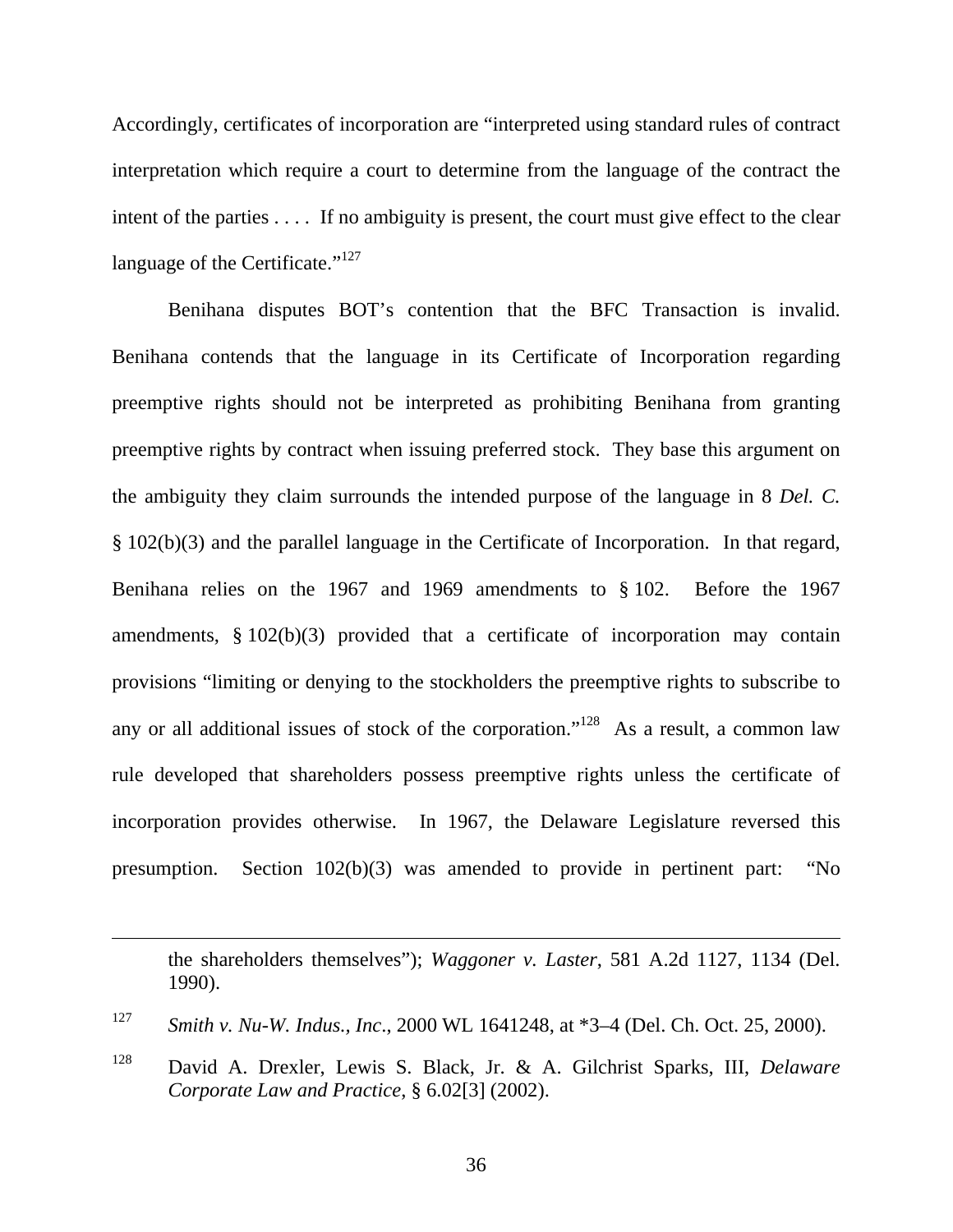Accordingly, certificates of incorporation are "interpreted using standard rules of contract interpretation which require a court to determine from the language of the contract the intent of the parties . . . . If no ambiguity is present, the court must give effect to the clear language of the Certificate."[127]

Benihana disputes BOT's contention that the BFC Transaction is invalid. Benihana contends that the language in its Certificate of Incorporation regarding preemptive rights should not be interpreted as prohibiting Benihana from granting preemptive rights by contract when issuing preferred stock. They base this argument on the ambiguity they claim surrounds the intended purpose of the language in 8 *Del. C.* § 102(b)(3) and the parallel language in the Certificate of Incorporation. In that regard, Benihana relies on the 1967 and 1969 amendments to § 102. Before the 1967 amendments, § 102(b)(3) provided that a certificate of incorporation may contain provisions "limiting or denying to the stockholders the preemptive rights to subscribe to any or all additional issues of stock of the corporation."[128] As a result, a common law rule developed that shareholders possess preemptive rights unless the certificate of incorporation provides otherwise. In 1967, the Delaware Legislature reversed this presumption. Section 102(b)(3) was amended to provide in pertinent part: "No

---

the shareholders themselves"); *Waggoner v. Laster*, 581 A.2d 1127, 1134 (Del. 1990).

[127] *Smith v. Nu-W. Indus., Inc.*, 2000 WL 1641248, at *3–4 (Del. Ch. Oct. 25, 2000).

[128] David A. Drexler, Lewis S. Black, Jr. & A. Gilchrist Sparks, III, *Delaware Corporate Law and Practice*, § 6.02[3] (2002).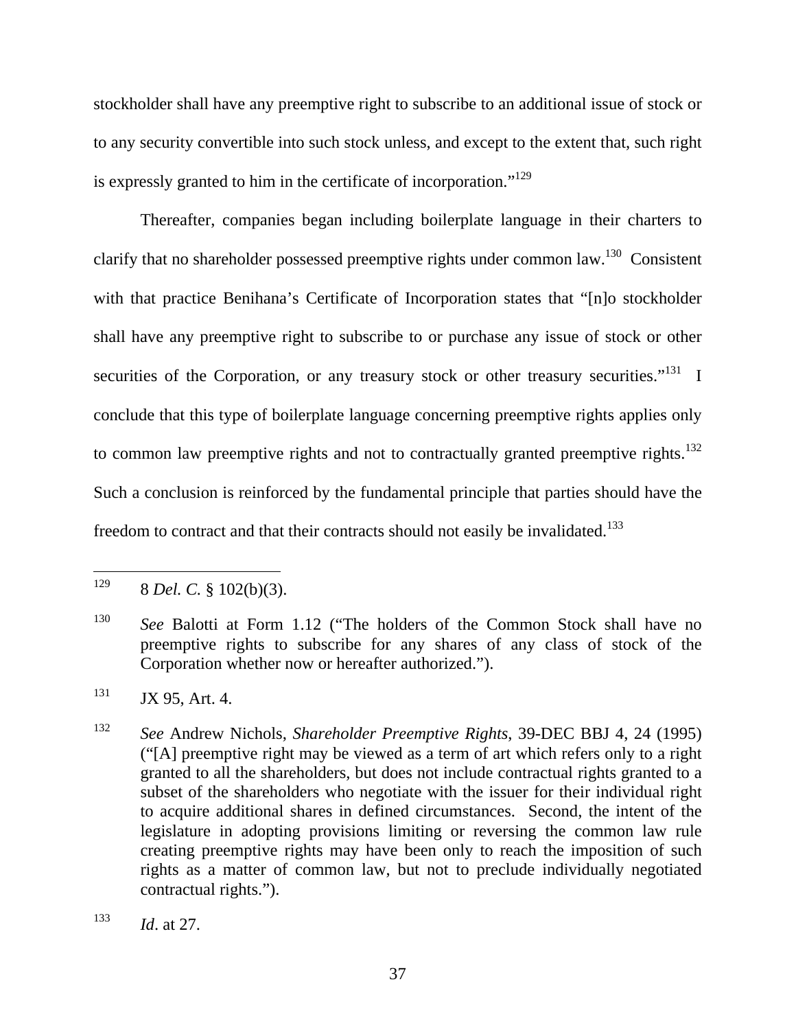stockholder shall have any preemptive right to subscribe to an additional issue of stock or to any security convertible into such stock unless, and except to the extent that, such right is expressly granted to him in the certificate of incorporation."[129]

Thereafter, companies began including boilerplate language in their charters to clarify that no shareholder possessed preemptive rights under common law.[130] Consistent with that practice Benihana's Certificate of Incorporation states that "[n]o stockholder shall have any preemptive right to subscribe to or purchase any issue of stock or other securities of the Corporation, or any treasury stock or other treasury securities."[131] I conclude that this type of boilerplate language concerning preemptive rights applies only to common law preemptive rights and not to contractually granted preemptive rights.[132] Such a conclusion is reinforced by the fundamental principle that parties should have the freedom to contract and that their contracts should not easily be invalidated.[133]

---

[129] 8 *Del. C.* § 102(b)(3).

[130] *See* Balotti at Form 1.12 ("The holders of the Common Stock shall have no preemptive rights to subscribe for any shares of any class of stock of the Corporation whether now or hereafter authorized.").

[131] JX 95, Art. 4.

[132] *See* Andrew Nichols, *Shareholder Preemptive Rights*, 39-DEC BBJ 4, 24 (1995) ("[A] preemptive right may be viewed as a term of art which refers only to a right granted to all the shareholders, but does not include contractual rights granted to a subset of the shareholders who negotiate with the issuer for their individual right to acquire additional shares in defined circumstances. Second, the intent of the legislature in adopting provisions limiting or reversing the common law rule creating preemptive rights may have been only to reach the imposition of such rights as a matter of common law, but not to preclude individually negotiated contractual rights.").

[133] *Id*. at 27.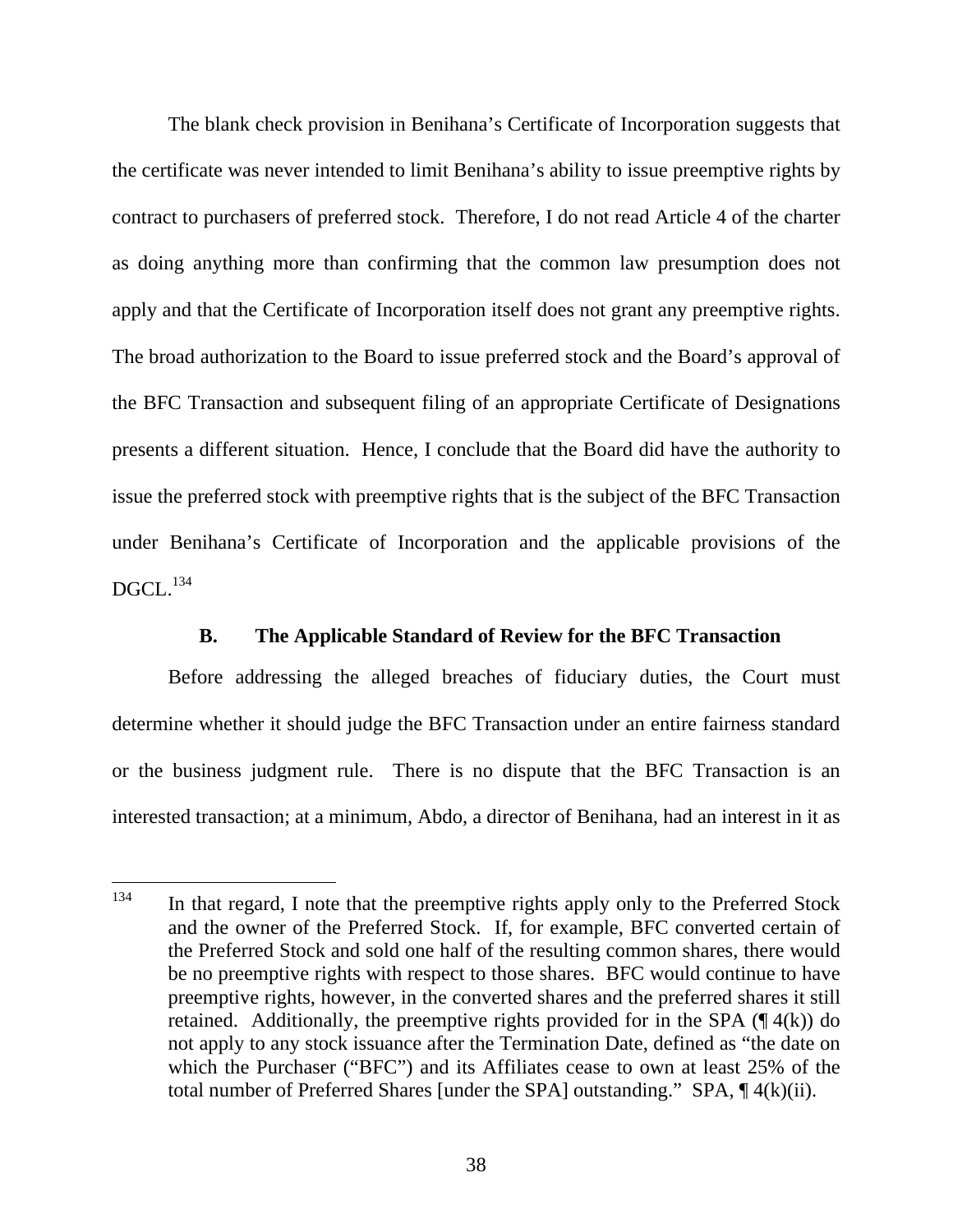The blank check provision in Benihana's Certificate of Incorporation suggests that the certificate was never intended to limit Benihana's ability to issue preemptive rights by contract to purchasers of preferred stock. Therefore, I do not read Article 4 of the charter as doing anything more than confirming that the common law presumption does not apply and that the Certificate of Incorporation itself does not grant any preemptive rights. The broad authorization to the Board to issue preferred stock and the Board's approval of the BFC Transaction and subsequent filing of an appropriate Certificate of Designations presents a different situation. Hence, I conclude that the Board did have the authority to issue the preferred stock with preemptive rights that is the subject of the BFC Transaction under Benihana's Certificate of Incorporation and the applicable provisions of the DGCL.[134]

### B. The Applicable Standard of Review for the BFC Transaction

Before addressing the alleged breaches of fiduciary duties, the Court must determine whether it should judge the BFC Transaction under an entire fairness standard or the business judgment rule. There is no dispute that the BFC Transaction is an interested transaction; at a minimum, Abdo, a director of Benihana, had an interest in it as

---

[134] In that regard, I note that the preemptive rights apply only to the Preferred Stock and the owner of the Preferred Stock. If, for example, BFC converted certain of the Preferred Stock and sold one half of the resulting common shares, there would be no preemptive rights with respect to those shares. BFC would continue to have preemptive rights, however, in the converted shares and the preferred shares it still retained. Additionally, the preemptive rights provided for in the SPA (¶ 4(k)) do not apply to any stock issuance after the Termination Date, defined as "the date on which the Purchaser ("BFC") and its Affiliates cease to own at least 25% of the total number of Preferred Shares [under the SPA] outstanding." SPA, ¶ 4(k)(ii).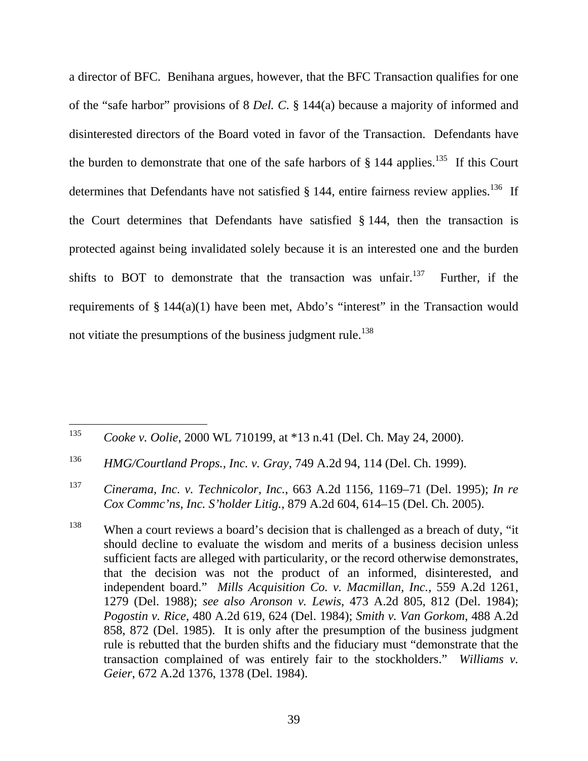a director of BFC. Benihana argues, however, that the BFC Transaction qualifies for one of the "safe harbor" provisions of 8 *Del. C*. § 144(a) because a majority of informed and disinterested directors of the Board voted in favor of the Transaction. Defendants have the burden to demonstrate that one of the safe harbors of § 144 applies.[135] If this Court determines that Defendants have not satisfied § 144, entire fairness review applies.[136] If the Court determines that Defendants have satisfied § 144, then the transaction is protected against being invalidated solely because it is an interested one and the burden shifts to BOT to demonstrate that the transaction was unfair.[137] Further, if the requirements of § 144(a)(1) have been met, Abdo's "interest" in the Transaction would not vitiate the presumptions of the business judgment rule.[138]

---

[135] *Cooke v. Oolie*, 2000 WL 710199, at *13 n.41 (Del. Ch. May 24, 2000).

[136] *HMG/Courtland Props., Inc. v. Gray*, 749 A.2d 94, 114 (Del. Ch. 1999).

[137] *Cinerama, Inc. v. Technicolor, Inc.*, 663 A.2d 1156, 1169–71 (Del. 1995); *In re Cox Commc'ns, Inc. S'holder Litig.*, 879 A.2d 604, 614–15 (Del. Ch. 2005).

[138] When a court reviews a board's decision that is challenged as a breach of duty, "it should decline to evaluate the wisdom and merits of a business decision unless sufficient facts are alleged with particularity, or the record otherwise demonstrates, that the decision was not the product of an informed, disinterested, and independent board." *Mills Acquisition Co. v. Macmillan, Inc.,* 559 A.2d 1261, 1279 (Del. 1988); *see also Aronson v. Lewis*, 473 A.2d 805, 812 (Del. 1984); *Pogostin v. Rice*, 480 A.2d 619, 624 (Del. 1984); *Smith v. Van Gorkom*, 488 A.2d 858, 872 (Del. 1985). It is only after the presumption of the business judgment rule is rebutted that the burden shifts and the fiduciary must "demonstrate that the transaction complained of was entirely fair to the stockholders." *Williams v. Geier*, 672 A.2d 1376, 1378 (Del. 1984).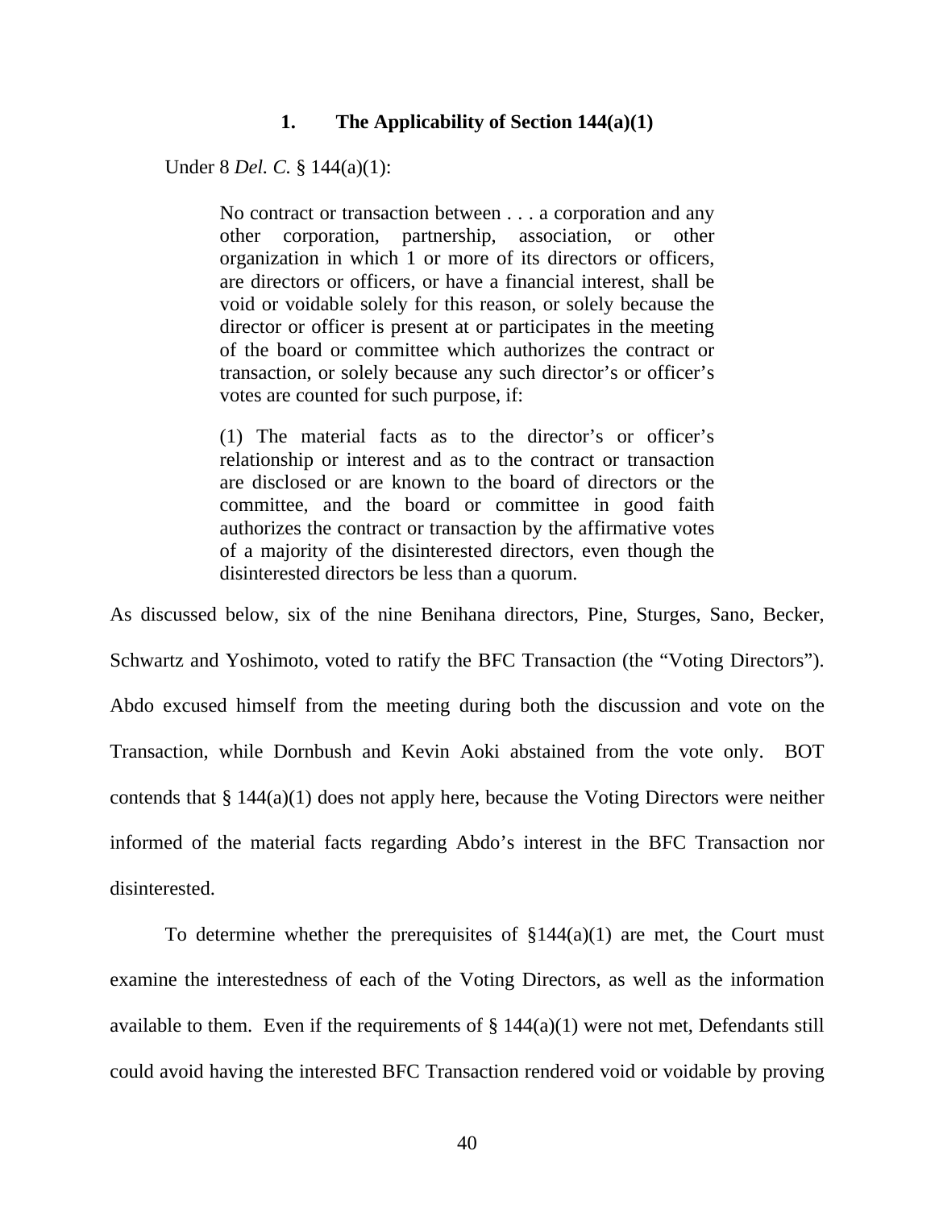### 1. The Applicability of Section 144(a)(1)

Under 8 *Del. C.* § 144(a)(1):

> No contract or transaction between . . . a corporation and any other corporation, partnership, association, or other organization in which 1 or more of its directors or officers, are directors or officers, or have a financial interest, shall be void or voidable solely for this reason, or solely because the director or officer is present at or participates in the meeting of the board or committee which authorizes the contract or transaction, or solely because any such director's or officer's votes are counted for such purpose, if:
>
> (1) The material facts as to the director's or officer's relationship or interest and as to the contract or transaction are disclosed or are known to the board of directors or the committee, and the board or committee in good faith authorizes the contract or transaction by the affirmative votes of a majority of the disinterested directors, even though the disinterested directors be less than a quorum.

As discussed below, six of the nine Benihana directors, Pine, Sturges, Sano, Becker, Schwartz and Yoshimoto, voted to ratify the BFC Transaction (the "Voting Directors"). Abdo excused himself from the meeting during both the discussion and vote on the Transaction, while Dornbush and Kevin Aoki abstained from the vote only. BOT contends that § 144(a)(1) does not apply here, because the Voting Directors were neither informed of the material facts regarding Abdo's interest in the BFC Transaction nor disinterested.

To determine whether the prerequisites of §144(a)(1) are met, the Court must examine the interestedness of each of the Voting Directors, as well as the information available to them. Even if the requirements of § 144(a)(1) were not met, Defendants still could avoid having the interested BFC Transaction rendered void or voidable by proving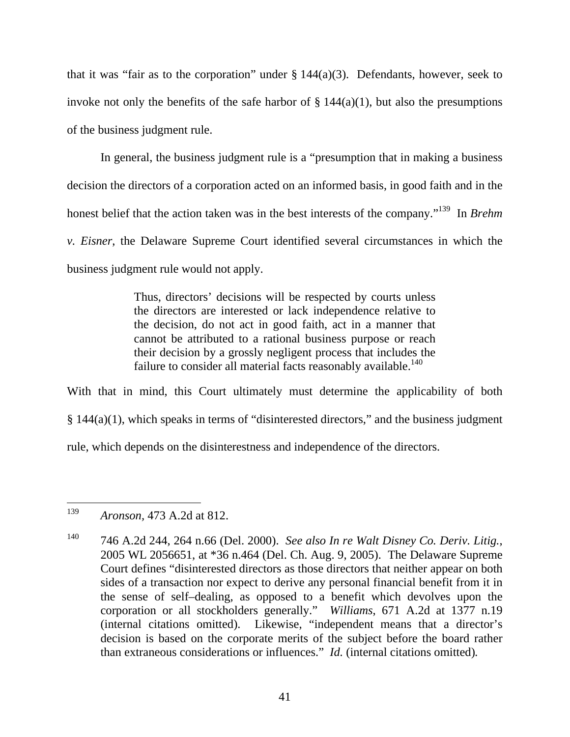that it was "fair as to the corporation" under § 144(a)(3). Defendants, however, seek to invoke not only the benefits of the safe harbor of § 144(a)(1), but also the presumptions of the business judgment rule.

In general, the business judgment rule is a "presumption that in making a business decision the directors of a corporation acted on an informed basis, in good faith and in the honest belief that the action taken was in the best interests of the company."[139] In *Brehm v. Eisner*, the Delaware Supreme Court identified several circumstances in which the business judgment rule would not apply.

> Thus, directors' decisions will be respected by courts unless the directors are interested or lack independence relative to the decision, do not act in good faith, act in a manner that cannot be attributed to a rational business purpose or reach their decision by a grossly negligent process that includes the failure to consider all material facts reasonably available.[140]

With that in mind, this Court ultimately must determine the applicability of both § 144(a)(1), which speaks in terms of "disinterested directors," and the business judgment rule, which depends on the disinterestedness and independence of the directors.

---

[139] *Aronson*, 473 A.2d at 812.

[140] 746 A.2d 244, 264 n.66 (Del. 2000). *See also In re Walt Disney Co. Deriv. Litig.*, 2005 WL 2056651, at *36 n.464 (Del. Ch. Aug. 9, 2005). The Delaware Supreme Court defines "disinterested directors as those directors that neither appear on both sides of a transaction nor expect to derive any personal financial benefit from it in the sense of self–dealing, as opposed to a benefit which devolves upon the corporation or all stockholders generally." *Williams*, 671 A.2d at 1377 n.19 (internal citations omitted). Likewise, "independent means that a director's decision is based on the corporate merits of the subject before the board rather than extraneous considerations or influences." *Id.* (internal citations omitted).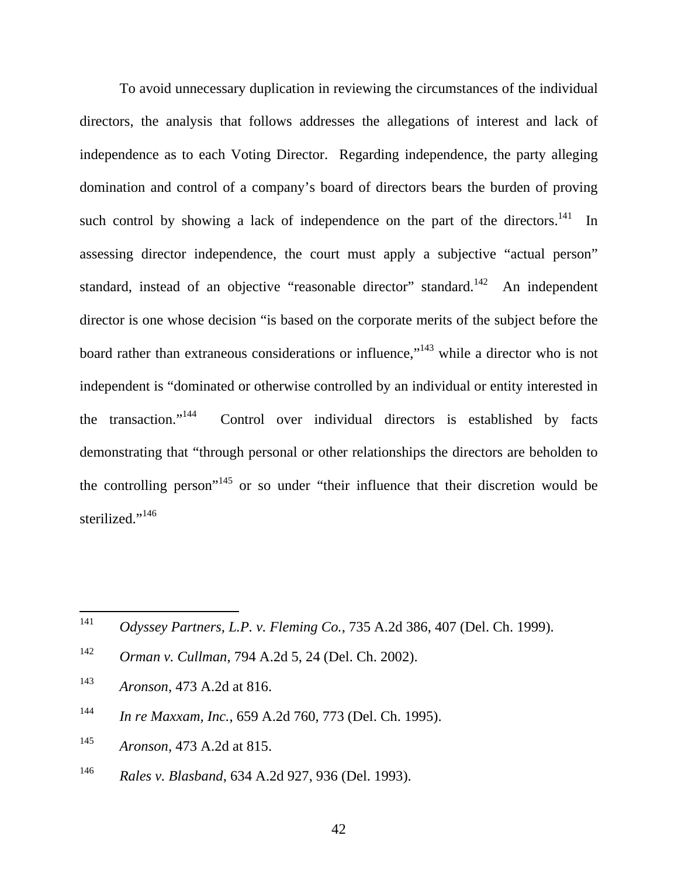To avoid unnecessary duplication in reviewing the circumstances of the individual directors, the analysis that follows addresses the allegations of interest and lack of independence as to each Voting Director. Regarding independence, the party alleging domination and control of a company's board of directors bears the burden of proving such control by showing a lack of independence on the part of the directors.[141] In assessing director independence, the court must apply a subjective "actual person" standard, instead of an objective "reasonable director" standard.[142] An independent director is one whose decision "is based on the corporate merits of the subject before the board rather than extraneous considerations or influence,"[143] while a director who is not independent is "dominated or otherwise controlled by an individual or entity interested in the transaction."[144] Control over individual directors is established by facts demonstrating that "through personal or other relationships the directors are beholden to the controlling person"[145] or so under "their influence that their discretion would be sterilized."[146]

---

[141] *Odyssey Partners, L.P. v. Fleming Co.*, 735 A.2d 386, 407 (Del. Ch. 1999).

[142] *Orman v. Cullman*, 794 A.2d 5, 24 (Del. Ch. 2002).

[143] *Aronson*, 473 A.2d at 816.

[144] *In re Maxxam, Inc.*, 659 A.2d 760, 773 (Del. Ch. 1995).

[145] *Aronson*, 473 A.2d at 815.

[146] *Rales v. Blasband*, 634 A.2d 927, 936 (Del. 1993).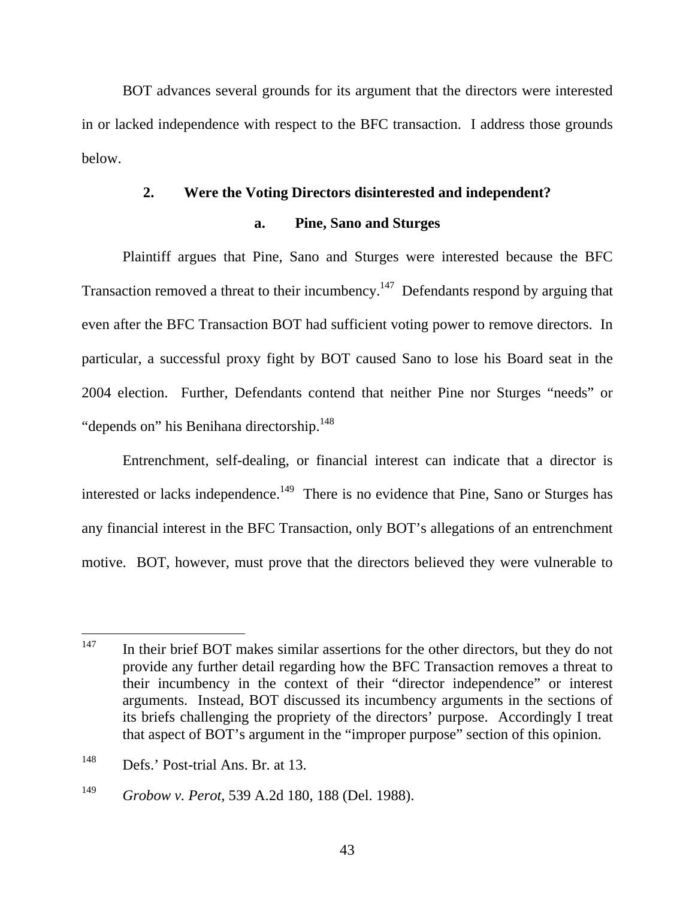BOT advances several grounds for its argument that the directors were interested in or lacked independence with respect to the BFC transaction. I address those grounds below.

### 2. Were the Voting Directors disinterested and independent?

#### a. Pine, Sano and Sturges

Plaintiff argues that Pine, Sano and Sturges were interested because the BFC Transaction removed a threat to their incumbency.[147] Defendants respond by arguing that even after the BFC Transaction BOT had sufficient voting power to remove directors. In particular, a successful proxy fight by BOT caused Sano to lose his Board seat in the 2004 election. Further, Defendants contend that neither Pine nor Sturges "needs" or "depends on" his Benihana directorship.[148]

Entrenchment, self-dealing, or financial interest can indicate that a director is interested or lacks independence.[149] There is no evidence that Pine, Sano or Sturges has any financial interest in the BFC Transaction, only BOT's allegations of an entrenchment motive. BOT, however, must prove that the directors believed they were vulnerable to

---

[147] In their brief BOT makes similar assertions for the other directors, but they do not provide any further detail regarding how the BFC Transaction removes a threat to their incumbency in the context of their "director independence" or interest arguments. Instead, BOT discussed its incumbency arguments in the sections of its briefs challenging the propriety of the directors' purpose. Accordingly I treat that aspect of BOT's argument in the "improper purpose" section of this opinion.

[148] Defs.' Post-trial Ans. Br. at 13.

[149] *Grobow v. Perot*, 539 A.2d 180, 188 (Del. 1988).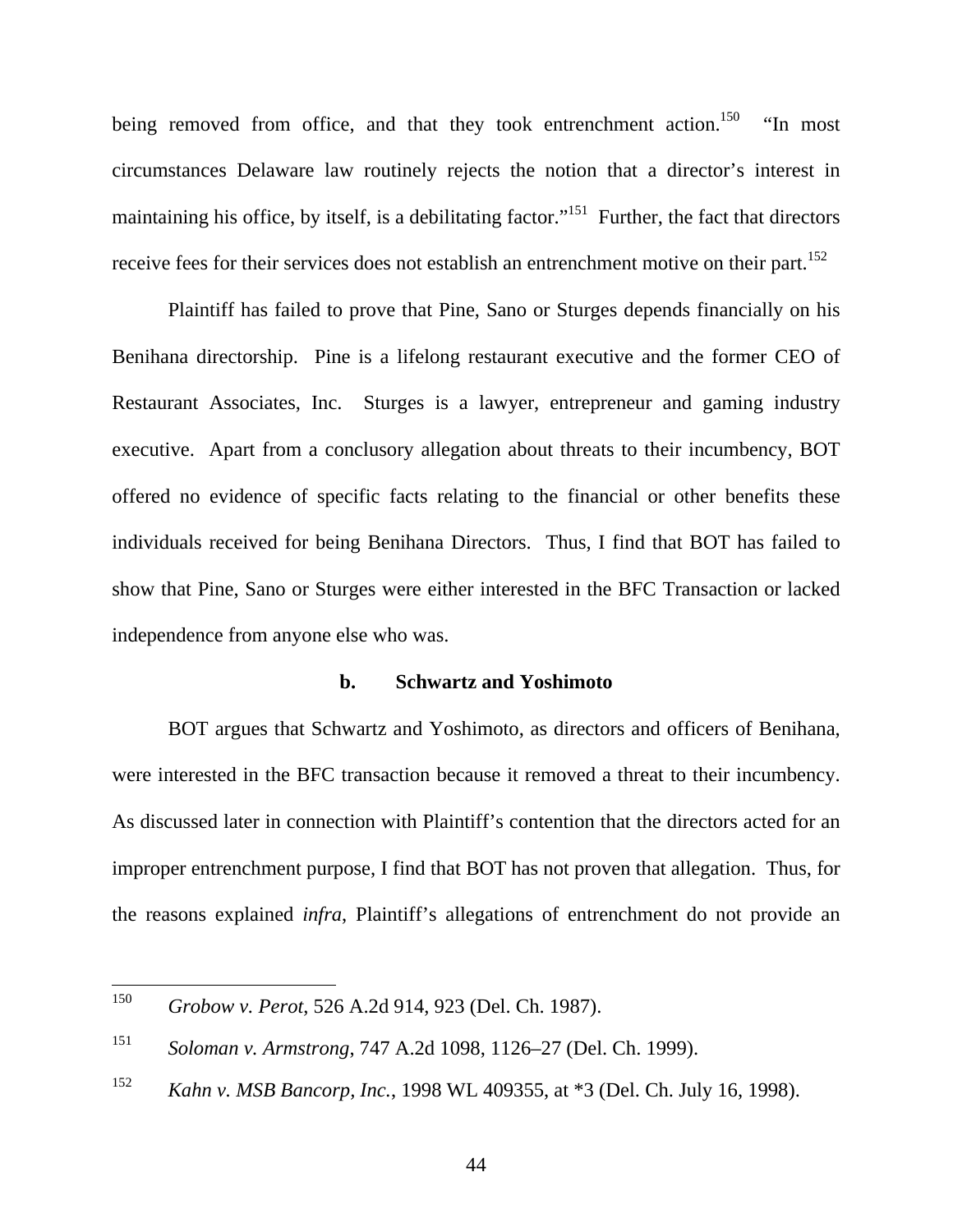being removed from office, and that they took entrenchment action.[150] "In most circumstances Delaware law routinely rejects the notion that a director's interest in maintaining his office, by itself, is a debilitating factor."[151] Further, the fact that directors receive fees for their services does not establish an entrenchment motive on their part.[152]

Plaintiff has failed to prove that Pine, Sano or Sturges depends financially on his Benihana directorship. Pine is a lifelong restaurant executive and the former CEO of Restaurant Associates, Inc. Sturges is a lawyer, entrepreneur and gaming industry executive. Apart from a conclusory allegation about threats to their incumbency, BOT offered no evidence of specific facts relating to the financial or other benefits these individuals received for being Benihana Directors. Thus, I find that BOT has failed to show that Pine, Sano or Sturges were either interested in the BFC Transaction or lacked independence from anyone else who was.

**b. Schwartz and Yoshimoto**

BOT argues that Schwartz and Yoshimoto, as directors and officers of Benihana, were interested in the BFC transaction because it removed a threat to their incumbency. As discussed later in connection with Plaintiff's contention that the directors acted for an improper entrenchment purpose, I find that BOT has not proven that allegation. Thus, for the reasons explained *infra*, Plaintiff's allegations of entrenchment do not provide an

---

[150] *Grobow v. Perot*, 526 A.2d 914, 923 (Del. Ch. 1987).

[151] *Soloman v. Armstrong*, 747 A.2d 1098, 1126–27 (Del. Ch. 1999).

[152] *Kahn v. MSB Bancorp, Inc.*, 1998 WL 409355, at *3 (Del. Ch. July 16, 1998).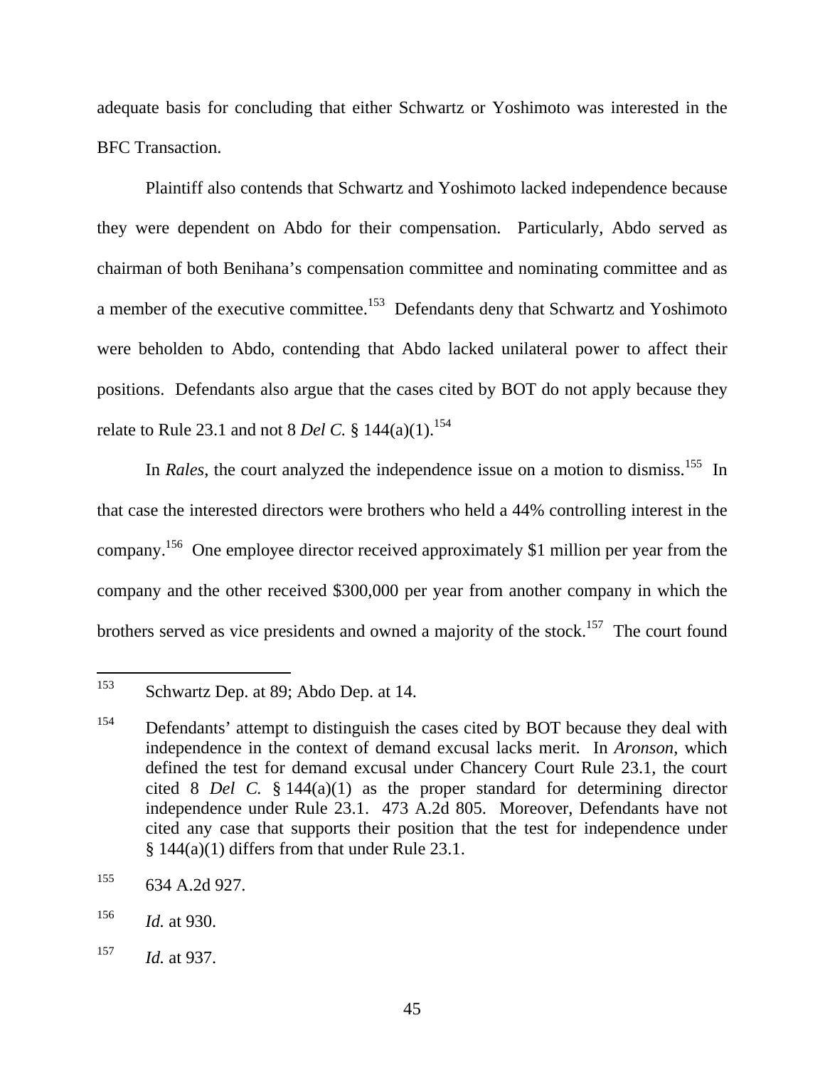adequate basis for concluding that either Schwartz or Yoshimoto was interested in the BFC Transaction.

Plaintiff also contends that Schwartz and Yoshimoto lacked independence because they were dependent on Abdo for their compensation. Particularly, Abdo served as chairman of both Benihana's compensation committee and nominating committee and as a member of the executive committee.[153] Defendants deny that Schwartz and Yoshimoto were beholden to Abdo, contending that Abdo lacked unilateral power to affect their positions. Defendants also argue that the cases cited by BOT do not apply because they relate to Rule 23.1 and not 8 *Del C.* § 144(a)(1).[154]

In *Rales*, the court analyzed the independence issue on a motion to dismiss.[155] In that case the interested directors were brothers who held a 44% controlling interest in the company.[156] One employee director received approximately $1 million per year from the company and the other received $300,000 per year from another company in which the brothers served as vice presidents and owned a majority of the stock.[157] The court found

---

[153] Schwartz Dep. at 89; Abdo Dep. at 14.

[154] Defendants' attempt to distinguish the cases cited by BOT because they deal with independence in the context of demand excusal lacks merit. In *Aronson*, which defined the test for demand excusal under Chancery Court Rule 23.1, the court cited 8 *Del C.* § 144(a)(1) as the proper standard for determining director independence under Rule 23.1. 473 A.2d 805. Moreover, Defendants have not cited any case that supports their position that the test for independence under § 144(a)(1) differs from that under Rule 23.1.

[155] 634 A.2d 927.

[156] *Id.* at 930.

[157] *Id.* at 937.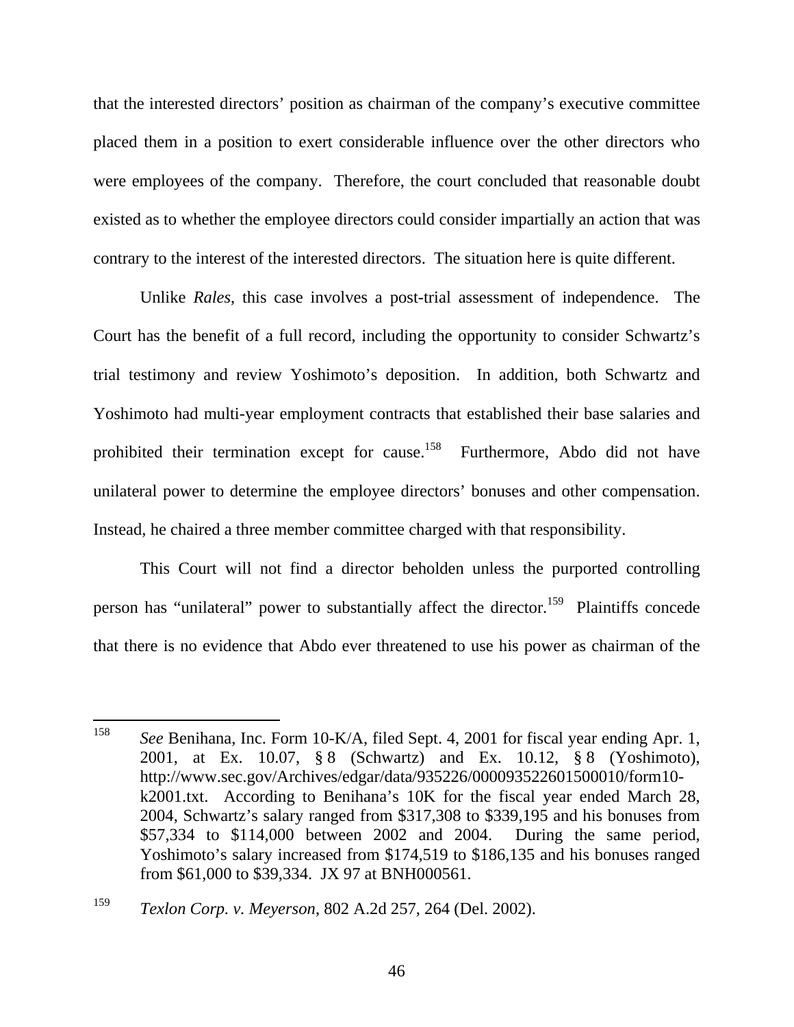that the interested directors' position as chairman of the company's executive committee placed them in a position to exert considerable influence over the other directors who were employees of the company. Therefore, the court concluded that reasonable doubt existed as to whether the employee directors could consider impartially an action that was contrary to the interest of the interested directors. The situation here is quite different.

Unlike *Rales*, this case involves a post-trial assessment of independence. The Court has the benefit of a full record, including the opportunity to consider Schwartz's trial testimony and review Yoshimoto's deposition. In addition, both Schwartz and Yoshimoto had multi-year employment contracts that established their base salaries and prohibited their termination except for cause.[158] Furthermore, Abdo did not have unilateral power to determine the employee directors' bonuses and other compensation. Instead, he chaired a three member committee charged with that responsibility.

This Court will not find a director beholden unless the purported controlling person has "unilateral" power to substantially affect the director.[159] Plaintiffs concede that there is no evidence that Abdo ever threatened to use his power as chairman of the

---

[158] *See* Benihana, Inc. Form 10-K/A, filed Sept. 4, 2001 for fiscal year ending Apr. 1, 2001, at Ex. 10.07, § 8 (Schwartz) and Ex. 10.12, § 8 (Yoshimoto), http://www.sec.gov/Archives/edgar/data/935226/000093522601500010/form10-k2001.txt. According to Benihana's 10K for the fiscal year ended March 28, 2004, Schwartz's salary ranged from $317,308 to $339,195 and his bonuses from $57,334 to $114,000 between 2002 and 2004. During the same period, Yoshimoto's salary increased from $174,519 to $186,135 and his bonuses ranged from $61,000 to $39,334. JX 97 at BNH000561.

[159] *Texlon Corp. v. Meyerson*, 802 A.2d 257, 264 (Del. 2002).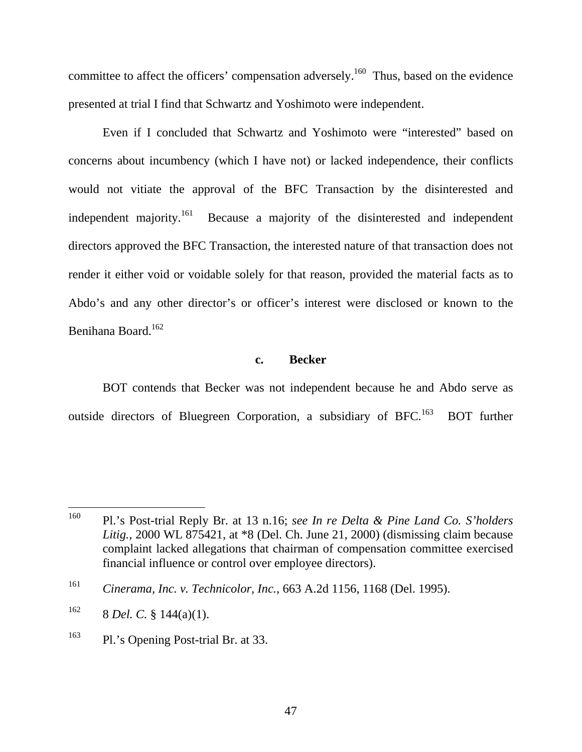committee to affect the officers' compensation adversely.[160] Thus, based on the evidence presented at trial I find that Schwartz and Yoshimoto were independent.

Even if I concluded that Schwartz and Yoshimoto were "interested" based on concerns about incumbency (which I have not) or lacked independence, their conflicts would not vitiate the approval of the BFC Transaction by the disinterested and independent majority.[161] Because a majority of the disinterested and independent directors approved the BFC Transaction, the interested nature of that transaction does not render it either void or voidable solely for that reason, provided the material facts as to Abdo's and any other director's or officer's interest were disclosed or known to the Benihana Board.[162]

#### c. Becker

BOT contends that Becker was not independent because he and Abdo serve as outside directors of Bluegreen Corporation, a subsidiary of BFC.[163] BOT further

---

[160] Pl.'s Post-trial Reply Br. at 13 n.16; *see In re Delta & Pine Land Co. S'holders Litig.*, 2000 WL 875421, at *8 (Del. Ch. June 21, 2000) (dismissing claim because complaint lacked allegations that chairman of compensation committee exercised financial influence or control over employee directors).

[161] *Cinerama, Inc. v. Technicolor, Inc.*, 663 A.2d 1156, 1168 (Del. 1995).

[162] 8 *Del. C.* § 144(a)(1).

[163] Pl.'s Opening Post-trial Br. at 33.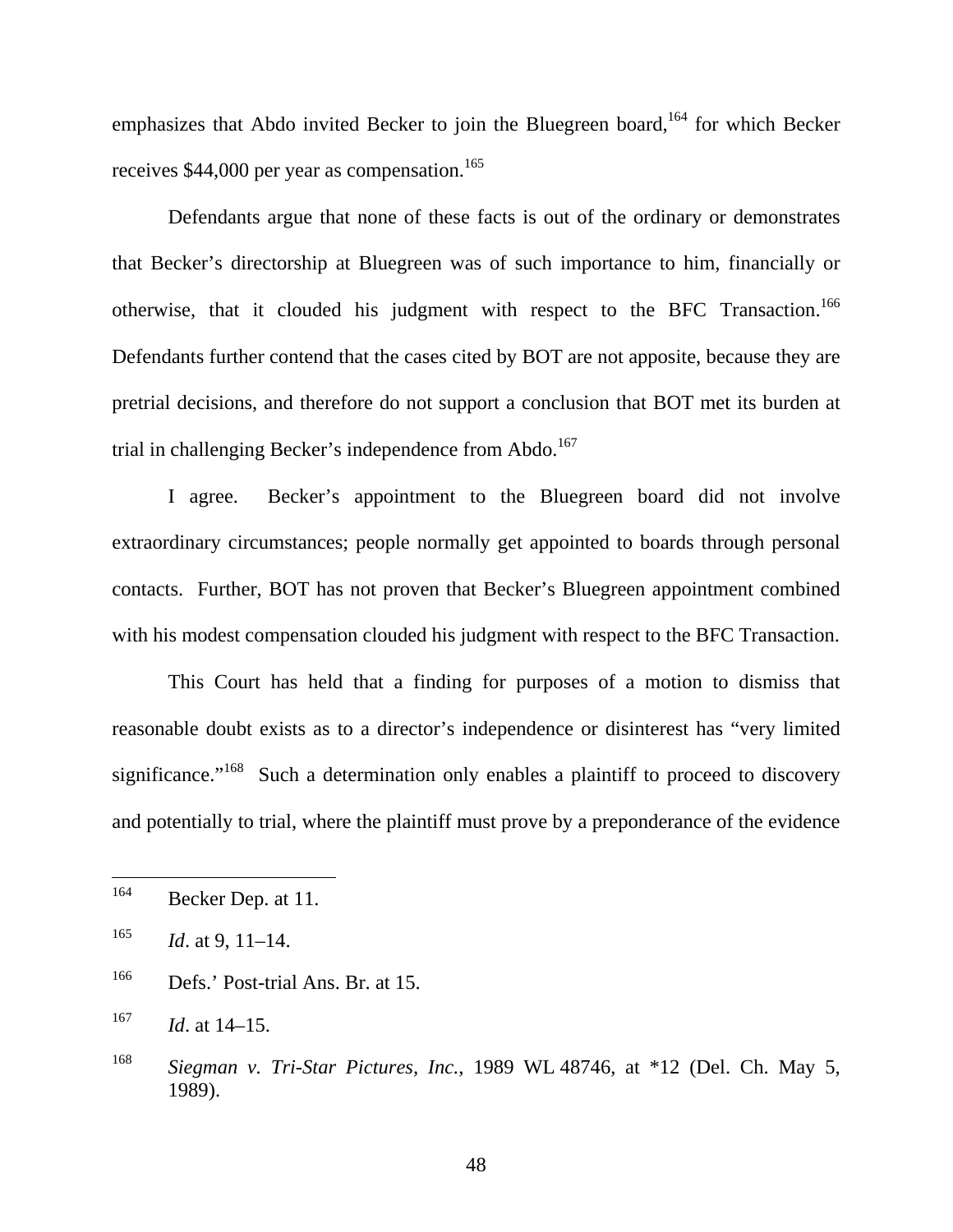emphasizes that Abdo invited Becker to join the Bluegreen board,[164] for which Becker receives $44,000 per year as compensation.[165]

Defendants argue that none of these facts is out of the ordinary or demonstrates that Becker's directorship at Bluegreen was of such importance to him, financially or otherwise, that it clouded his judgment with respect to the BFC Transaction.[166] Defendants further contend that the cases cited by BOT are not apposite, because they are pretrial decisions, and therefore do not support a conclusion that BOT met its burden at trial in challenging Becker's independence from Abdo.[167]

I agree. Becker's appointment to the Bluegreen board did not involve extraordinary circumstances; people normally get appointed to boards through personal contacts. Further, BOT has not proven that Becker's Bluegreen appointment combined with his modest compensation clouded his judgment with respect to the BFC Transaction.

This Court has held that a finding for purposes of a motion to dismiss that reasonable doubt exists as to a director's independence or disinterest has "very limited significance."[168] Such a determination only enables a plaintiff to proceed to discovery and potentially to trial, where the plaintiff must prove by a preponderance of the evidence

---

[164] Becker Dep. at 11.

[165] *Id*. at 9, 11–14.

[166] Defs.' Post-trial Ans. Br. at 15.

[167] *Id*. at 14–15.

[168] *Siegman v. Tri-Star Pictures, Inc.*, 1989 WL 48746, at *12 (Del. Ch. May 5, 1989).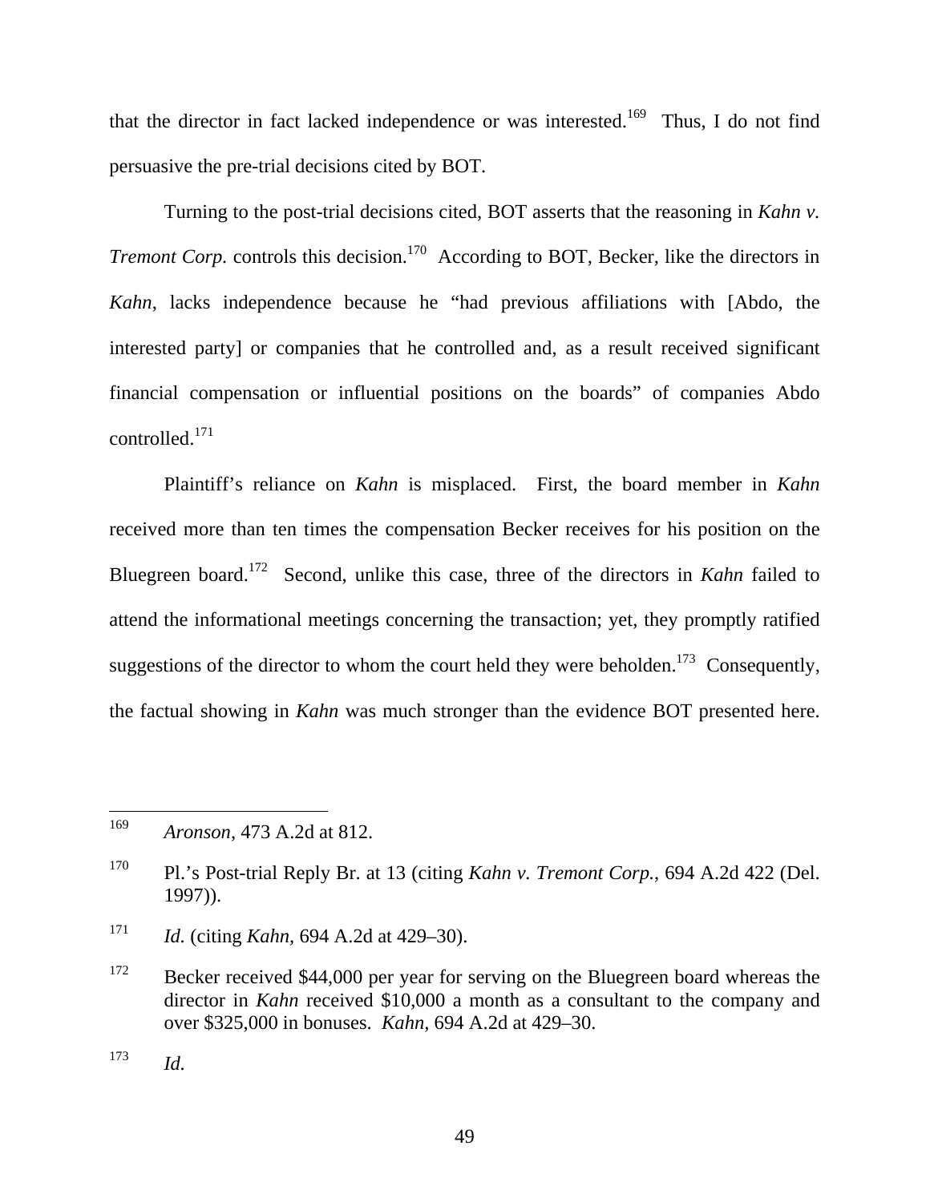that the director in fact lacked independence or was interested.[169] Thus, I do not find persuasive the pre-trial decisions cited by BOT.

Turning to the post-trial decisions cited, BOT asserts that the reasoning in *Kahn v. Tremont Corp.* controls this decision.[170] According to BOT, Becker, like the directors in *Kahn*, lacks independence because he "had previous affiliations with [Abdo, the interested party] or companies that he controlled and, as a result received significant financial compensation or influential positions on the boards" of companies Abdo controlled.[171]

Plaintiff's reliance on *Kahn* is misplaced. First, the board member in *Kahn* received more than ten times the compensation Becker receives for his position on the Bluegreen board.[172] Second, unlike this case, three of the directors in *Kahn* failed to attend the informational meetings concerning the transaction; yet, they promptly ratified suggestions of the director to whom the court held they were beholden.[173] Consequently, the factual showing in *Kahn* was much stronger than the evidence BOT presented here.

---

[169] *Aronson*, 473 A.2d at 812.

[170] Pl.'s Post-trial Reply Br. at 13 (citing *Kahn v. Tremont Corp.*, 694 A.2d 422 (Del. 1997)).

[171] *Id.* (citing *Kahn*, 694 A.2d at 429–30).

[172] Becker received $44,000 per year for serving on the Bluegreen board whereas the director in *Kahn* received $10,000 a month as a consultant to the company and over $325,000 in bonuses. *Kahn*, 694 A.2d at 429–30.

[173] *Id.*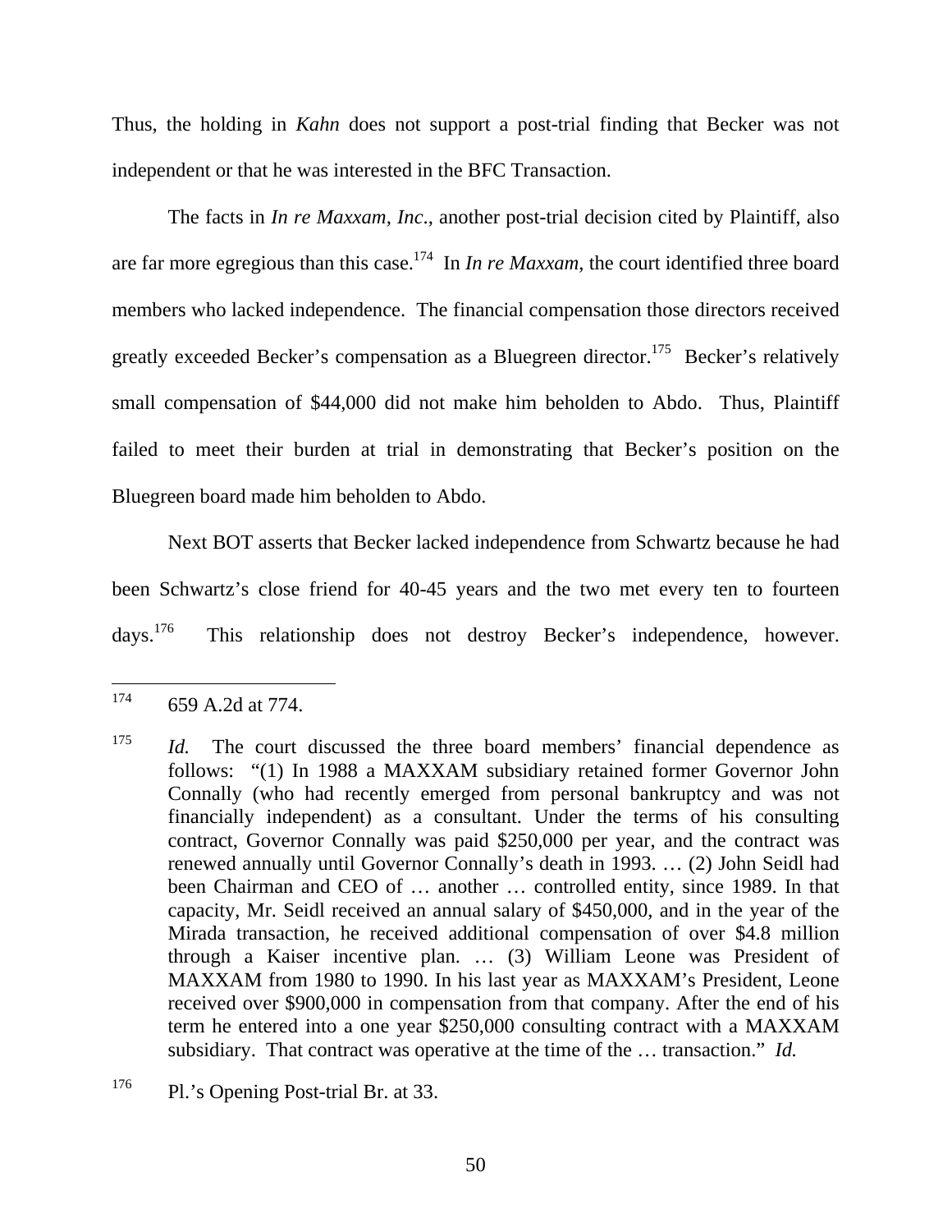Thus, the holding in *Kahn* does not support a post-trial finding that Becker was not independent or that he was interested in the BFC Transaction.

The facts in *In re Maxxam, Inc*., another post-trial decision cited by Plaintiff, also are far more egregious than this case.[174] In *In re Maxxam*, the court identified three board members who lacked independence. The financial compensation those directors received greatly exceeded Becker's compensation as a Bluegreen director.[175] Becker's relatively small compensation of $44,000 did not make him beholden to Abdo. Thus, Plaintiff failed to meet their burden at trial in demonstrating that Becker's position on the Bluegreen board made him beholden to Abdo.

Next BOT asserts that Becker lacked independence from Schwartz because he had been Schwartz's close friend for 40-45 years and the two met every ten to fourteen days.[176] This relationship does not destroy Becker's independence, however.

---

[174] 659 A.2d at 774.

[175] *Id.* The court discussed the three board members' financial dependence as follows: "(1) In 1988 a MAXXAM subsidiary retained former Governor John Connally (who had recently emerged from personal bankruptcy and was not financially independent) as a consultant. Under the terms of his consulting contract, Governor Connally was paid $250,000 per year, and the contract was renewed annually until Governor Connally's death in 1993. … (2) John Seidl had been Chairman and CEO of … another … controlled entity, since 1989. In that capacity, Mr. Seidl received an annual salary of $450,000, and in the year of the Mirada transaction, he received additional compensation of over $4.8 million through a Kaiser incentive plan. … (3) William Leone was President of MAXXAM from 1980 to 1990. In his last year as MAXXAM's President, Leone received over $900,000 in compensation from that company. After the end of his term he entered into a one year $250,000 consulting contract with a MAXXAM subsidiary. That contract was operative at the time of the … transaction." *Id.*

[176] Pl.'s Opening Post-trial Br. at 33.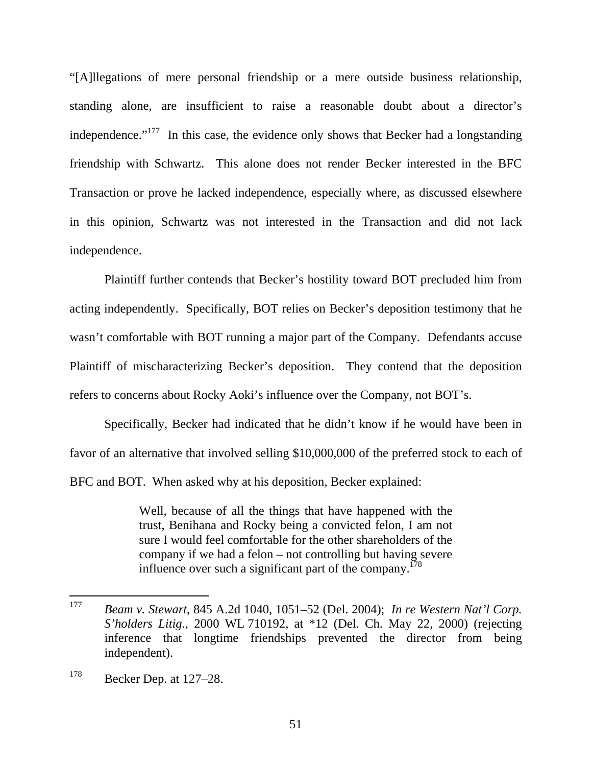"[A]llegations of mere personal friendship or a mere outside business relationship, standing alone, are insufficient to raise a reasonable doubt about a director's independence."[177] In this case, the evidence only shows that Becker had a longstanding friendship with Schwartz. This alone does not render Becker interested in the BFC Transaction or prove he lacked independence, especially where, as discussed elsewhere in this opinion, Schwartz was not interested in the Transaction and did not lack independence.

Plaintiff further contends that Becker's hostility toward BOT precluded him from acting independently. Specifically, BOT relies on Becker's deposition testimony that he wasn't comfortable with BOT running a major part of the Company. Defendants accuse Plaintiff of mischaracterizing Becker's deposition. They contend that the deposition refers to concerns about Rocky Aoki's influence over the Company, not BOT's.

Specifically, Becker had indicated that he didn't know if he would have been in favor of an alternative that involved selling $10,000,000 of the preferred stock to each of BFC and BOT. When asked why at his deposition, Becker explained:

> Well, because of all the things that have happened with the trust, Benihana and Rocky being a convicted felon, I am not sure I would feel comfortable for the other shareholders of the company if we had a felon – not controlling but having severe influence over such a significant part of the company.[178]

---

[177] *Beam v. Stewart*, 845 A.2d 1040, 1051–52 (Del. 2004); *In re Western Nat'l Corp. S'holders Litig.*, 2000 WL 710192, at *12 (Del. Ch. May 22, 2000) (rejecting inference that longtime friendships prevented the director from being independent).

[178] Becker Dep. at 127–28.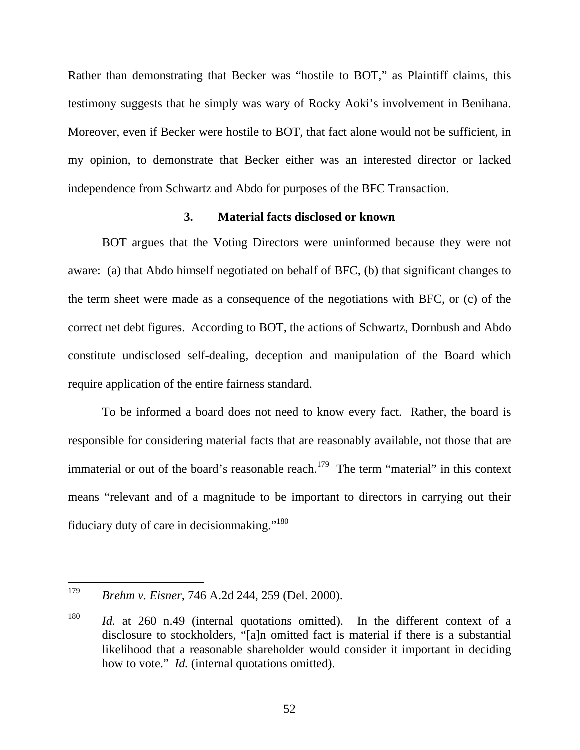Rather than demonstrating that Becker was "hostile to BOT," as Plaintiff claims, this testimony suggests that he simply was wary of Rocky Aoki's involvement in Benihana. Moreover, even if Becker were hostile to BOT, that fact alone would not be sufficient, in my opinion, to demonstrate that Becker either was an interested director or lacked independence from Schwartz and Abdo for purposes of the BFC Transaction.

### 3. Material facts disclosed or known

BOT argues that the Voting Directors were uninformed because they were not aware: (a) that Abdo himself negotiated on behalf of BFC, (b) that significant changes to the term sheet were made as a consequence of the negotiations with BFC, or (c) of the correct net debt figures. According to BOT, the actions of Schwartz, Dornbush and Abdo constitute undisclosed self-dealing, deception and manipulation of the Board which require application of the entire fairness standard.

To be informed a board does not need to know every fact. Rather, the board is responsible for considering material facts that are reasonably available, not those that are immaterial or out of the board's reasonable reach.[179] The term "material" in this context means "relevant and of a magnitude to be important to directors in carrying out their fiduciary duty of care in decisionmaking."[180]

---

[179] *Brehm v. Eisner*, 746 A.2d 244, 259 (Del. 2000).

[180] *Id.* at 260 n.49 (internal quotations omitted). In the different context of a disclosure to stockholders, "[a]n omitted fact is material if there is a substantial likelihood that a reasonable shareholder would consider it important in deciding how to vote." *Id.* (internal quotations omitted).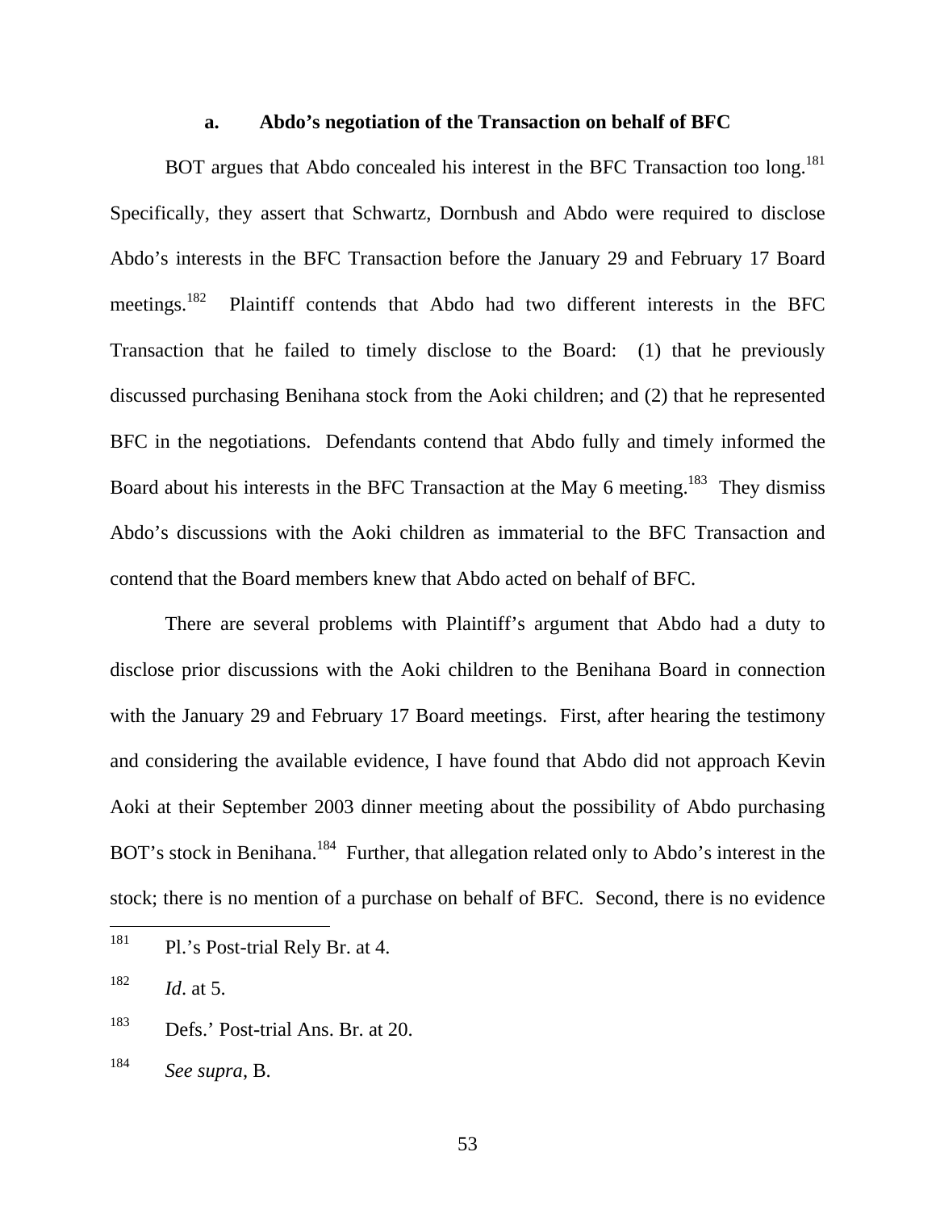#### a. Abdo's negotiation of the Transaction on behalf of BFC

BOT argues that Abdo concealed his interest in the BFC Transaction too long.[181] Specifically, they assert that Schwartz, Dornbush and Abdo were required to disclose Abdo's interests in the BFC Transaction before the January 29 and February 17 Board meetings.[182] Plaintiff contends that Abdo had two different interests in the BFC Transaction that he failed to timely disclose to the Board: (1) that he previously discussed purchasing Benihana stock from the Aoki children; and (2) that he represented BFC in the negotiations. Defendants contend that Abdo fully and timely informed the Board about his interests in the BFC Transaction at the May 6 meeting.[183] They dismiss Abdo's discussions with the Aoki children as immaterial to the BFC Transaction and contend that the Board members knew that Abdo acted on behalf of BFC.

There are several problems with Plaintiff's argument that Abdo had a duty to disclose prior discussions with the Aoki children to the Benihana Board in connection with the January 29 and February 17 Board meetings. First, after hearing the testimony and considering the available evidence, I have found that Abdo did not approach Kevin Aoki at their September 2003 dinner meeting about the possibility of Abdo purchasing BOT's stock in Benihana.[184] Further, that allegation related only to Abdo's interest in the stock; there is no mention of a purchase on behalf of BFC. Second, there is no evidence

---

[181] Pl.'s Post-trial Rely Br. at 4.

[182] *Id*. at 5.

[183] Defs.' Post-trial Ans. Br. at 20.

[184] *See supra*, B.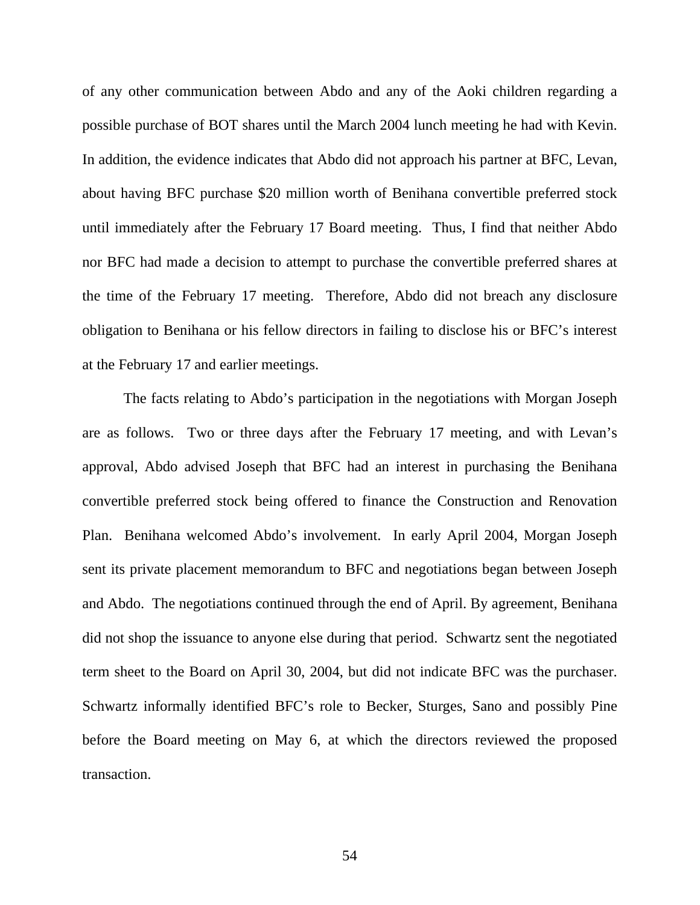of any other communication between Abdo and any of the Aoki children regarding a possible purchase of BOT shares until the March 2004 lunch meeting he had with Kevin. In addition, the evidence indicates that Abdo did not approach his partner at BFC, Levan, about having BFC purchase $20 million worth of Benihana convertible preferred stock until immediately after the February 17 Board meeting. Thus, I find that neither Abdo nor BFC had made a decision to attempt to purchase the convertible preferred shares at the time of the February 17 meeting. Therefore, Abdo did not breach any disclosure obligation to Benihana or his fellow directors in failing to disclose his or BFC's interest at the February 17 and earlier meetings.

The facts relating to Abdo's participation in the negotiations with Morgan Joseph are as follows. Two or three days after the February 17 meeting, and with Levan's approval, Abdo advised Joseph that BFC had an interest in purchasing the Benihana convertible preferred stock being offered to finance the Construction and Renovation Plan. Benihana welcomed Abdo's involvement. In early April 2004, Morgan Joseph sent its private placement memorandum to BFC and negotiations began between Joseph and Abdo. The negotiations continued through the end of April. By agreement, Benihana did not shop the issuance to anyone else during that period. Schwartz sent the negotiated term sheet to the Board on April 30, 2004, but did not indicate BFC was the purchaser. Schwartz informally identified BFC's role to Becker, Sturges, Sano and possibly Pine before the Board meeting on May 6, at which the directors reviewed the proposed transaction.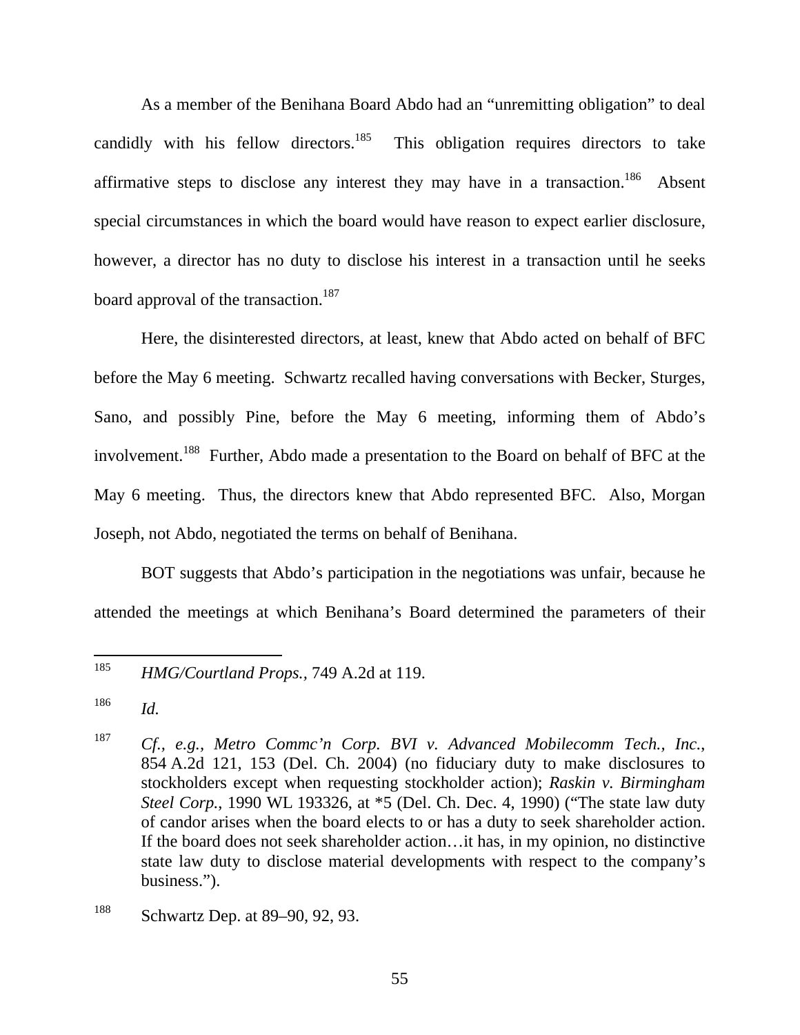As a member of the Benihana Board Abdo had an "unremitting obligation" to deal candidly with his fellow directors.[185] This obligation requires directors to take affirmative steps to disclose any interest they may have in a transaction.[186] Absent special circumstances in which the board would have reason to expect earlier disclosure, however, a director has no duty to disclose his interest in a transaction until he seeks board approval of the transaction.[187]

Here, the disinterested directors, at least, knew that Abdo acted on behalf of BFC before the May 6 meeting. Schwartz recalled having conversations with Becker, Sturges, Sano, and possibly Pine, before the May 6 meeting, informing them of Abdo's involvement.[188] Further, Abdo made a presentation to the Board on behalf of BFC at the May 6 meeting. Thus, the directors knew that Abdo represented BFC. Also, Morgan Joseph, not Abdo, negotiated the terms on behalf of Benihana.

BOT suggests that Abdo's participation in the negotiations was unfair, because he attended the meetings at which Benihana's Board determined the parameters of their

---

[185] *HMG/Courtland Props.*, 749 A.2d at 119.

[186] *Id.*

[187] *Cf., e.g., Metro Commc'n Corp. BVI v. Advanced Mobilecomm Tech., Inc.*, 854 A.2d 121, 153 (Del. Ch. 2004) (no fiduciary duty to make disclosures to stockholders except when requesting stockholder action); *Raskin v. Birmingham Steel Corp.*, 1990 WL 193326, at *5 (Del. Ch. Dec. 4, 1990) ("The state law duty of candor arises when the board elects to or has a duty to seek shareholder action. If the board does not seek shareholder action…it has, in my opinion, no distinctive state law duty to disclose material developments with respect to the company's business.").

[188] Schwartz Dep. at 89–90, 92, 93.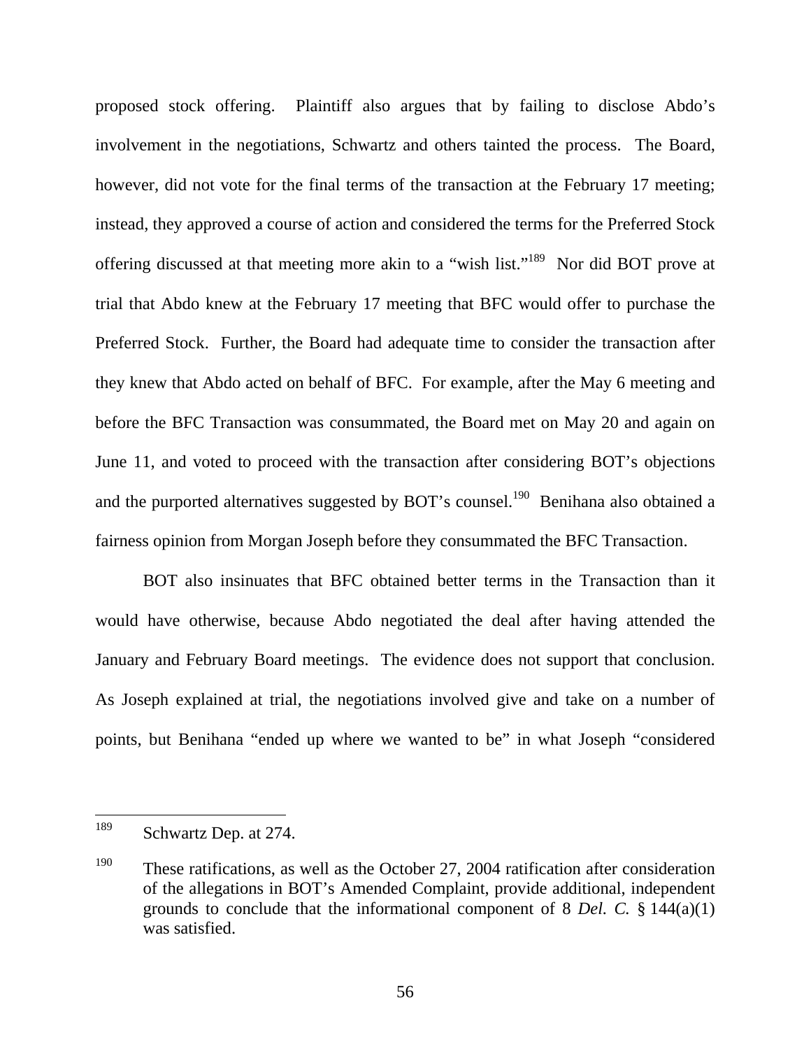proposed stock offering. Plaintiff also argues that by failing to disclose Abdo's involvement in the negotiations, Schwartz and others tainted the process. The Board, however, did not vote for the final terms of the transaction at the February 17 meeting; instead, they approved a course of action and considered the terms for the Preferred Stock offering discussed at that meeting more akin to a "wish list."[189] Nor did BOT prove at trial that Abdo knew at the February 17 meeting that BFC would offer to purchase the Preferred Stock. Further, the Board had adequate time to consider the transaction after they knew that Abdo acted on behalf of BFC. For example, after the May 6 meeting and before the BFC Transaction was consummated, the Board met on May 20 and again on June 11, and voted to proceed with the transaction after considering BOT's objections and the purported alternatives suggested by BOT's counsel.[190] Benihana also obtained a fairness opinion from Morgan Joseph before they consummated the BFC Transaction.

BOT also insinuates that BFC obtained better terms in the Transaction than it would have otherwise, because Abdo negotiated the deal after having attended the January and February Board meetings. The evidence does not support that conclusion. As Joseph explained at trial, the negotiations involved give and take on a number of points, but Benihana "ended up where we wanted to be" in what Joseph "considered

---

[189] Schwartz Dep. at 274.

[190] These ratifications, as well as the October 27, 2004 ratification after consideration of the allegations in BOT's Amended Complaint, provide additional, independent grounds to conclude that the informational component of 8 *Del. C.* § 144(a)(1) was satisfied.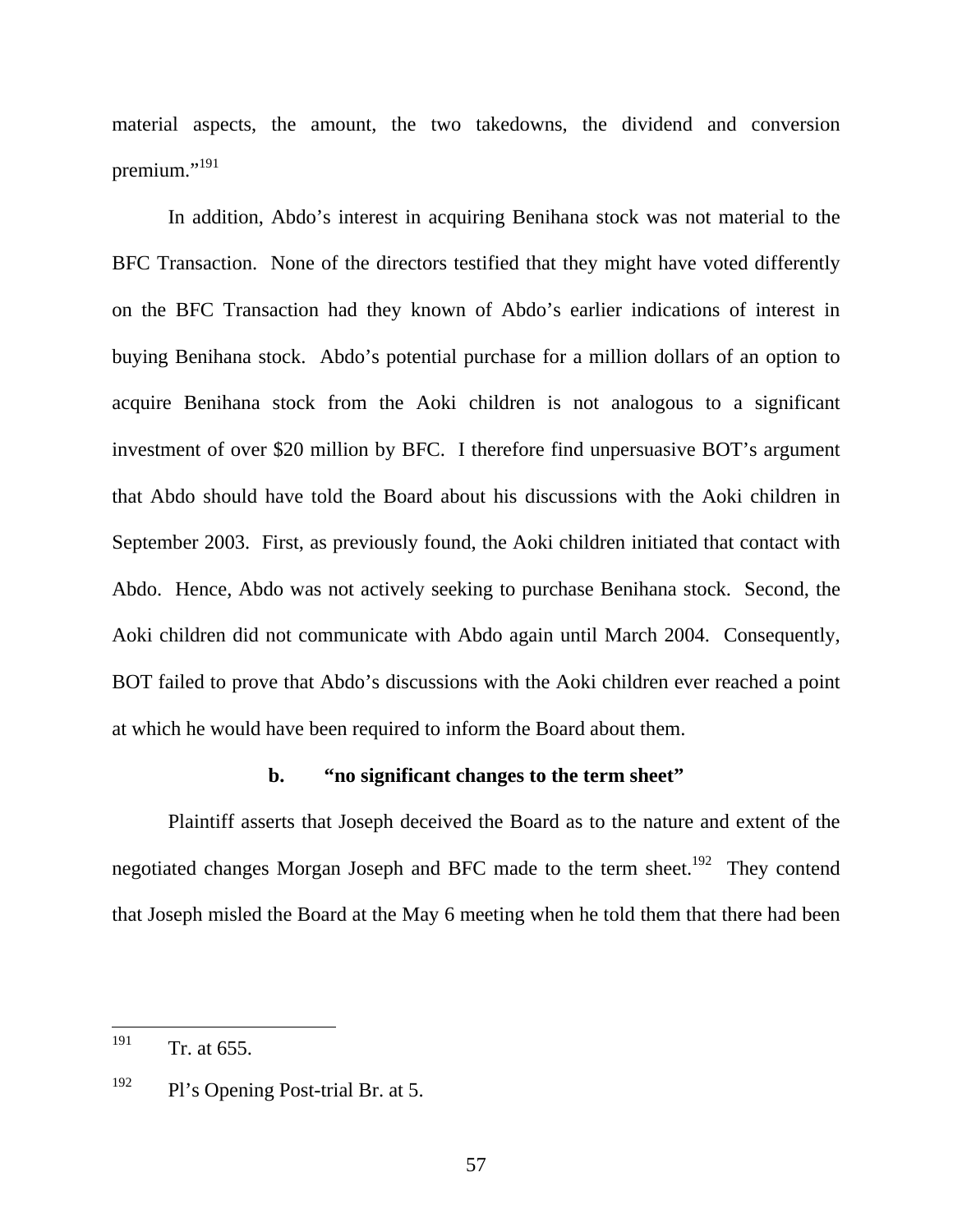material aspects, the amount, the two takedowns, the dividend and conversion premium."[191]

In addition, Abdo's interest in acquiring Benihana stock was not material to the BFC Transaction. None of the directors testified that they might have voted differently on the BFC Transaction had they known of Abdo's earlier indications of interest in buying Benihana stock. Abdo's potential purchase for a million dollars of an option to acquire Benihana stock from the Aoki children is not analogous to a significant investment of over $20 million by BFC. I therefore find unpersuasive BOT's argument that Abdo should have told the Board about his discussions with the Aoki children in September 2003. First, as previously found, the Aoki children initiated that contact with Abdo. Hence, Abdo was not actively seeking to purchase Benihana stock. Second, the Aoki children did not communicate with Abdo again until March 2004. Consequently, BOT failed to prove that Abdo's discussions with the Aoki children ever reached a point at which he would have been required to inform the Board about them.

### b. "no significant changes to the term sheet"

Plaintiff asserts that Joseph deceived the Board as to the nature and extent of the negotiated changes Morgan Joseph and BFC made to the term sheet.[192] They contend that Joseph misled the Board at the May 6 meeting when he told them that there had been

---

[191] Tr. at 655.

[192] Pl's Opening Post-trial Br. at 5.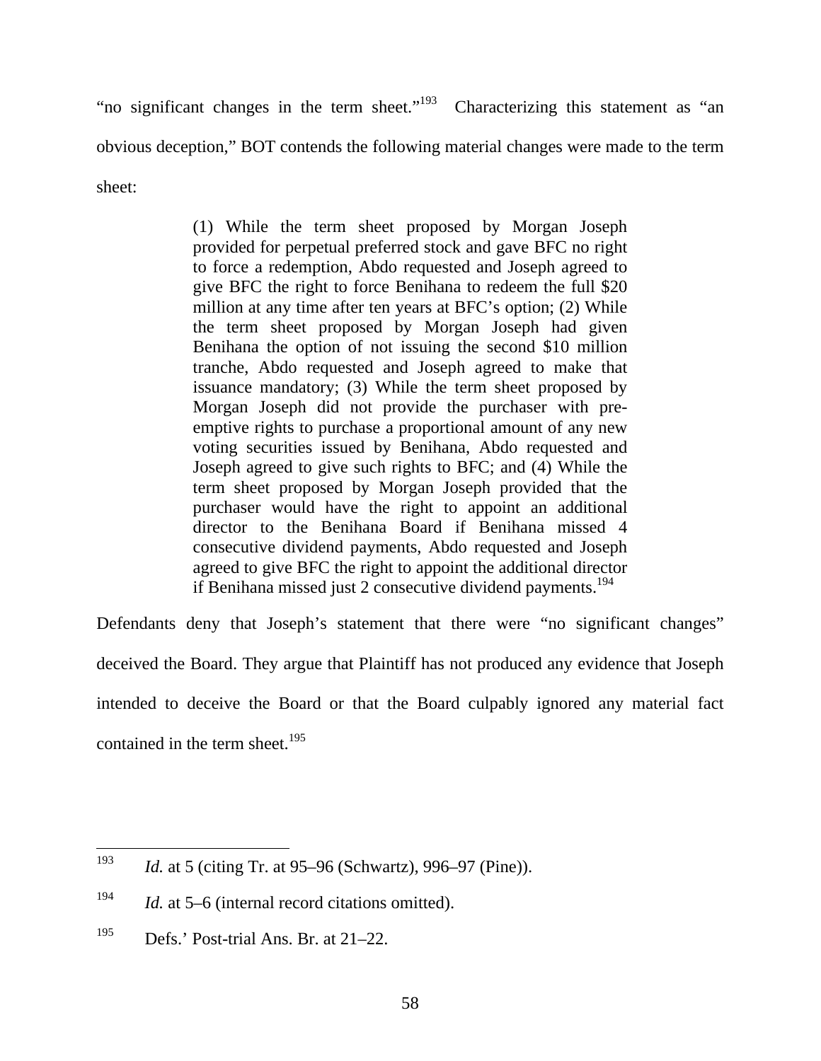"no significant changes in the term sheet."[193] Characterizing this statement as "an obvious deception," BOT contends the following material changes were made to the term sheet:

> (1) While the term sheet proposed by Morgan Joseph provided for perpetual preferred stock and gave BFC no right to force a redemption, Abdo requested and Joseph agreed to give BFC the right to force Benihana to redeem the full $20 million at any time after ten years at BFC's option; (2) While the term sheet proposed by Morgan Joseph had given Benihana the option of not issuing the second $10 million tranche, Abdo requested and Joseph agreed to make that issuance mandatory; (3) While the term sheet proposed by Morgan Joseph did not provide the purchaser with pre-emptive rights to purchase a proportional amount of any new voting securities issued by Benihana, Abdo requested and Joseph agreed to give such rights to BFC; and (4) While the term sheet proposed by Morgan Joseph provided that the purchaser would have the right to appoint an additional director to the Benihana Board if Benihana missed 4 consecutive dividend payments, Abdo requested and Joseph agreed to give BFC the right to appoint the additional director if Benihana missed just 2 consecutive dividend payments.[194]

Defendants deny that Joseph's statement that there were "no significant changes" deceived the Board. They argue that Plaintiff has not produced any evidence that Joseph intended to deceive the Board or that the Board culpably ignored any material fact contained in the term sheet.[195]

---

[193] *Id.* at 5 (citing Tr. at 95–96 (Schwartz), 996–97 (Pine)).

[194] *Id.* at 5–6 (internal record citations omitted).

[195] Defs.' Post-trial Ans. Br. at 21–22.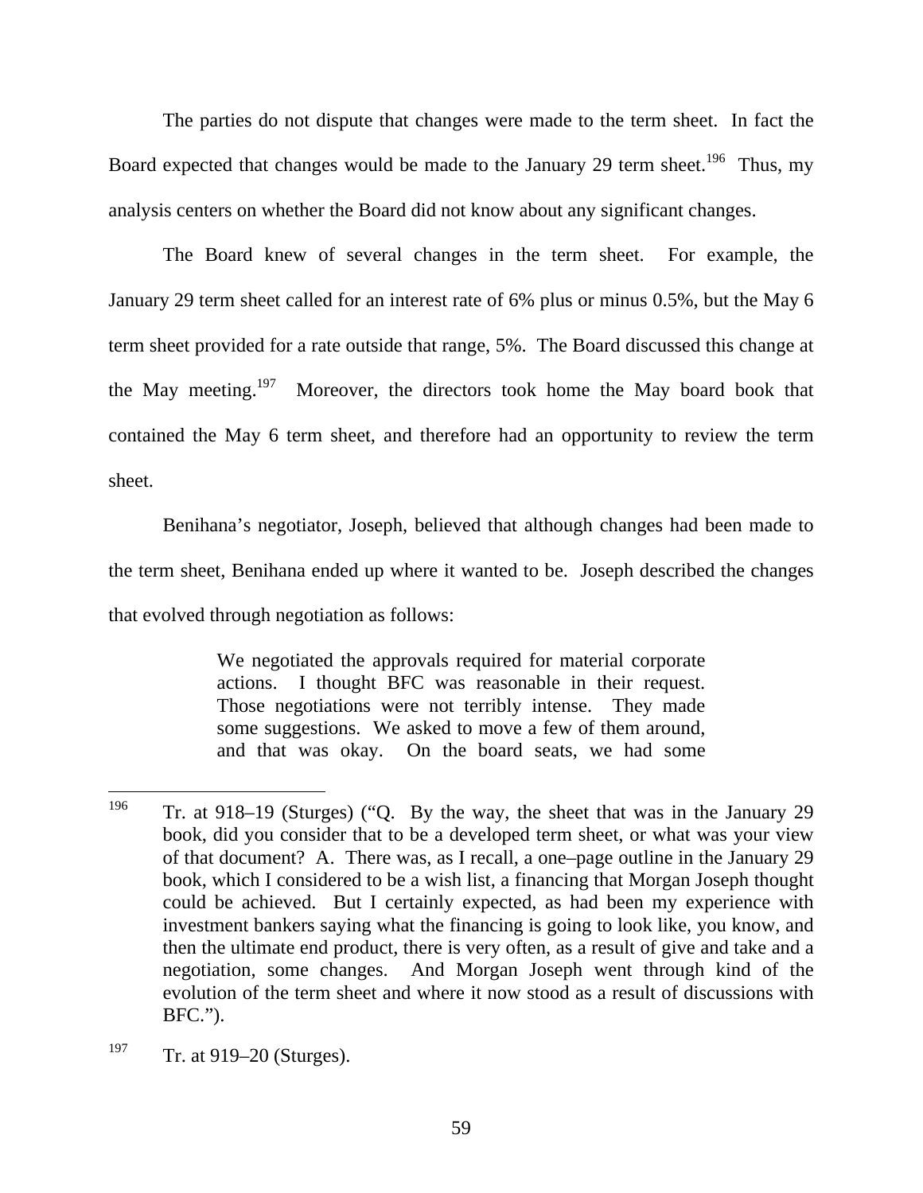The parties do not dispute that changes were made to the term sheet. In fact the Board expected that changes would be made to the January 29 term sheet.[196] Thus, my analysis centers on whether the Board did not know about any significant changes.

The Board knew of several changes in the term sheet. For example, the January 29 term sheet called for an interest rate of 6% plus or minus 0.5%, but the May 6 term sheet provided for a rate outside that range, 5%. The Board discussed this change at the May meeting.[197] Moreover, the directors took home the May board book that contained the May 6 term sheet, and therefore had an opportunity to review the term sheet.

Benihana's negotiator, Joseph, believed that although changes had been made to the term sheet, Benihana ended up where it wanted to be. Joseph described the changes that evolved through negotiation as follows:

> We negotiated the approvals required for material corporate actions. I thought BFC was reasonable in their request. Those negotiations were not terribly intense. They made some suggestions. We asked to move a few of them around, and that was okay. On the board seats, we had some

---

[196] Tr. at 918–19 (Sturges) ("Q. By the way, the sheet that was in the January 29 book, did you consider that to be a developed term sheet, or what was your view of that document? A. There was, as I recall, a one–page outline in the January 29 book, which I considered to be a wish list, a financing that Morgan Joseph thought could be achieved. But I certainly expected, as had been my experience with investment bankers saying what the financing is going to look like, you know, and then the ultimate end product, there is very often, as a result of give and take and a negotiation, some changes. And Morgan Joseph went through kind of the evolution of the term sheet and where it now stood as a result of discussions with BFC.").

[197] Tr. at 919–20 (Sturges).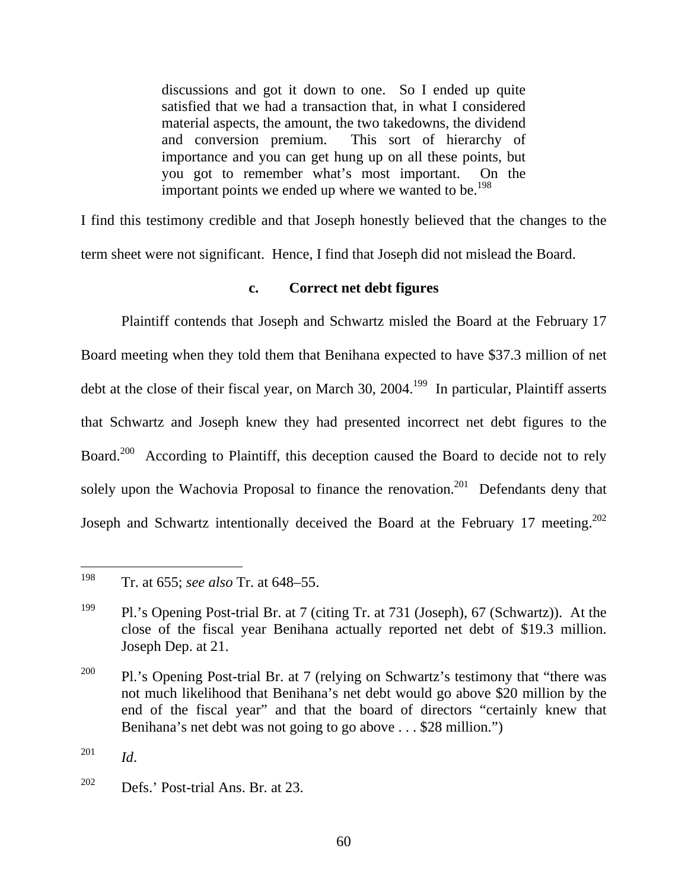> discussions and got it down to one. So I ended up quite satisfied that we had a transaction that, in what I considered material aspects, the amount, the two takedowns, the dividend and conversion premium. This sort of hierarchy of importance and you can get hung up on all these points, but you got to remember what's most important. On the important points we ended up where we wanted to be.[198]

I find this testimony credible and that Joseph honestly believed that the changes to the term sheet were not significant. Hence, I find that Joseph did not mislead the Board.

**c. Correct net debt figures**

Plaintiff contends that Joseph and Schwartz misled the Board at the February 17 Board meeting when they told them that Benihana expected to have $37.3 million of net debt at the close of their fiscal year, on March 30, 2004.[199] In particular, Plaintiff asserts that Schwartz and Joseph knew they had presented incorrect net debt figures to the Board.[200] According to Plaintiff, this deception caused the Board to decide not to rely solely upon the Wachovia Proposal to finance the renovation.[201] Defendants deny that Joseph and Schwartz intentionally deceived the Board at the February 17 meeting.[202]

---

[198] Tr. at 655; *see also* Tr. at 648–55.

[199] Pl.'s Opening Post-trial Br. at 7 (citing Tr. at 731 (Joseph), 67 (Schwartz)). At the close of the fiscal year Benihana actually reported net debt of $19.3 million. Joseph Dep. at 21.

[200] Pl.'s Opening Post-trial Br. at 7 (relying on Schwartz's testimony that "there was not much likelihood that Benihana's net debt would go above $20 million by the end of the fiscal year" and that the board of directors "certainly knew that Benihana's net debt was not going to go above . . . $28 million.")

[201] *Id*.

[202] Defs.' Post-trial Ans. Br. at 23.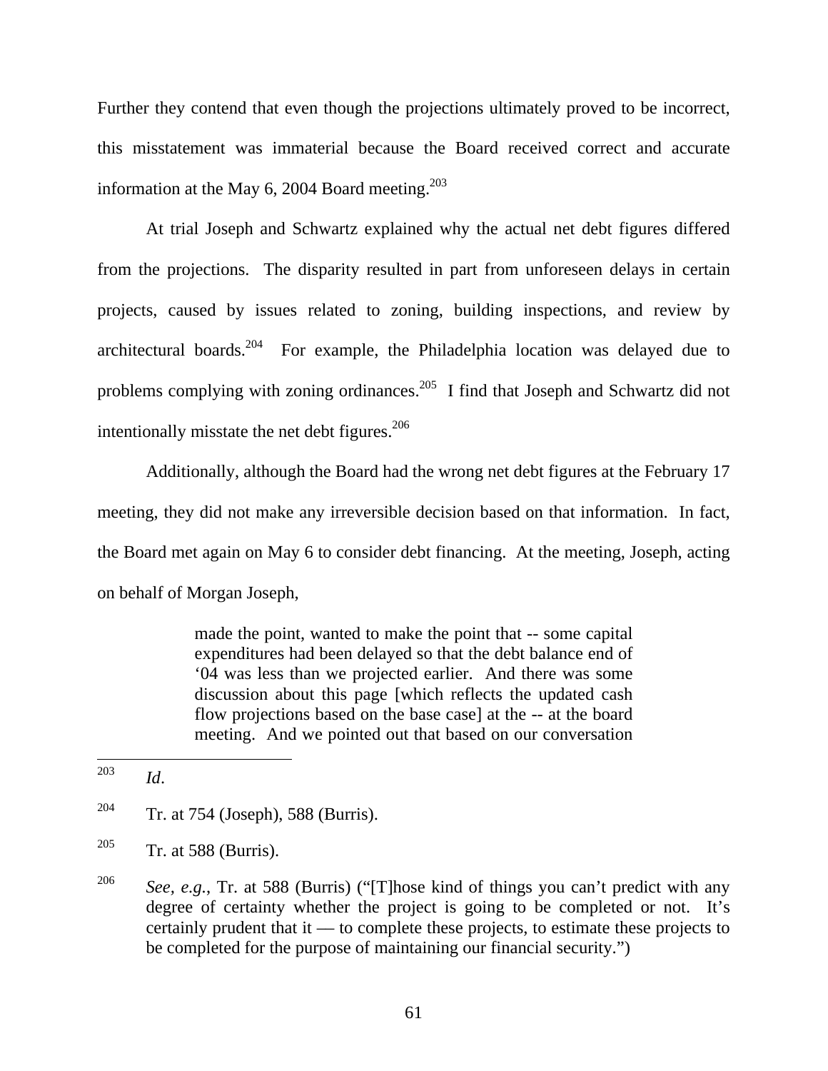Further they contend that even though the projections ultimately proved to be incorrect, this misstatement was immaterial because the Board received correct and accurate information at the May 6, 2004 Board meeting.[203]

At trial Joseph and Schwartz explained why the actual net debt figures differed from the projections. The disparity resulted in part from unforeseen delays in certain projects, caused by issues related to zoning, building inspections, and review by architectural boards.[204] For example, the Philadelphia location was delayed due to problems complying with zoning ordinances.[205] I find that Joseph and Schwartz did not intentionally misstate the net debt figures.[206]

Additionally, although the Board had the wrong net debt figures at the February 17 meeting, they did not make any irreversible decision based on that information. In fact, the Board met again on May 6 to consider debt financing. At the meeting, Joseph, acting on behalf of Morgan Joseph,

> made the point, wanted to make the point that -- some capital expenditures had been delayed so that the debt balance end of '04 was less than we projected earlier. And there was some discussion about this page [which reflects the updated cash flow projections based on the base case] at the -- at the board meeting. And we pointed out that based on our conversation

---

[203] *Id*.

[204] Tr. at 754 (Joseph), 588 (Burris).

[205] Tr. at 588 (Burris).

[206] *See, e.g.*, Tr. at 588 (Burris) ("[T]hose kind of things you can't predict with any degree of certainty whether the project is going to be completed or not. It's certainly prudent that it — to complete these projects, to estimate these projects to be completed for the purpose of maintaining our financial security.")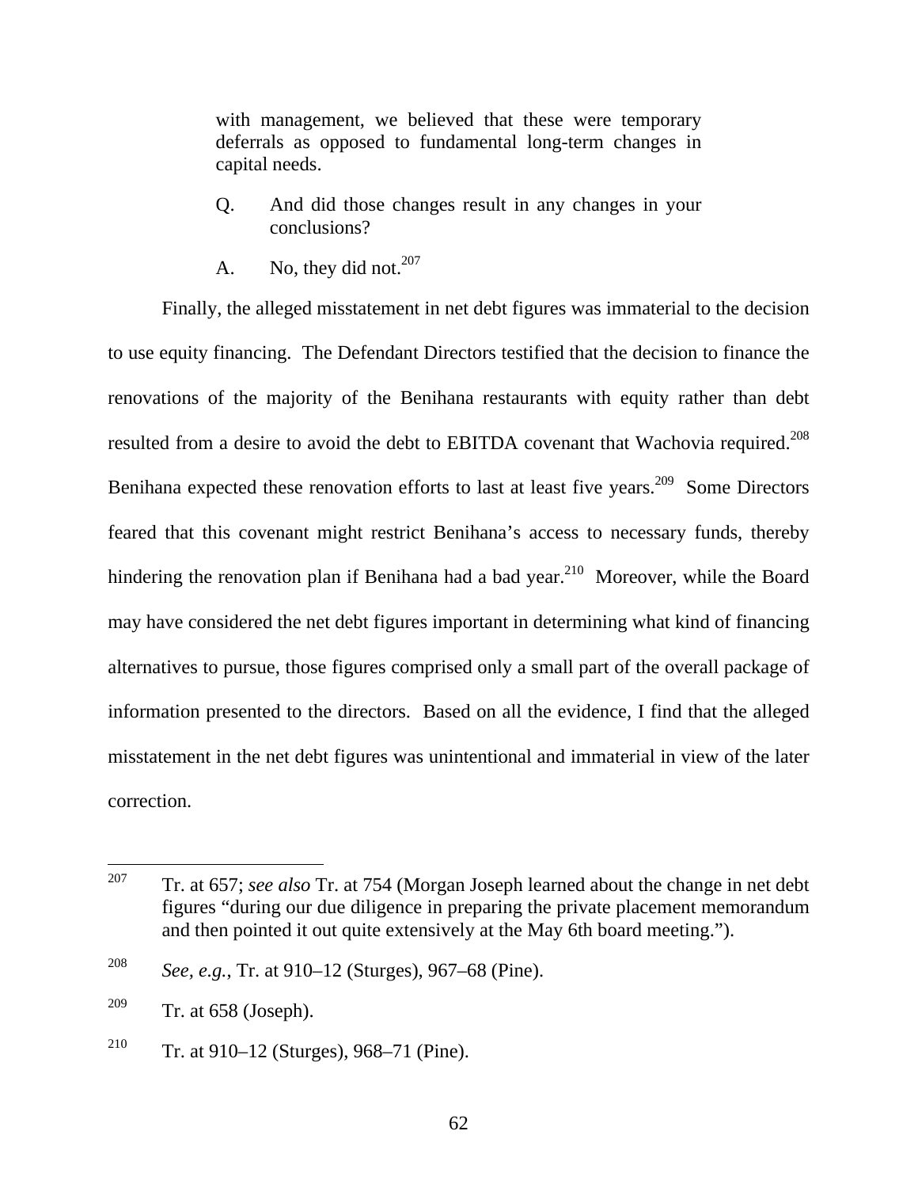> with management, we believed that these were temporary deferrals as opposed to fundamental long-term changes in capital needs.
>
> Q. And did those changes result in any changes in your conclusions?
>
> A. No, they did not.[207]

Finally, the alleged misstatement in net debt figures was immaterial to the decision to use equity financing. The Defendant Directors testified that the decision to finance the renovations of the majority of the Benihana restaurants with equity rather than debt resulted from a desire to avoid the debt to EBITDA covenant that Wachovia required.[208] Benihana expected these renovation efforts to last at least five years.[209] Some Directors feared that this covenant might restrict Benihana's access to necessary funds, thereby hindering the renovation plan if Benihana had a bad year.[210] Moreover, while the Board may have considered the net debt figures important in determining what kind of financing alternatives to pursue, those figures comprised only a small part of the overall package of information presented to the directors. Based on all the evidence, I find that the alleged misstatement in the net debt figures was unintentional and immaterial in view of the later correction.

---

[207] Tr. at 657; *see also* Tr. at 754 (Morgan Joseph learned about the change in net debt figures "during our due diligence in preparing the private placement memorandum and then pointed it out quite extensively at the May 6th board meeting.").

[208] *See, e.g.*, Tr. at 910–12 (Sturges), 967–68 (Pine).

[209] Tr. at 658 (Joseph).

[210] Tr. at 910–12 (Sturges), 968–71 (Pine).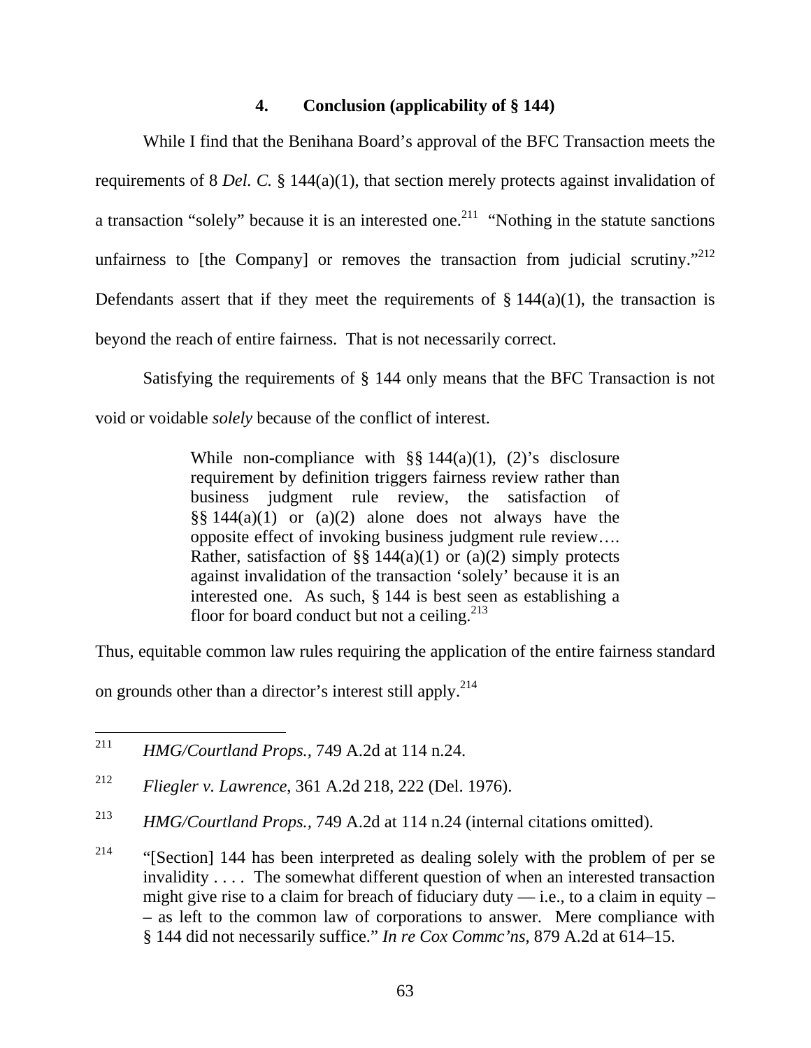### 4. Conclusion (applicability of § 144)

While I find that the Benihana Board's approval of the BFC Transaction meets the requirements of 8 *Del. C.* § 144(a)(1), that section merely protects against invalidation of a transaction "solely" because it is an interested one.[211] "Nothing in the statute sanctions unfairness to [the Company] or removes the transaction from judicial scrutiny."[212] Defendants assert that if they meet the requirements of § 144(a)(1), the transaction is beyond the reach of entire fairness. That is not necessarily correct.

Satisfying the requirements of § 144 only means that the BFC Transaction is not void or voidable *solely* because of the conflict of interest.

> While non-compliance with §§ 144(a)(1), (2)'s disclosure requirement by definition triggers fairness review rather than business judgment rule review, the satisfaction of §§ 144(a)(1) or (a)(2) alone does not always have the opposite effect of invoking business judgment rule review…. Rather, satisfaction of §§ 144(a)(1) or (a)(2) simply protects against invalidation of the transaction 'solely' because it is an interested one. As such, § 144 is best seen as establishing a floor for board conduct but not a ceiling.[213]

Thus, equitable common law rules requiring the application of the entire fairness standard on grounds other than a director's interest still apply.[214]

---

[211] *HMG/Courtland Props.,* 749 A.2d at 114 n.24.

[212] *Fliegler v. Lawrence*, 361 A.2d 218, 222 (Del. 1976).

[213] *HMG/Courtland Props.,* 749 A.2d at 114 n.24 (internal citations omitted).

[214] "[Section] 144 has been interpreted as dealing solely with the problem of per se invalidity . . . . The somewhat different question of when an interested transaction might give rise to a claim for breach of fiduciary duty — i.e., to a claim in equity – – as left to the common law of corporations to answer. Mere compliance with § 144 did not necessarily suffice." *In re Cox Commc'ns*, 879 A.2d at 614–15.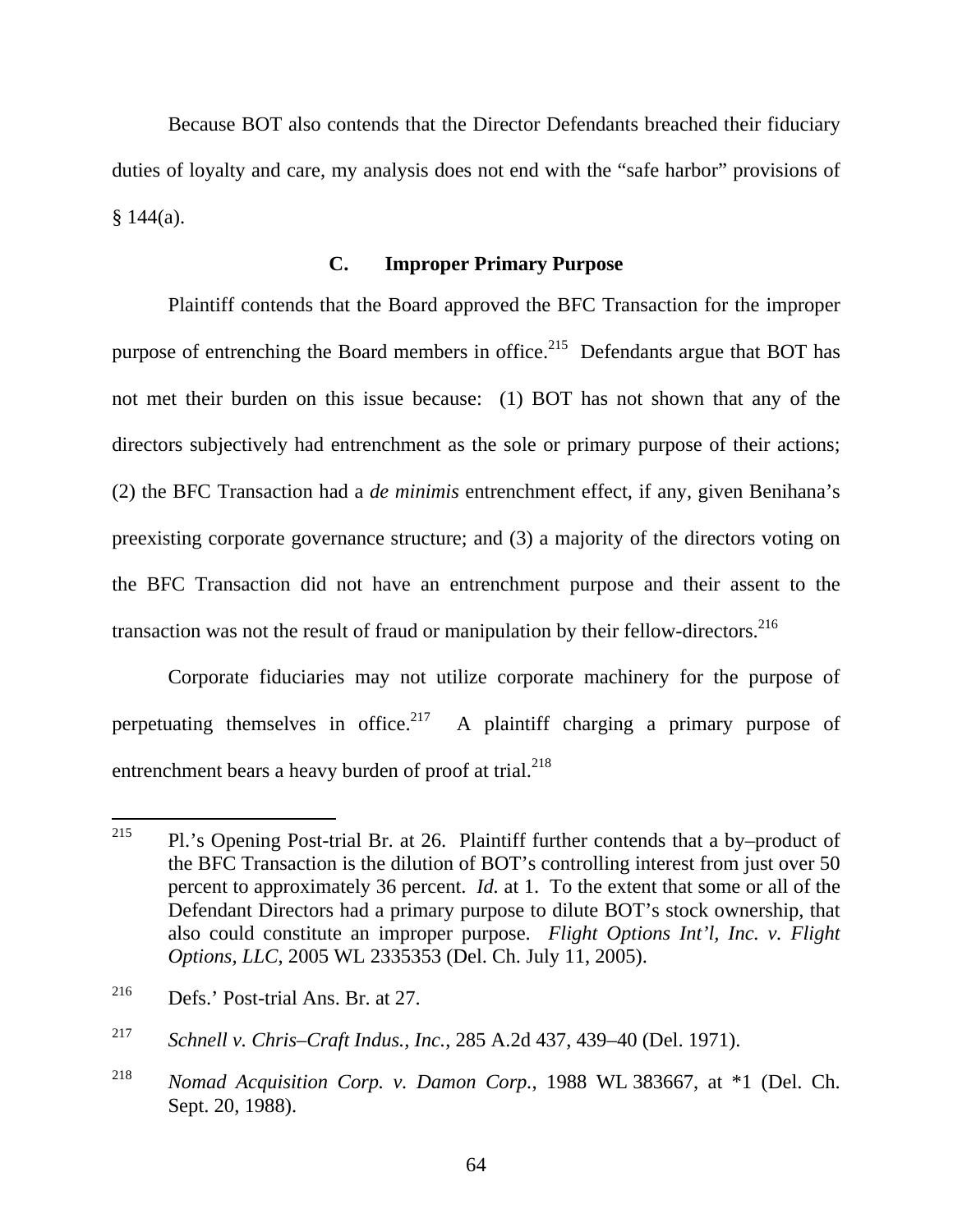Because BOT also contends that the Director Defendants breached their fiduciary duties of loyalty and care, my analysis does not end with the "safe harbor" provisions of § 144(a).

### C. Improper Primary Purpose

Plaintiff contends that the Board approved the BFC Transaction for the improper purpose of entrenching the Board members in office.[215] Defendants argue that BOT has not met their burden on this issue because: (1) BOT has not shown that any of the directors subjectively had entrenchment as the sole or primary purpose of their actions; (2) the BFC Transaction had a *de minimis* entrenchment effect, if any, given Benihana's preexisting corporate governance structure; and (3) a majority of the directors voting on the BFC Transaction did not have an entrenchment purpose and their assent to the transaction was not the result of fraud or manipulation by their fellow-directors.[216]

Corporate fiduciaries may not utilize corporate machinery for the purpose of perpetuating themselves in office.[217] A plaintiff charging a primary purpose of entrenchment bears a heavy burden of proof at trial.[218]

---

[215] Pl.'s Opening Post-trial Br. at 26. Plaintiff further contends that a by–product of the BFC Transaction is the dilution of BOT's controlling interest from just over 50 percent to approximately 36 percent. *Id.* at 1. To the extent that some or all of the Defendant Directors had a primary purpose to dilute BOT's stock ownership, that also could constitute an improper purpose. *Flight Options Int'l, Inc. v. Flight Options, LLC*, 2005 WL 2335353 (Del. Ch. July 11, 2005).

[216] Defs.' Post-trial Ans. Br. at 27.

[217] *Schnell v. Chris–Craft Indus., Inc.*, 285 A.2d 437, 439–40 (Del. 1971).

[218] *Nomad Acquisition Corp. v. Damon Corp.*, 1988 WL 383667, at *1 (Del. Ch. Sept. 20, 1988).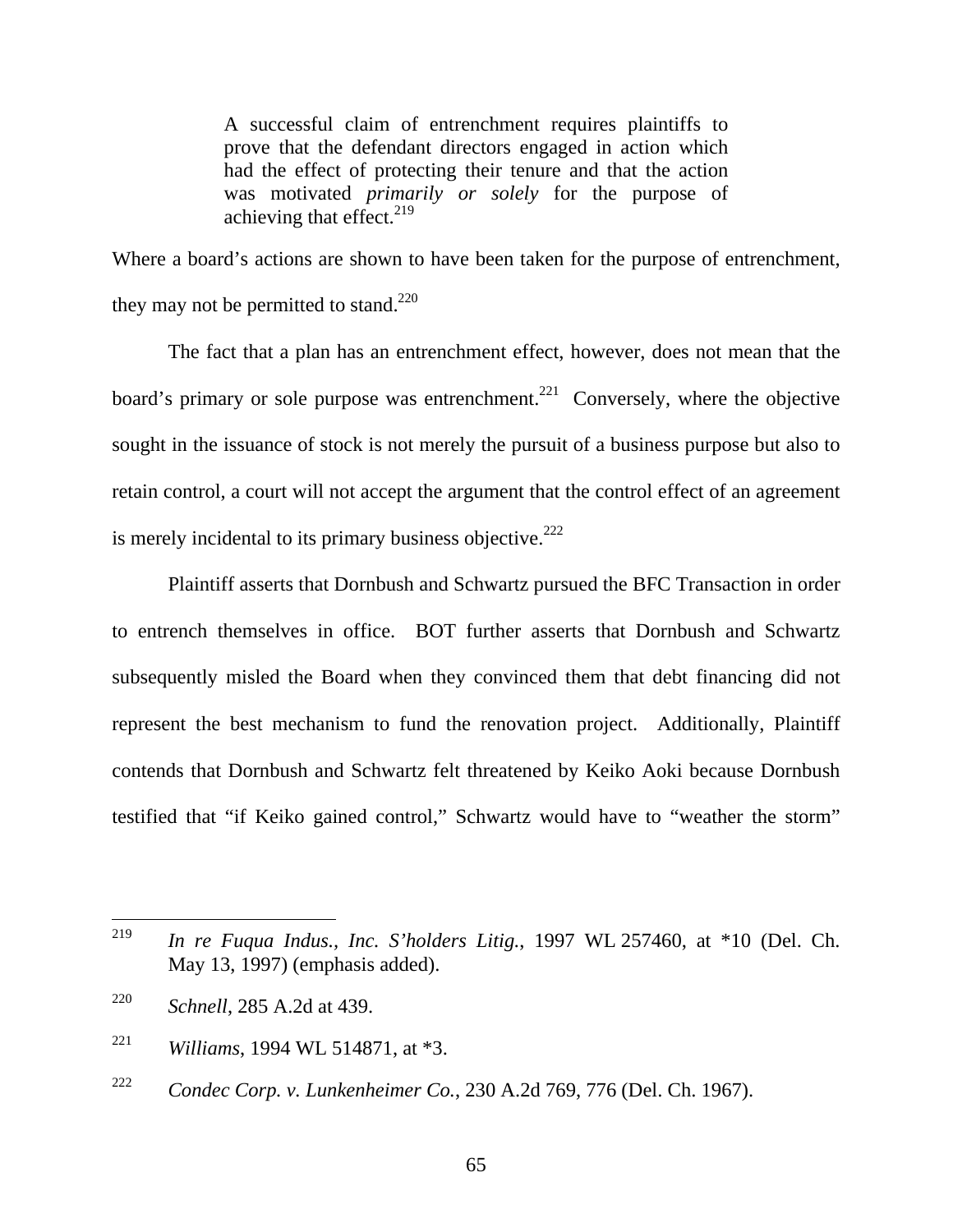> A successful claim of entrenchment requires plaintiffs to prove that the defendant directors engaged in action which had the effect of protecting their tenure and that the action was motivated *primarily or solely* for the purpose of achieving that effect.[219]

Where a board's actions are shown to have been taken for the purpose of entrenchment, they may not be permitted to stand.[220]

The fact that a plan has an entrenchment effect, however, does not mean that the board's primary or sole purpose was entrenchment.[221] Conversely, where the objective sought in the issuance of stock is not merely the pursuit of a business purpose but also to retain control, a court will not accept the argument that the control effect of an agreement is merely incidental to its primary business objective.[222]

Plaintiff asserts that Dornbush and Schwartz pursued the BFC Transaction in order to entrench themselves in office. BOT further asserts that Dornbush and Schwartz subsequently misled the Board when they convinced them that debt financing did not represent the best mechanism to fund the renovation project. Additionally, Plaintiff contends that Dornbush and Schwartz felt threatened by Keiko Aoki because Dornbush testified that "if Keiko gained control," Schwartz would have to "weather the storm"

---

[219] *In re Fuqua Indus., Inc. S'holders Litig.*, 1997 WL 257460, at *10 (Del. Ch. May 13, 1997) (emphasis added).

[220] *Schnell*, 285 A.2d at 439.

[221] *Williams*, 1994 WL 514871, at *3.

[222] *Condec Corp. v. Lunkenheimer Co.*, 230 A.2d 769, 776 (Del. Ch. 1967).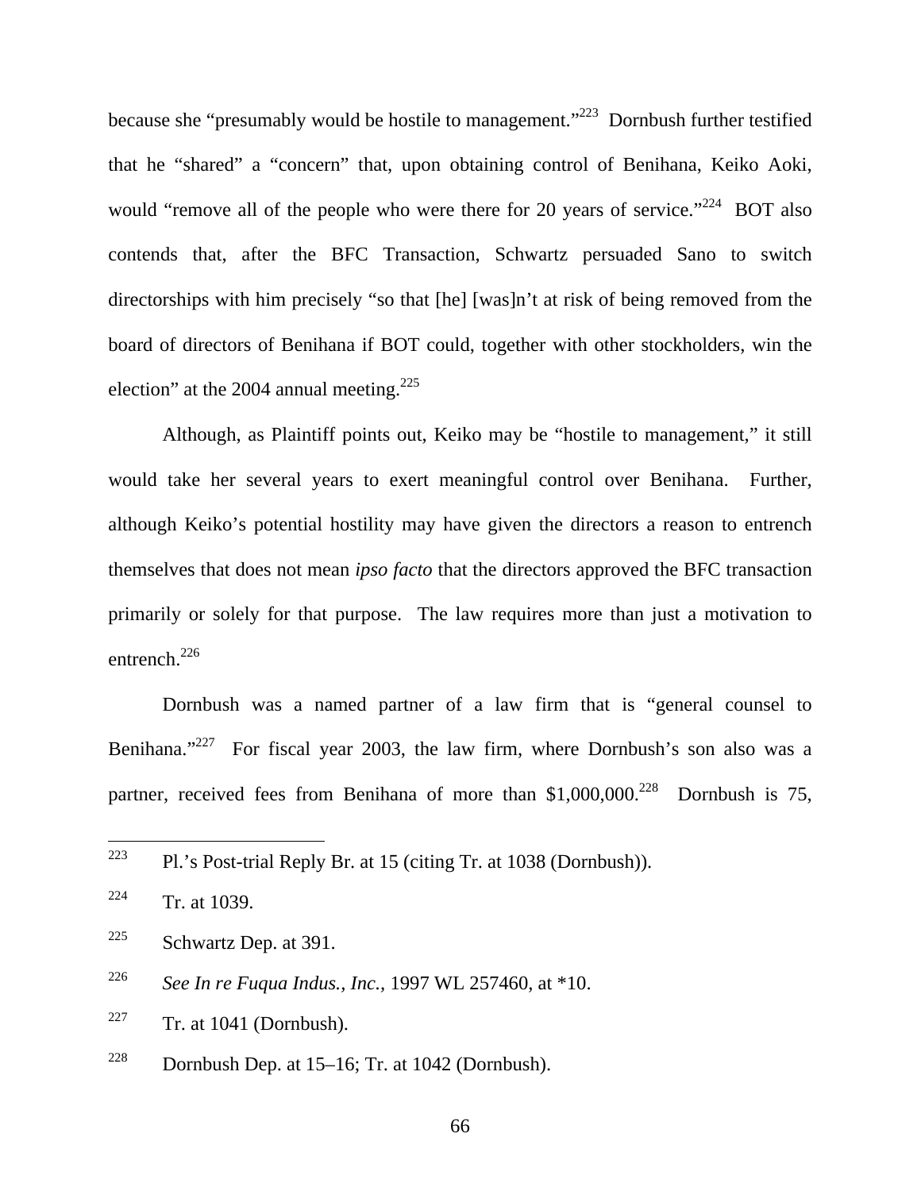because she "presumably would be hostile to management."[223] Dornbush further testified that he "shared" a "concern" that, upon obtaining control of Benihana, Keiko Aoki, would "remove all of the people who were there for 20 years of service."[224] BOT also contends that, after the BFC Transaction, Schwartz persuaded Sano to switch directorships with him precisely "so that [he] [was]n't at risk of being removed from the board of directors of Benihana if BOT could, together with other stockholders, win the election" at the 2004 annual meeting.[225]

Although, as Plaintiff points out, Keiko may be "hostile to management," it still would take her several years to exert meaningful control over Benihana. Further, although Keiko's potential hostility may have given the directors a reason to entrench themselves that does not mean *ipso facto* that the directors approved the BFC transaction primarily or solely for that purpose. The law requires more than just a motivation to entrench.[226]

Dornbush was a named partner of a law firm that is "general counsel to Benihana."[227] For fiscal year 2003, the law firm, where Dornbush's son also was a partner, received fees from Benihana of more than $1,000,000.[228] Dornbush is 75,

---

[223] Pl.'s Post-trial Reply Br. at 15 (citing Tr. at 1038 (Dornbush)).

[224] Tr. at 1039.

[225] Schwartz Dep. at 391.

[226] *See In re Fuqua Indus., Inc.*, 1997 WL 257460, at *10.

[227] Tr. at 1041 (Dornbush).

[228] Dornbush Dep. at 15–16; Tr. at 1042 (Dornbush).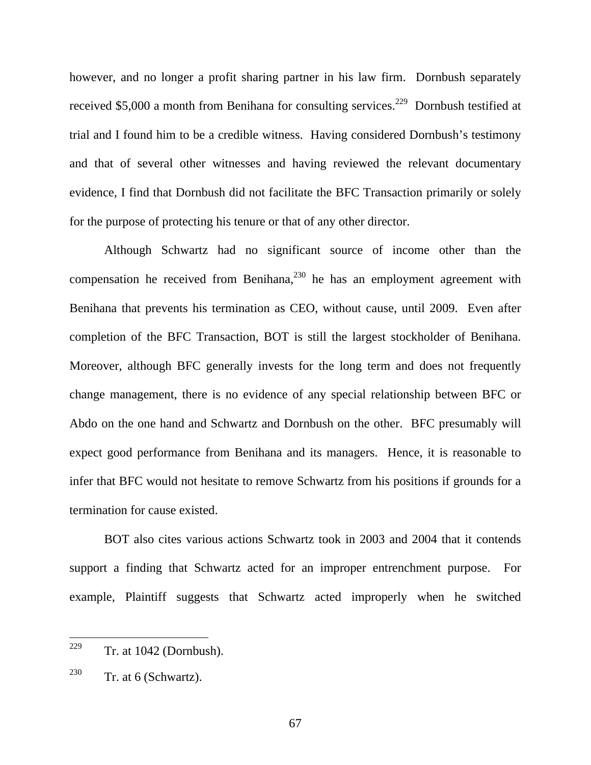however, and no longer a profit sharing partner in his law firm. Dornbush separately received $5,000 a month from Benihana for consulting services.[229] Dornbush testified at trial and I found him to be a credible witness. Having considered Dornbush's testimony and that of several other witnesses and having reviewed the relevant documentary evidence, I find that Dornbush did not facilitate the BFC Transaction primarily or solely for the purpose of protecting his tenure or that of any other director.

Although Schwartz had no significant source of income other than the compensation he received from Benihana,[230] he has an employment agreement with Benihana that prevents his termination as CEO, without cause, until 2009. Even after completion of the BFC Transaction, BOT is still the largest stockholder of Benihana. Moreover, although BFC generally invests for the long term and does not frequently change management, there is no evidence of any special relationship between BFC or Abdo on the one hand and Schwartz and Dornbush on the other. BFC presumably will expect good performance from Benihana and its managers. Hence, it is reasonable to infer that BFC would not hesitate to remove Schwartz from his positions if grounds for a termination for cause existed.

BOT also cites various actions Schwartz took in 2003 and 2004 that it contends support a finding that Schwartz acted for an improper entrenchment purpose. For example, Plaintiff suggests that Schwartz acted improperly when he switched

---

[229] Tr. at 1042 (Dornbush).

[230] Tr. at 6 (Schwartz).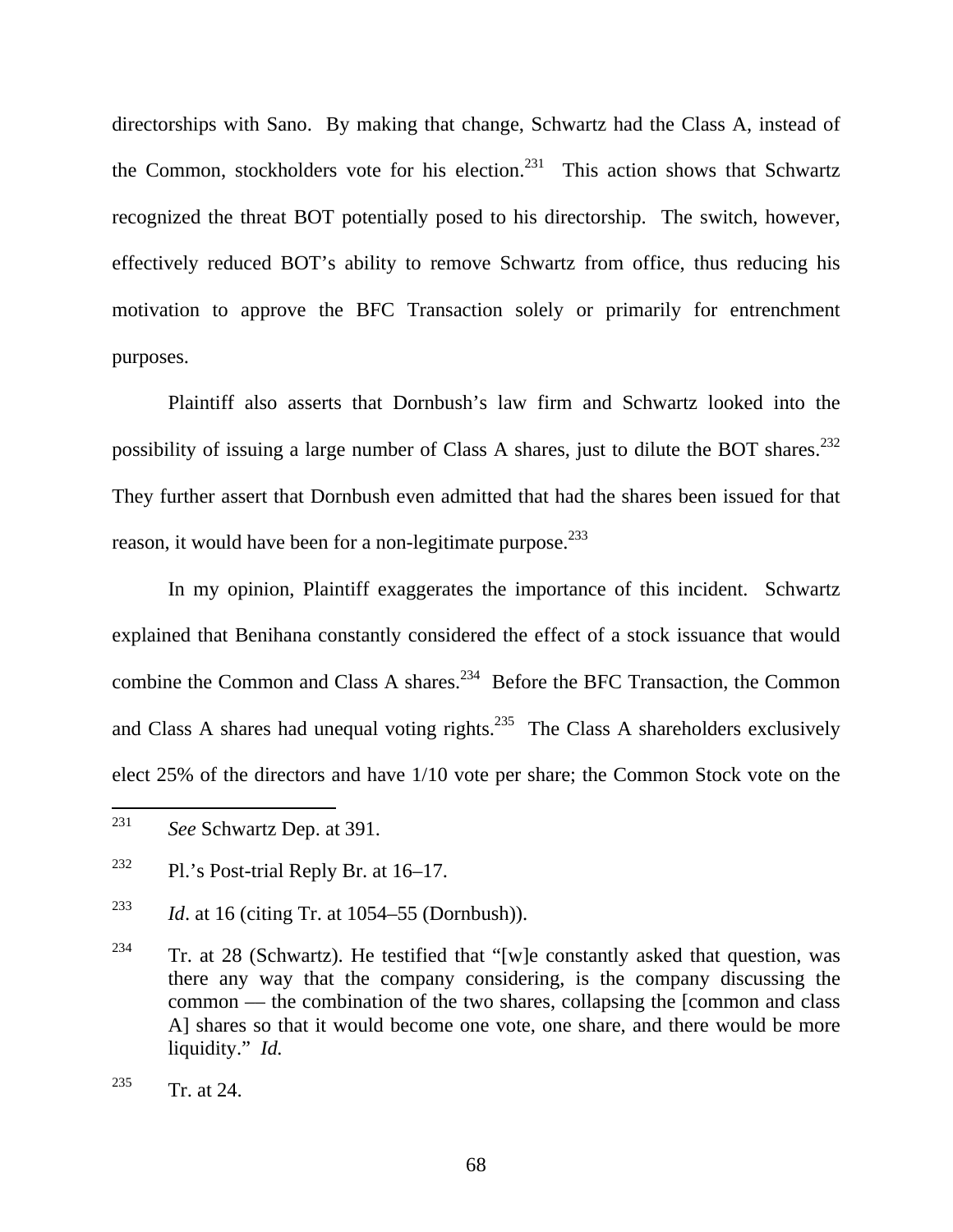directorships with Sano. By making that change, Schwartz had the Class A, instead of the Common, stockholders vote for his election.[231] This action shows that Schwartz recognized the threat BOT potentially posed to his directorship. The switch, however, effectively reduced BOT's ability to remove Schwartz from office, thus reducing his motivation to approve the BFC Transaction solely or primarily for entrenchment purposes.

Plaintiff also asserts that Dornbush's law firm and Schwartz looked into the possibility of issuing a large number of Class A shares, just to dilute the BOT shares.[232] They further assert that Dornbush even admitted that had the shares been issued for that reason, it would have been for a non-legitimate purpose.[233]

In my opinion, Plaintiff exaggerates the importance of this incident. Schwartz explained that Benihana constantly considered the effect of a stock issuance that would combine the Common and Class A shares.[234] Before the BFC Transaction, the Common and Class A shares had unequal voting rights.[235] The Class A shareholders exclusively elect 25% of the directors and have 1/10 vote per share; the Common Stock vote on the

---

[231] *See* Schwartz Dep. at 391.

[232] Pl.'s Post-trial Reply Br. at 16–17.

[233] *Id*. at 16 (citing Tr. at 1054–55 (Dornbush)).

[234] Tr. at 28 (Schwartz). He testified that "[w]e constantly asked that question, was there any way that the company considering, is the company discussing the common — the combination of the two shares, collapsing the [common and class A] shares so that it would become one vote, one share, and there would be more liquidity." *Id.*

[235] Tr. at 24.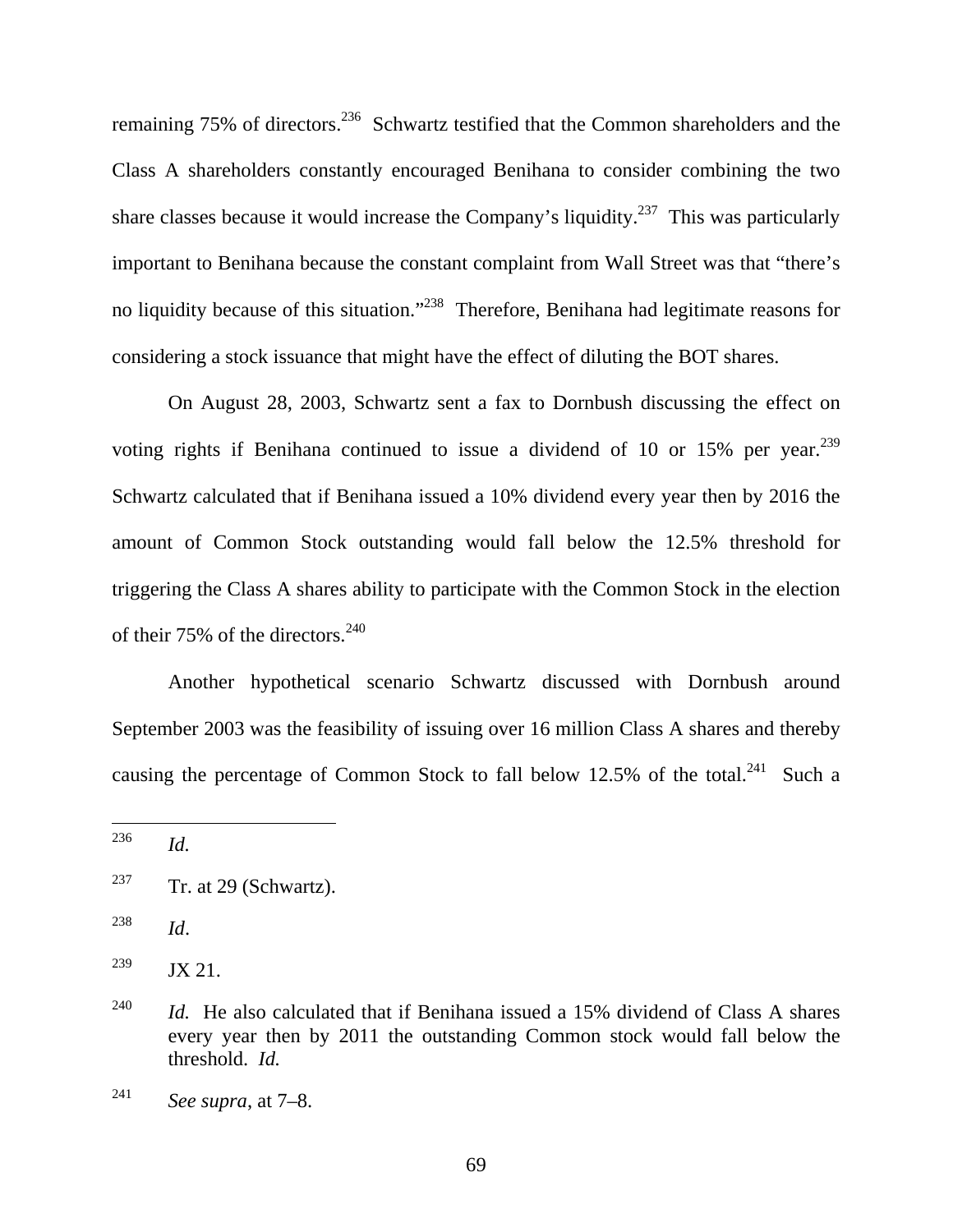remaining 75% of directors.[236] Schwartz testified that the Common shareholders and the Class A shareholders constantly encouraged Benihana to consider combining the two share classes because it would increase the Company's liquidity.[237] This was particularly important to Benihana because the constant complaint from Wall Street was that "there's no liquidity because of this situation."[238] Therefore, Benihana had legitimate reasons for considering a stock issuance that might have the effect of diluting the BOT shares.

On August 28, 2003, Schwartz sent a fax to Dornbush discussing the effect on voting rights if Benihana continued to issue a dividend of 10 or 15% per year.[239] Schwartz calculated that if Benihana issued a 10% dividend every year then by 2016 the amount of Common Stock outstanding would fall below the 12.5% threshold for triggering the Class A shares ability to participate with the Common Stock in the election of their 75% of the directors.[240]

Another hypothetical scenario Schwartz discussed with Dornbush around September 2003 was the feasibility of issuing over 16 million Class A shares and thereby causing the percentage of Common Stock to fall below 12.5% of the total.[241] Such a

---

[236] *Id.*

[237] Tr. at 29 (Schwartz).

[238] *Id*.

[239] JX 21.

[240] *Id.* He also calculated that if Benihana issued a 15% dividend of Class A shares every year then by 2011 the outstanding Common stock would fall below the threshold. *Id.*

[241] *See supra*, at 7–8.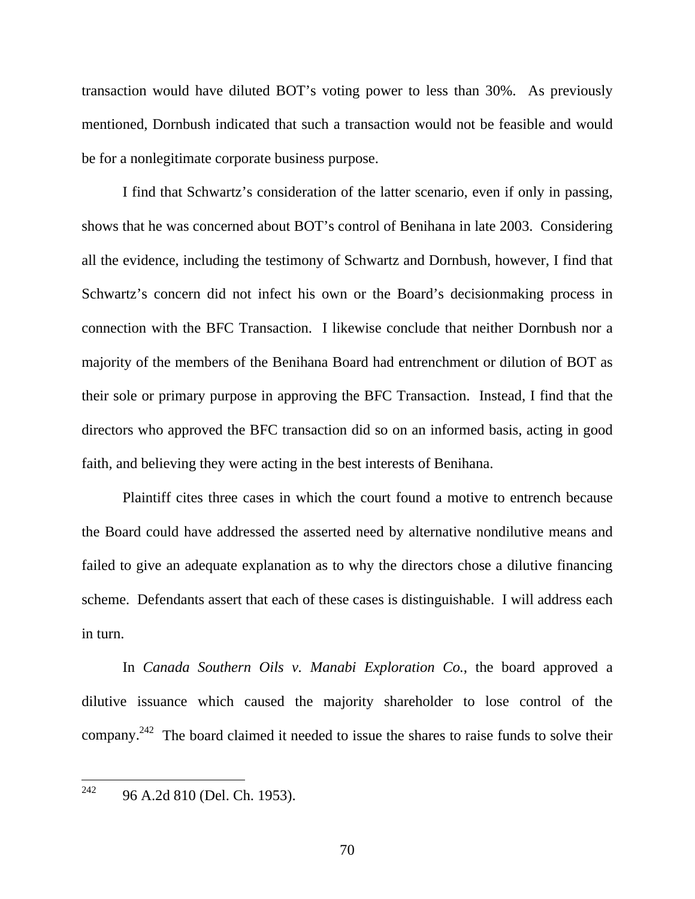transaction would have diluted BOT's voting power to less than 30%. As previously mentioned, Dornbush indicated that such a transaction would not be feasible and would be for a nonlegitimate corporate business purpose.

I find that Schwartz's consideration of the latter scenario, even if only in passing, shows that he was concerned about BOT's control of Benihana in late 2003. Considering all the evidence, including the testimony of Schwartz and Dornbush, however, I find that Schwartz's concern did not infect his own or the Board's decisionmaking process in connection with the BFC Transaction. I likewise conclude that neither Dornbush nor a majority of the members of the Benihana Board had entrenchment or dilution of BOT as their sole or primary purpose in approving the BFC Transaction. Instead, I find that the directors who approved the BFC transaction did so on an informed basis, acting in good faith, and believing they were acting in the best interests of Benihana.

Plaintiff cites three cases in which the court found a motive to entrench because the Board could have addressed the asserted need by alternative nondilutive means and failed to give an adequate explanation as to why the directors chose a dilutive financing scheme. Defendants assert that each of these cases is distinguishable. I will address each in turn.

In *Canada Southern Oils v. Manabi Exploration Co.*, the board approved a dilutive issuance which caused the majority shareholder to lose control of the company.[242] The board claimed it needed to issue the shares to raise funds to solve their

---

[242] 96 A.2d 810 (Del. Ch. 1953).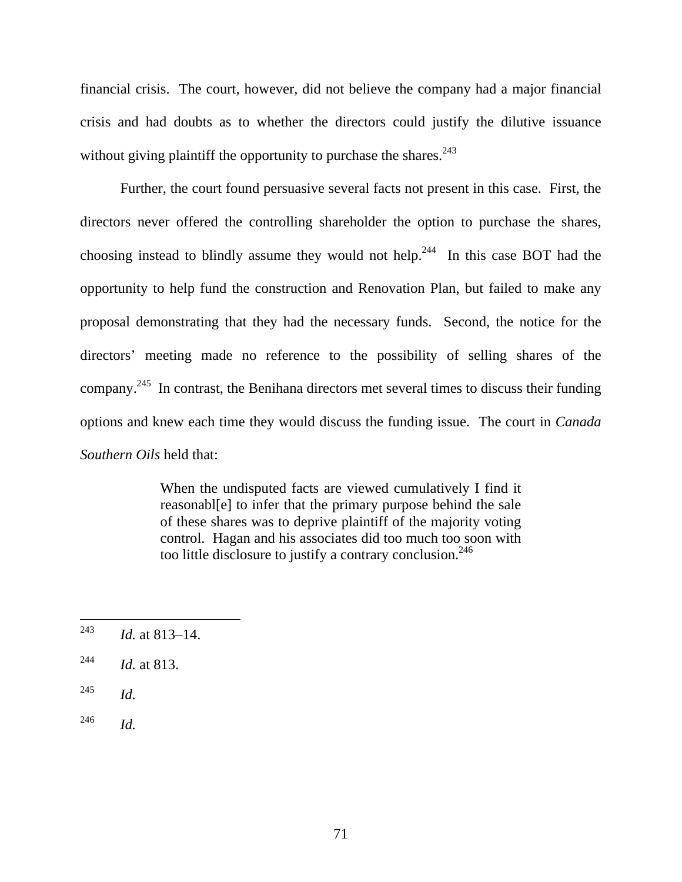financial crisis. The court, however, did not believe the company had a major financial crisis and had doubts as to whether the directors could justify the dilutive issuance without giving plaintiff the opportunity to purchase the shares.[243]

Further, the court found persuasive several facts not present in this case. First, the directors never offered the controlling shareholder the option to purchase the shares, choosing instead to blindly assume they would not help.[244] In this case BOT had the opportunity to help fund the construction and Renovation Plan, but failed to make any proposal demonstrating that they had the necessary funds. Second, the notice for the directors' meeting made no reference to the possibility of selling shares of the company.[245] In contrast, the Benihana directors met several times to discuss their funding options and knew each time they would discuss the funding issue. The court in *Canada Southern Oils* held that:

> When the undisputed facts are viewed cumulatively I find it reasonabl[e] to infer that the primary purpose behind the sale of these shares was to deprive plaintiff of the majority voting control. Hagan and his associates did too much too soon with too little disclosure to justify a contrary conclusion.[246]

---

[243] *Id.* at 813–14.

[244] *Id.* at 813.

[245] *Id.*

[246] *Id.*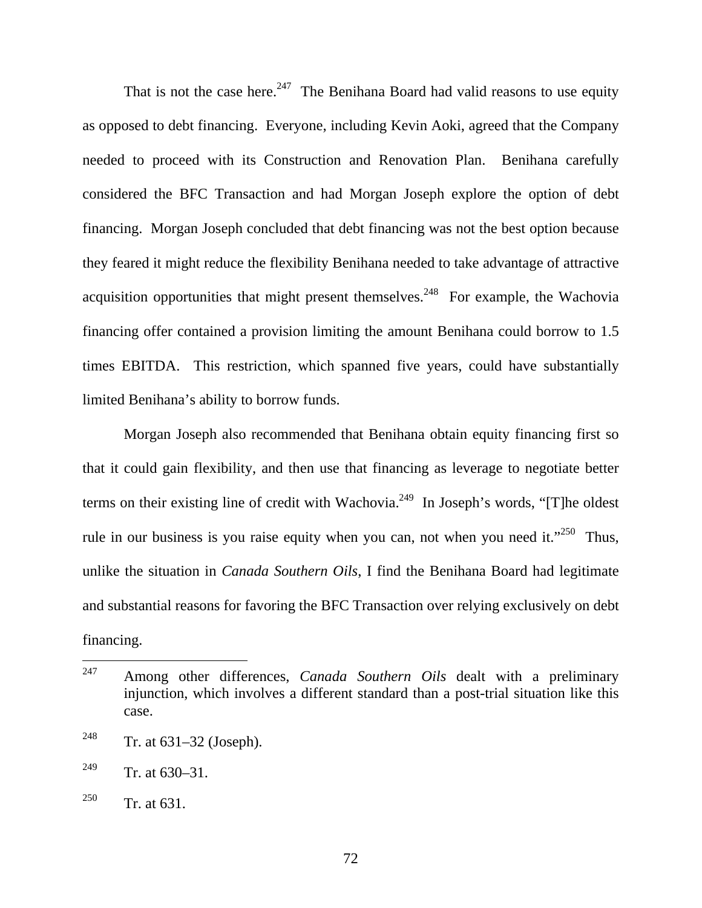That is not the case here.[247] The Benihana Board had valid reasons to use equity as opposed to debt financing. Everyone, including Kevin Aoki, agreed that the Company needed to proceed with its Construction and Renovation Plan. Benihana carefully considered the BFC Transaction and had Morgan Joseph explore the option of debt financing. Morgan Joseph concluded that debt financing was not the best option because they feared it might reduce the flexibility Benihana needed to take advantage of attractive acquisition opportunities that might present themselves.[248] For example, the Wachovia financing offer contained a provision limiting the amount Benihana could borrow to 1.5 times EBITDA. This restriction, which spanned five years, could have substantially limited Benihana's ability to borrow funds.

Morgan Joseph also recommended that Benihana obtain equity financing first so that it could gain flexibility, and then use that financing as leverage to negotiate better terms on their existing line of credit with Wachovia.[249] In Joseph's words, "[T]he oldest rule in our business is you raise equity when you can, not when you need it."[250] Thus, unlike the situation in *Canada Southern Oils*, I find the Benihana Board had legitimate and substantial reasons for favoring the BFC Transaction over relying exclusively on debt financing.

---

[247] Among other differences, *Canada Southern Oils* dealt with a preliminary injunction, which involves a different standard than a post-trial situation like this case.

[248] Tr. at 631–32 (Joseph).

[249] Tr. at 630–31.

[250] Tr. at 631.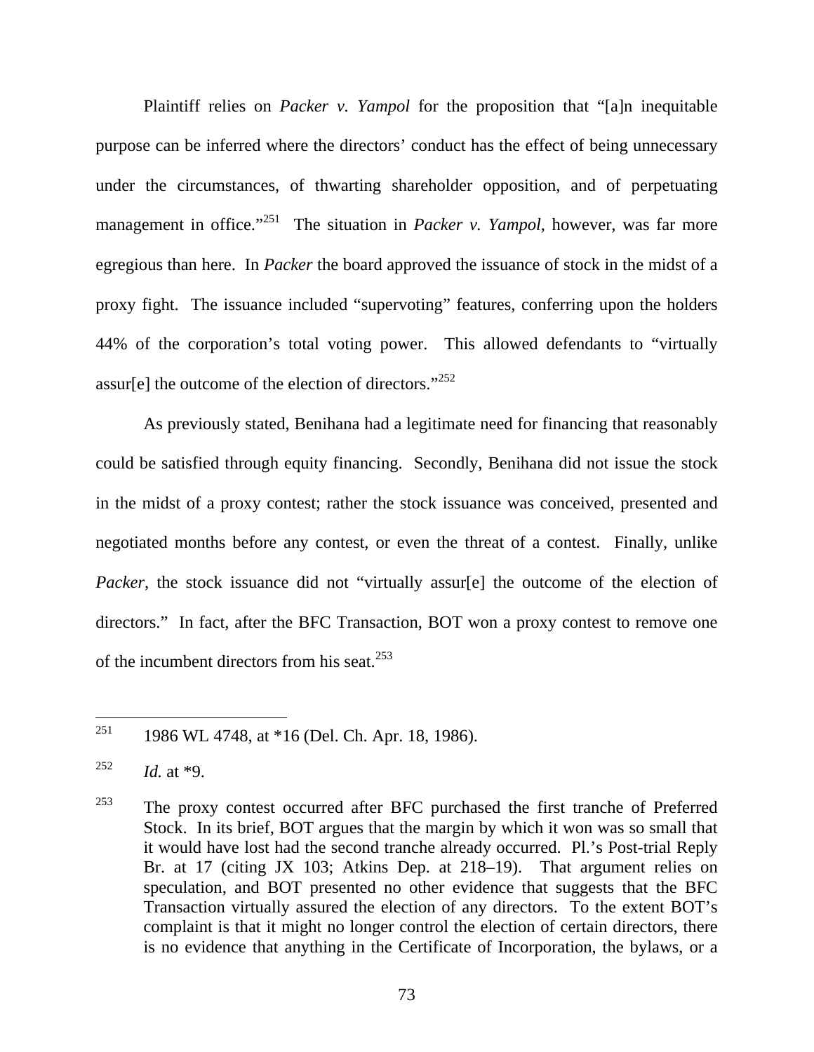Plaintiff relies on *Packer v. Yampol* for the proposition that "[a]n inequitable purpose can be inferred where the directors' conduct has the effect of being unnecessary under the circumstances, of thwarting shareholder opposition, and of perpetuating management in office."[251] The situation in *Packer v. Yampol*, however, was far more egregious than here. In *Packer* the board approved the issuance of stock in the midst of a proxy fight. The issuance included "supervoting" features, conferring upon the holders 44% of the corporation's total voting power. This allowed defendants to "virtually assur[e] the outcome of the election of directors."[252]

As previously stated, Benihana had a legitimate need for financing that reasonably could be satisfied through equity financing. Secondly, Benihana did not issue the stock in the midst of a proxy contest; rather the stock issuance was conceived, presented and negotiated months before any contest, or even the threat of a contest. Finally, unlike *Packer*, the stock issuance did not "virtually assur[e] the outcome of the election of directors." In fact, after the BFC Transaction, BOT won a proxy contest to remove one of the incumbent directors from his seat.[253]

---

[251] 1986 WL 4748, at *16 (Del. Ch. Apr. 18, 1986).

[252] *Id.* at *9.

[253] The proxy contest occurred after BFC purchased the first tranche of Preferred Stock. In its brief, BOT argues that the margin by which it won was so small that it would have lost had the second tranche already occurred. Pl.'s Post-trial Reply Br. at 17 (citing JX 103; Atkins Dep. at 218–19). That argument relies on speculation, and BOT presented no other evidence that suggests that the BFC Transaction virtually assured the election of any directors. To the extent BOT's complaint is that it might no longer control the election of certain directors, there is no evidence that anything in the Certificate of Incorporation, the bylaws, or a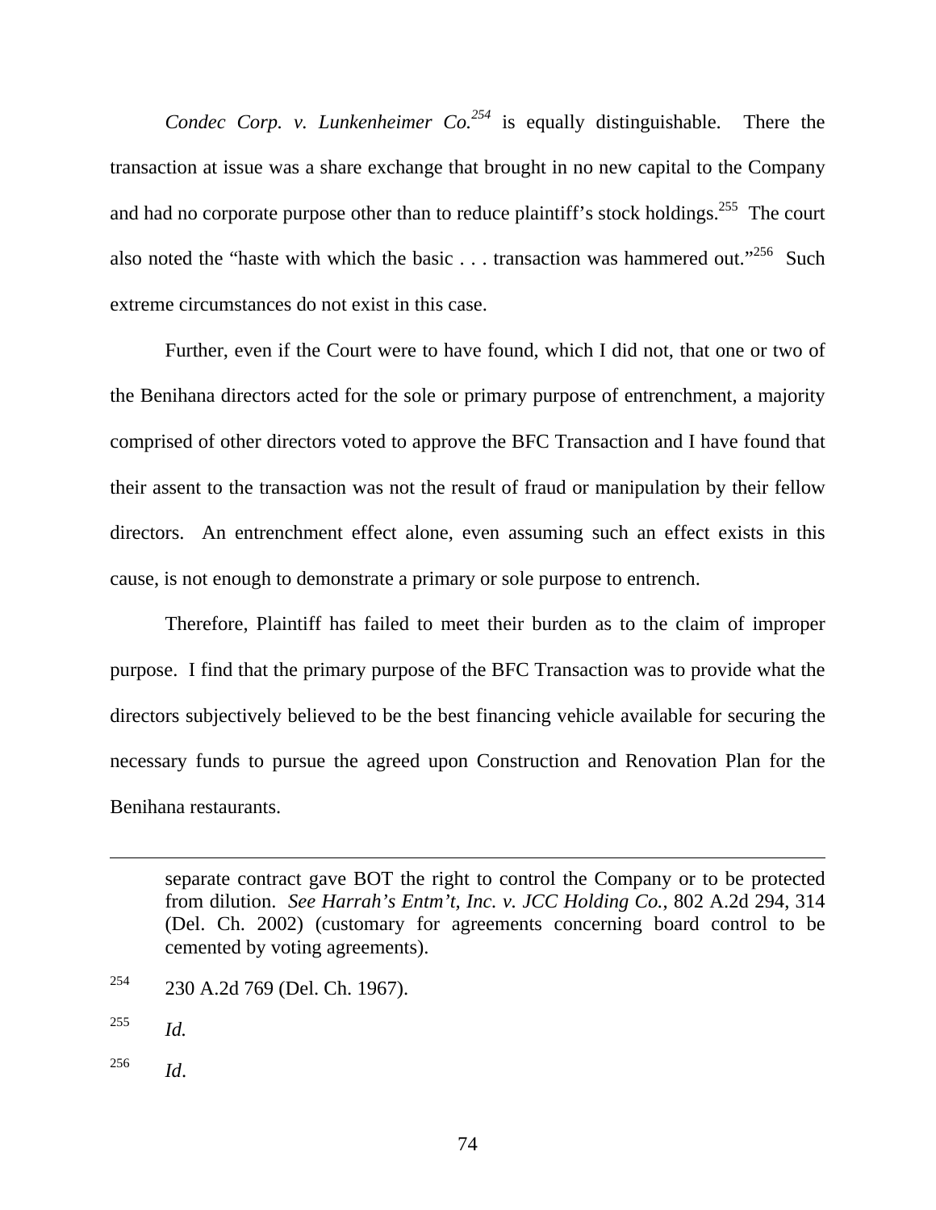*Condec Corp. v. Lunkenheimer Co.*[254] is equally distinguishable. There the transaction at issue was a share exchange that brought in no new capital to the Company and had no corporate purpose other than to reduce plaintiff's stock holdings.[255] The court also noted the "haste with which the basic . . . transaction was hammered out."[256] Such extreme circumstances do not exist in this case.

Further, even if the Court were to have found, which I did not, that one or two of the Benihana directors acted for the sole or primary purpose of entrenchment, a majority comprised of other directors voted to approve the BFC Transaction and I have found that their assent to the transaction was not the result of fraud or manipulation by their fellow directors. An entrenchment effect alone, even assuming such an effect exists in this cause, is not enough to demonstrate a primary or sole purpose to entrench.

Therefore, Plaintiff has failed to meet their burden as to the claim of improper purpose. I find that the primary purpose of the BFC Transaction was to provide what the directors subjectively believed to be the best financing vehicle available for securing the necessary funds to pursue the agreed upon Construction and Renovation Plan for the Benihana restaurants.

---

separate contract gave BOT the right to control the Company or to be protected from dilution. *See Harrah's Entm't, Inc. v. JCC Holding Co.*, 802 A.2d 294, 314 (Del. Ch. 2002) (customary for agreements concerning board control to be cemented by voting agreements).

[254] 230 A.2d 769 (Del. Ch. 1967).

[255] *Id.*

[256] *Id*.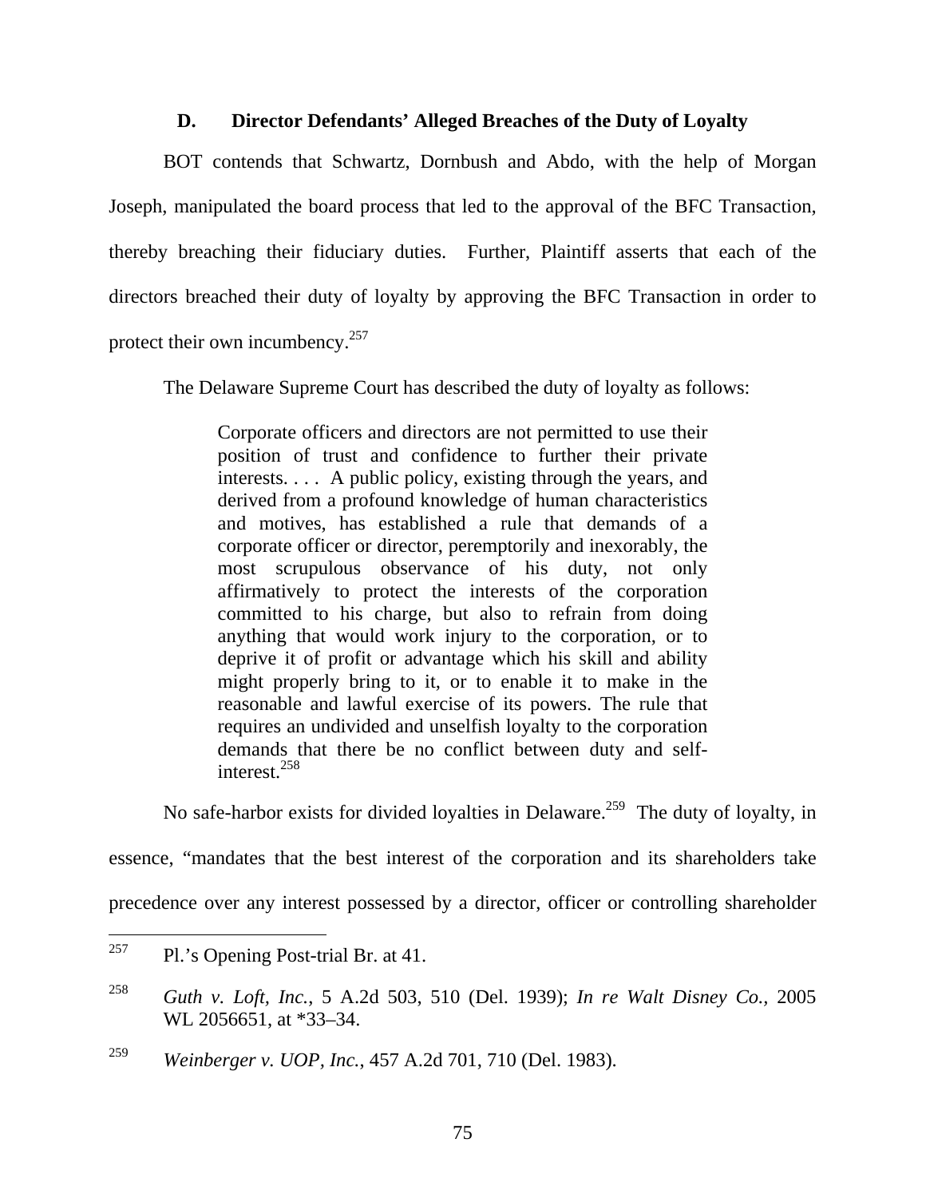### D. Director Defendants' Alleged Breaches of the Duty of Loyalty

BOT contends that Schwartz, Dornbush and Abdo, with the help of Morgan Joseph, manipulated the board process that led to the approval of the BFC Transaction, thereby breaching their fiduciary duties. Further, Plaintiff asserts that each of the directors breached their duty of loyalty by approving the BFC Transaction in order to protect their own incumbency.[257]

The Delaware Supreme Court has described the duty of loyalty as follows:

> Corporate officers and directors are not permitted to use their position of trust and confidence to further their private interests. . . . A public policy, existing through the years, and derived from a profound knowledge of human characteristics and motives, has established a rule that demands of a corporate officer or director, peremptorily and inexorably, the most scrupulous observance of his duty, not only affirmatively to protect the interests of the corporation committed to his charge, but also to refrain from doing anything that would work injury to the corporation, or to deprive it of profit or advantage which his skill and ability might properly bring to it, or to enable it to make in the reasonable and lawful exercise of its powers. The rule that requires an undivided and unselfish loyalty to the corporation demands that there be no conflict between duty and self-interest.[258]

No safe-harbor exists for divided loyalties in Delaware.[259] The duty of loyalty, in essence, "mandates that the best interest of the corporation and its shareholders take precedence over any interest possessed by a director, officer or controlling shareholder

---

[257] Pl.'s Opening Post-trial Br. at 41.

[258] *Guth v. Loft, Inc.*, 5 A.2d 503, 510 (Del. 1939); *In re Walt Disney Co.*, 2005 WL 2056651, at *33–34.

[259] *Weinberger v. UOP, Inc.*, 457 A.2d 701, 710 (Del. 1983).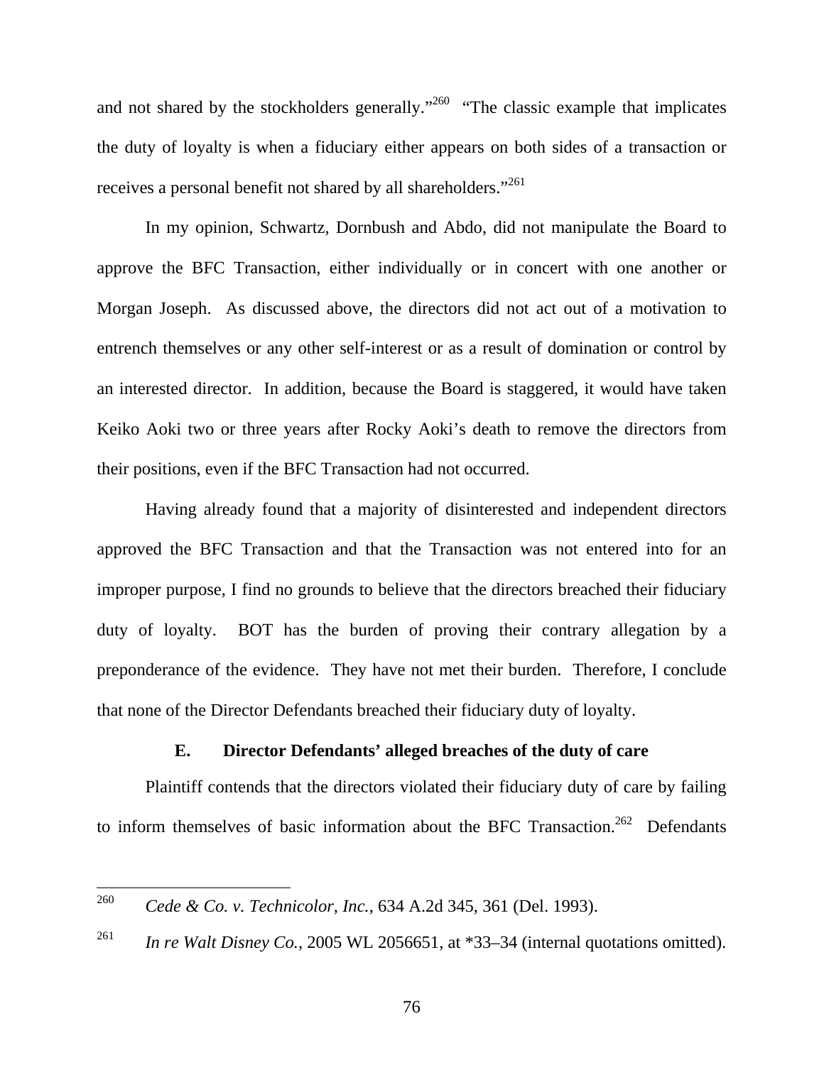and not shared by the stockholders generally."[260] "The classic example that implicates the duty of loyalty is when a fiduciary either appears on both sides of a transaction or receives a personal benefit not shared by all shareholders."[261]

In my opinion, Schwartz, Dornbush and Abdo, did not manipulate the Board to approve the BFC Transaction, either individually or in concert with one another or Morgan Joseph. As discussed above, the directors did not act out of a motivation to entrench themselves or any other self-interest or as a result of domination or control by an interested director. In addition, because the Board is staggered, it would have taken Keiko Aoki two or three years after Rocky Aoki's death to remove the directors from their positions, even if the BFC Transaction had not occurred.

Having already found that a majority of disinterested and independent directors approved the BFC Transaction and that the Transaction was not entered into for an improper purpose, I find no grounds to believe that the directors breached their fiduciary duty of loyalty. BOT has the burden of proving their contrary allegation by a preponderance of the evidence. They have not met their burden. Therefore, I conclude that none of the Director Defendants breached their fiduciary duty of loyalty.

### E. Director Defendants' alleged breaches of the duty of care

Plaintiff contends that the directors violated their fiduciary duty of care by failing to inform themselves of basic information about the BFC Transaction.[262] Defendants

---

[260] *Cede & Co. v. Technicolor, Inc.*, 634 A.2d 345, 361 (Del. 1993).

[261] *In re Walt Disney Co.*, 2005 WL 2056651, at *33–34 (internal quotations omitted).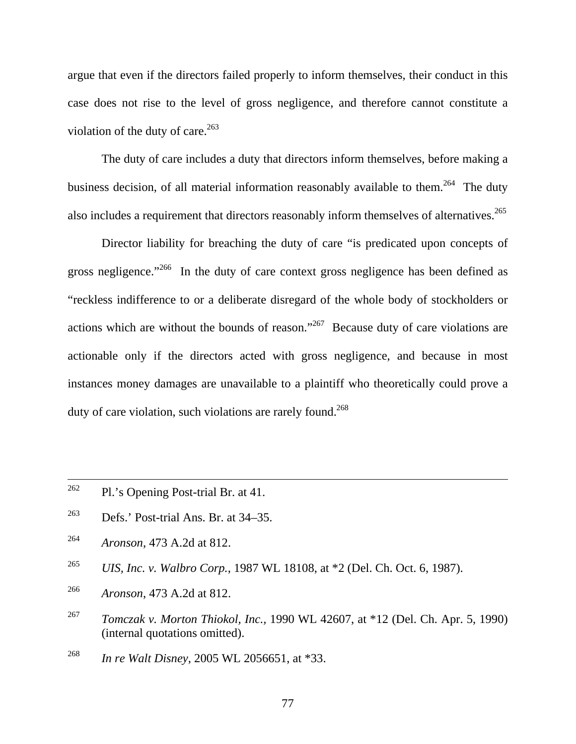argue that even if the directors failed properly to inform themselves, their conduct in this case does not rise to the level of gross negligence, and therefore cannot constitute a violation of the duty of care.[263]

The duty of care includes a duty that directors inform themselves, before making a business decision, of all material information reasonably available to them.[264] The duty also includes a requirement that directors reasonably inform themselves of alternatives.[265]

Director liability for breaching the duty of care "is predicated upon concepts of gross negligence."[266] In the duty of care context gross negligence has been defined as "reckless indifference to or a deliberate disregard of the whole body of stockholders or actions which are without the bounds of reason."[267] Because duty of care violations are actionable only if the directors acted with gross negligence, and because in most instances money damages are unavailable to a plaintiff who theoretically could prove a duty of care violation, such violations are rarely found.[268]

---

[262] Pl.'s Opening Post-trial Br. at 41.

[263] Defs.' Post-trial Ans. Br. at 34–35.

[264] *Aronson*, 473 A.2d at 812.

[265] *UIS, Inc. v. Walbro Corp.*, 1987 WL 18108, at *2 (Del. Ch. Oct. 6, 1987).

[266] *Aronson*, 473 A.2d at 812.

[267] *Tomczak v. Morton Thiokol, Inc.*, 1990 WL 42607, at *12 (Del. Ch. Apr. 5, 1990) (internal quotations omitted).

[268] *In re Walt Disney*, 2005 WL 2056651, at *33.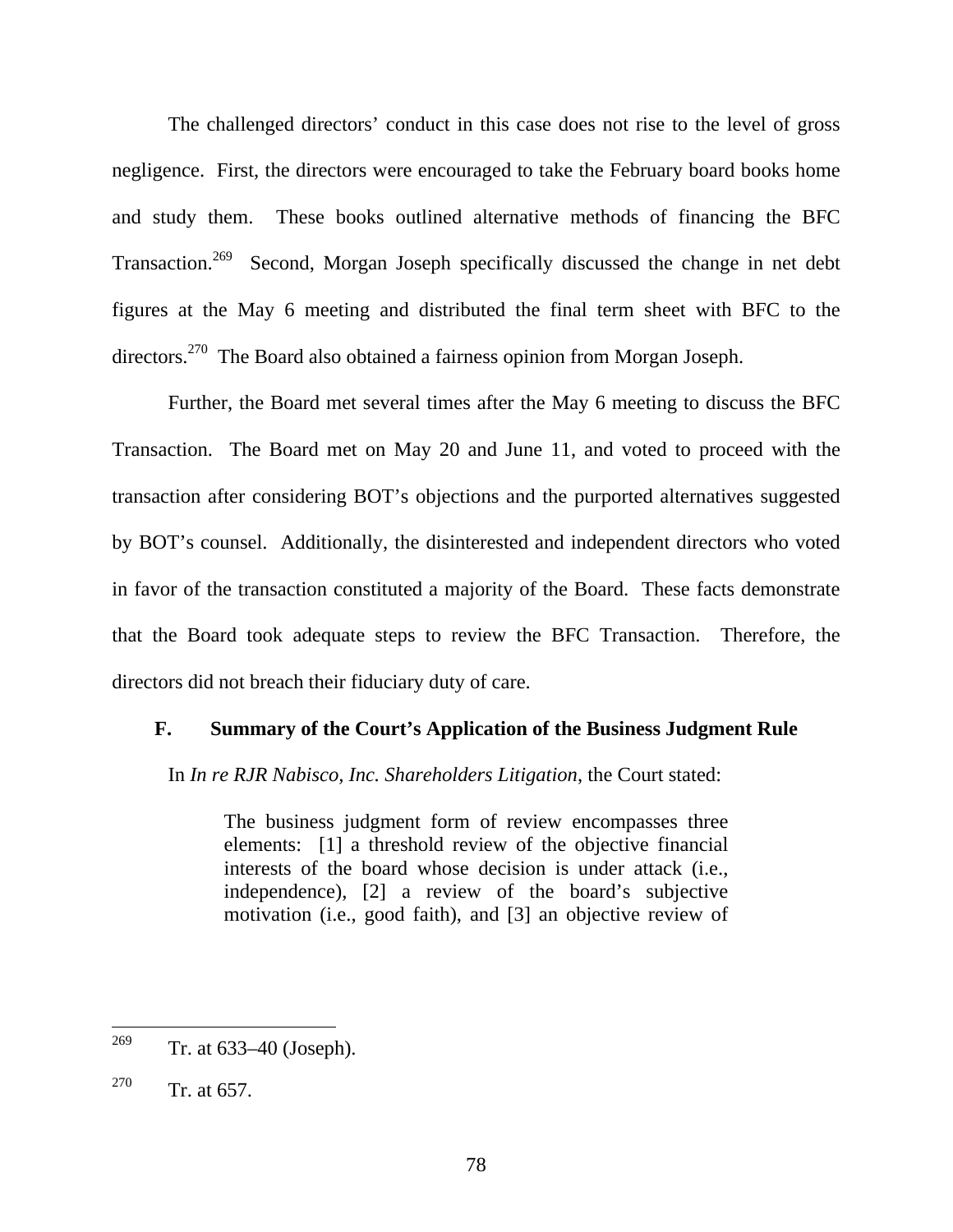The challenged directors' conduct in this case does not rise to the level of gross negligence. First, the directors were encouraged to take the February board books home and study them. These books outlined alternative methods of financing the BFC Transaction.[269] Second, Morgan Joseph specifically discussed the change in net debt figures at the May 6 meeting and distributed the final term sheet with BFC to the directors.[270] The Board also obtained a fairness opinion from Morgan Joseph.

Further, the Board met several times after the May 6 meeting to discuss the BFC Transaction. The Board met on May 20 and June 11, and voted to proceed with the transaction after considering BOT's objections and the purported alternatives suggested by BOT's counsel. Additionally, the disinterested and independent directors who voted in favor of the transaction constituted a majority of the Board. These facts demonstrate that the Board took adequate steps to review the BFC Transaction. Therefore, the directors did not breach their fiduciary duty of care.

### F. Summary of the Court's Application of the Business Judgment Rule

In *In re RJR Nabisco, Inc. Shareholders Litigation*, the Court stated:

> The business judgment form of review encompasses three elements: [1] a threshold review of the objective financial interests of the board whose decision is under attack (i.e., independence), [2] a review of the board's subjective motivation (i.e., good faith), and [3] an objective review of

---

[269] Tr. at 633–40 (Joseph).

[270] Tr. at 657.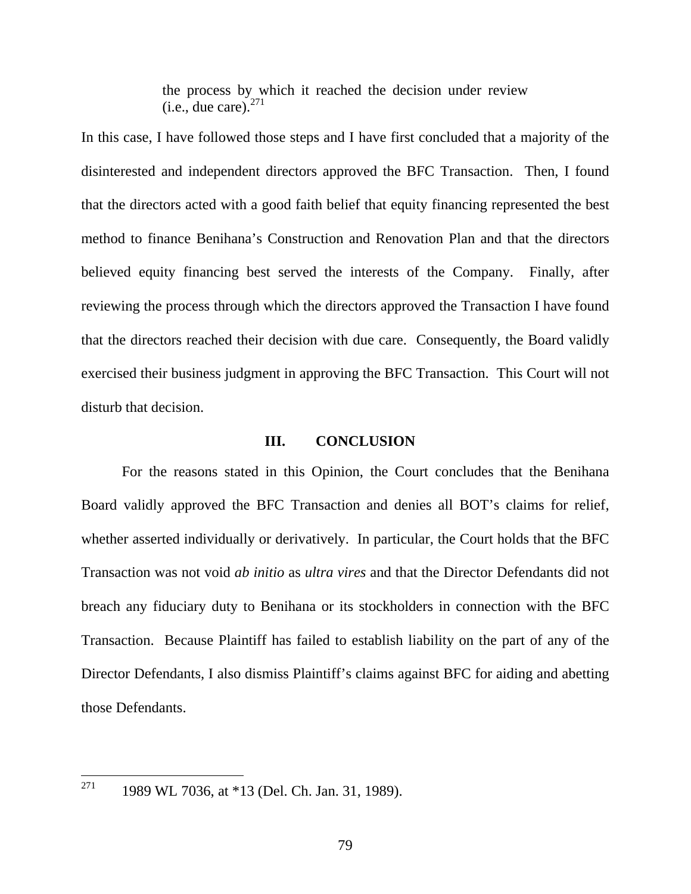> the process by which it reached the decision under review (i.e., due care).[271]

In this case, I have followed those steps and I have first concluded that a majority of the disinterested and independent directors approved the BFC Transaction. Then, I found that the directors acted with a good faith belief that equity financing represented the best method to finance Benihana's Construction and Renovation Plan and that the directors believed equity financing best served the interests of the Company. Finally, after reviewing the process through which the directors approved the Transaction I have found that the directors reached their decision with due care. Consequently, the Board validly exercised their business judgment in approving the BFC Transaction. This Court will not disturb that decision.

## III. CONCLUSION

For the reasons stated in this Opinion, the Court concludes that the Benihana Board validly approved the BFC Transaction and denies all BOT's claims for relief, whether asserted individually or derivatively. In particular, the Court holds that the BFC Transaction was not void *ab initio* as *ultra vires* and that the Director Defendants did not breach any fiduciary duty to Benihana or its stockholders in connection with the BFC Transaction. Because Plaintiff has failed to establish liability on the part of any of the Director Defendants, I also dismiss Plaintiff's claims against BFC for aiding and abetting those Defendants.

---

[271] 1989 WL 7036, at *13 (Del. Ch. Jan. 31, 1989).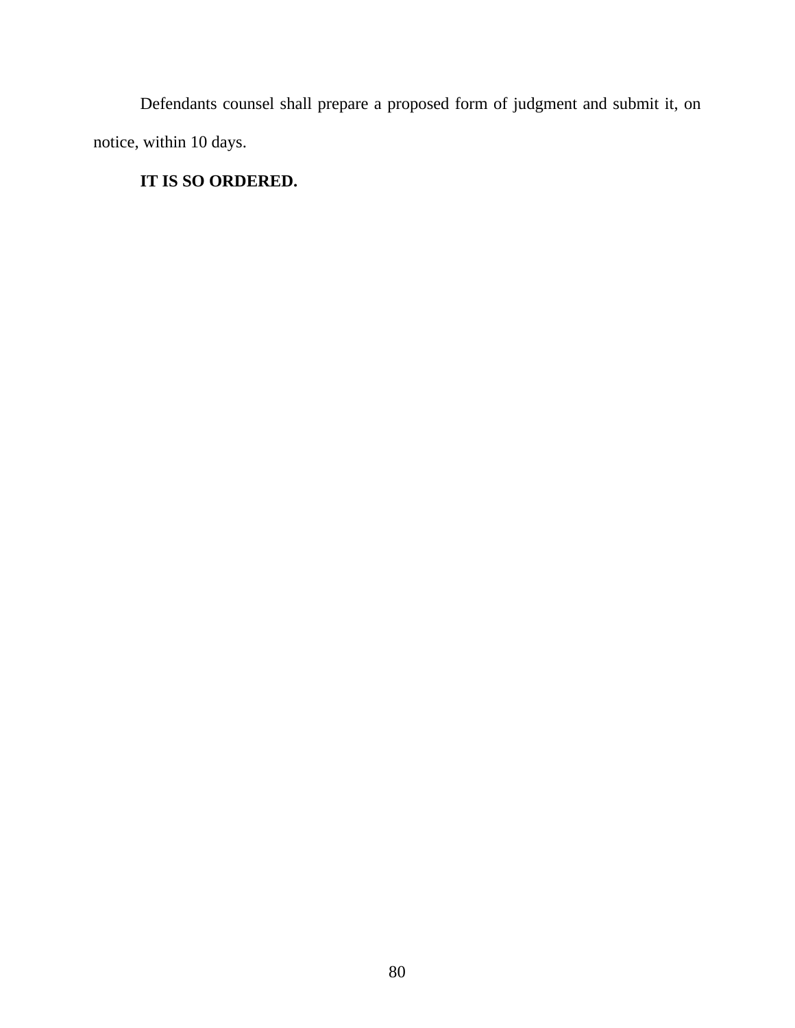Defendants counsel shall prepare a proposed form of judgment and submit it, on notice, within 10 days.

**IT IS SO ORDERED.**